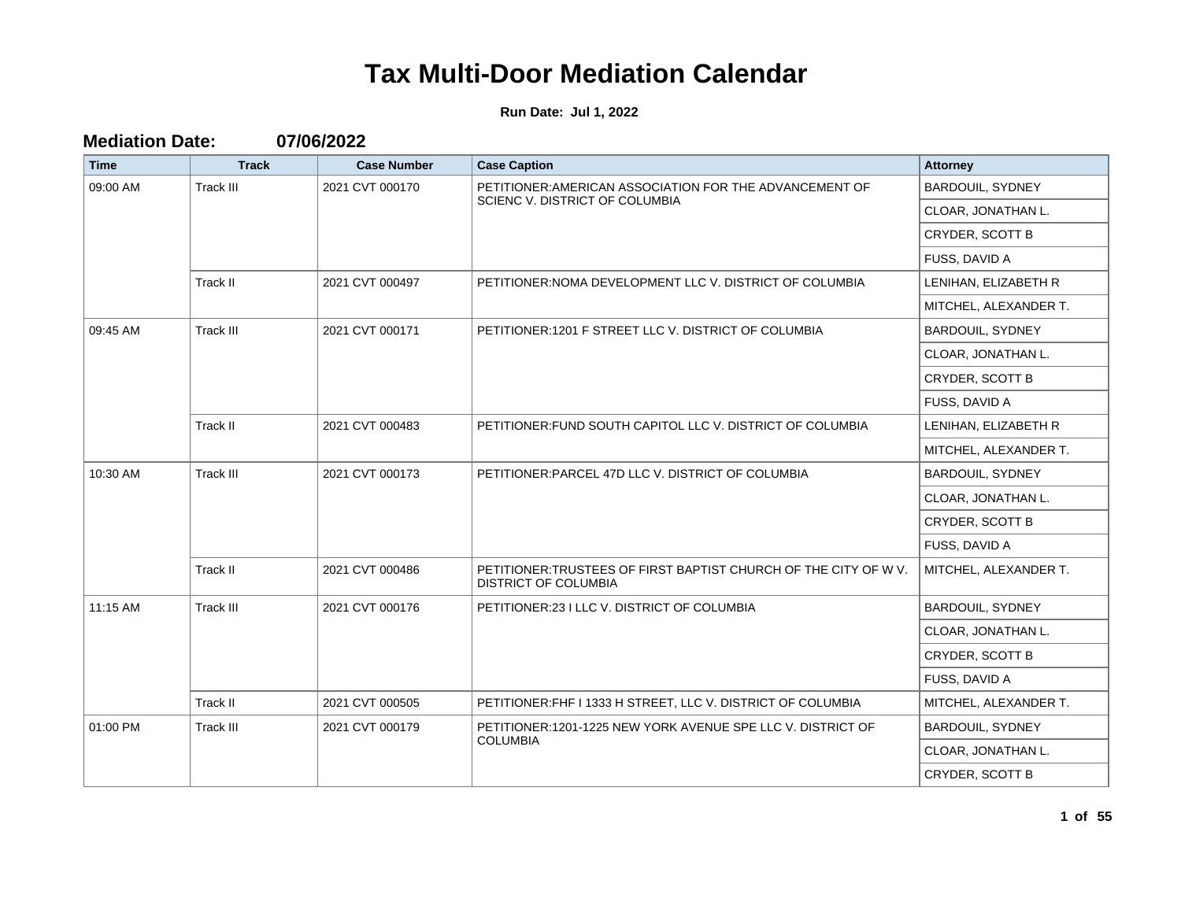# Tax Multi-Door Mediation Calendar

**Run Date: Jul 1, 2022**

## Mediation Date: 07/06/2022

| Time | Track | Case Number | Case Caption | Attorney |
|---|---|---|---|---|
| 09:00 AM | Track III | 2021 CVT 000170 | PETITIONER:AMERICAN ASSOCIATION FOR THE ADVANCEMENT OF SCIENC V. DISTRICT OF COLUMBIA | BARDOUIL, SYDNEY |
| | | | | CLOAR, JONATHAN L. |
| | | | | CRYDER, SCOTT B |
| | | | | FUSS, DAVID A |
| | Track II | 2021 CVT 000497 | PETITIONER:NOMA DEVELOPMENT LLC V. DISTRICT OF COLUMBIA | LENIHAN, ELIZABETH R |
| | | | | MITCHEL, ALEXANDER T. |
| 09:45 AM | Track III | 2021 CVT 000171 | PETITIONER:1201 F STREET LLC V. DISTRICT OF COLUMBIA | BARDOUIL, SYDNEY |
| | | | | CLOAR, JONATHAN L. |
| | | | | CRYDER, SCOTT B |
| | | | | FUSS, DAVID A |
| | Track II | 2021 CVT 000483 | PETITIONER:FUND SOUTH CAPITOL LLC V. DISTRICT OF COLUMBIA | LENIHAN, ELIZABETH R |
| | | | | MITCHEL, ALEXANDER T. |
| 10:30 AM | Track III | 2021 CVT 000173 | PETITIONER:PARCEL 47D LLC V. DISTRICT OF COLUMBIA | BARDOUIL, SYDNEY |
| | | | | CLOAR, JONATHAN L. |
| | | | | CRYDER, SCOTT B |
| | | | | FUSS, DAVID A |
| | Track II | 2021 CVT 000486 | PETITIONER:TRUSTEES OF FIRST BAPTIST CHURCH OF THE CITY OF W V. DISTRICT OF COLUMBIA | MITCHEL, ALEXANDER T. |
| 11:15 AM | Track III | 2021 CVT 000176 | PETITIONER:23 I LLC V. DISTRICT OF COLUMBIA | BARDOUIL, SYDNEY |
| | | | | CLOAR, JONATHAN L. |
| | | | | CRYDER, SCOTT B |
| | | | | FUSS, DAVID A |
| | Track II | 2021 CVT 000505 | PETITIONER:FHF I 1333 H STREET, LLC V. DISTRICT OF COLUMBIA | MITCHEL, ALEXANDER T. |
| 01:00 PM | Track III | 2021 CVT 000179 | PETITIONER:1201-1225 NEW YORK AVENUE SPE LLC V. DISTRICT OF COLUMBIA | BARDOUIL, SYDNEY |
| | | | | CLOAR, JONATHAN L. |
| | | | | CRYDER, SCOTT B |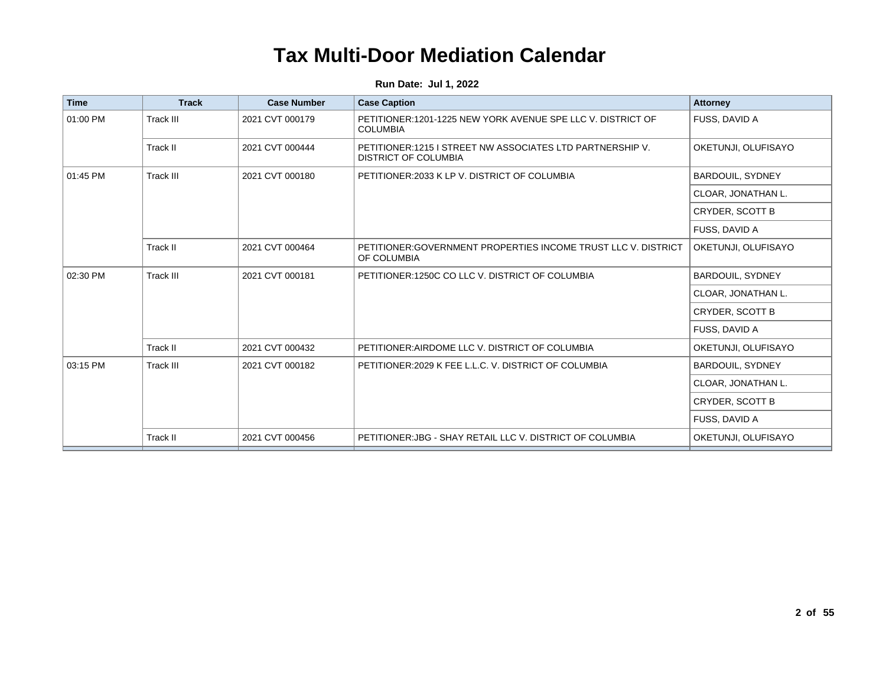# Tax Multi-Door Mediation Calendar

**Run Date: Jul 1, 2022**

| Time | Track | Case Number | Case Caption | Attorney |
|---|---|---|---|---|
| 01:00 PM | Track III | 2021 CVT 000179 | PETITIONER:1201-1225 NEW YORK AVENUE SPE LLC V. DISTRICT OF COLUMBIA | FUSS, DAVID A |
| | Track II | 2021 CVT 000444 | PETITIONER:1215 I STREET NW ASSOCIATES LTD PARTNERSHIP V. DISTRICT OF COLUMBIA | OKETUNJI, OLUFISAYO |
| 01:45 PM | Track III | 2021 CVT 000180 | PETITIONER:2033 K LP V. DISTRICT OF COLUMBIA | BARDOUIL, SYDNEY |
| | | | | CLOAR, JONATHAN L. |
| | | | | CRYDER, SCOTT B |
| | | | | FUSS, DAVID A |
| | Track II | 2021 CVT 000464 | PETITIONER:GOVERNMENT PROPERTIES INCOME TRUST LLC V. DISTRICT OF COLUMBIA | OKETUNJI, OLUFISAYO |
| 02:30 PM | Track III | 2021 CVT 000181 | PETITIONER:1250C CO LLC V. DISTRICT OF COLUMBIA | BARDOUIL, SYDNEY |
| | | | | CLOAR, JONATHAN L. |
| | | | | CRYDER, SCOTT B |
| | | | | FUSS, DAVID A |
| | Track II | 2021 CVT 000432 | PETITIONER:AIRDOME LLC V. DISTRICT OF COLUMBIA | OKETUNJI, OLUFISAYO |
| 03:15 PM | Track III | 2021 CVT 000182 | PETITIONER:2029 K FEE L.L.C. V. DISTRICT OF COLUMBIA | BARDOUIL, SYDNEY |
| | | | | CLOAR, JONATHAN L. |
| | | | | CRYDER, SCOTT B |
| | | | | FUSS, DAVID A |
| | Track II | 2021 CVT 000456 | PETITIONER:JBG - SHAY RETAIL LLC V. DISTRICT OF COLUMBIA | OKETUNJI, OLUFISAYO |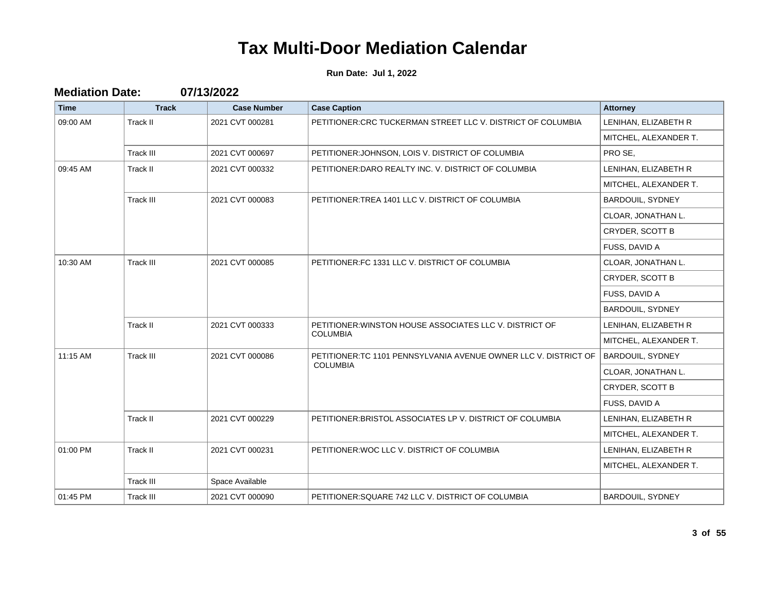# Tax Multi-Door Mediation Calendar

**Run Date: Jul 1, 2022**

## Mediation Date: 07/13/2022

| Time | Track | Case Number | Case Caption | Attorney |
|---|---|---|---|---|
| 09:00 AM | Track II | 2021 CVT 000281 | PETITIONER:CRC TUCKERMAN STREET LLC V. DISTRICT OF COLUMBIA | LENIHAN, ELIZABETH R |
| | | | | MITCHEL, ALEXANDER T. |
| | Track III | 2021 CVT 000697 | PETITIONER:JOHNSON, LOIS V. DISTRICT OF COLUMBIA | PRO SE, |
| 09:45 AM | Track II | 2021 CVT 000332 | PETITIONER:DARO REALTY INC. V. DISTRICT OF COLUMBIA | LENIHAN, ELIZABETH R |
| | | | | MITCHEL, ALEXANDER T. |
| | Track III | 2021 CVT 000083 | PETITIONER:TREA 1401 LLC V. DISTRICT OF COLUMBIA | BARDOUIL, SYDNEY |
| | | | | CLOAR, JONATHAN L. |
| | | | | CRYDER, SCOTT B |
| | | | | FUSS, DAVID A |
| 10:30 AM | Track III | 2021 CVT 000085 | PETITIONER:FC 1331 LLC V. DISTRICT OF COLUMBIA | CLOAR, JONATHAN L. |
| | | | | CRYDER, SCOTT B |
| | | | | FUSS, DAVID A |
| | | | | BARDOUIL, SYDNEY |
| | Track II | 2021 CVT 000333 | PETITIONER:WINSTON HOUSE ASSOCIATES LLC V. DISTRICT OF COLUMBIA | LENIHAN, ELIZABETH R |
| | | | | MITCHEL, ALEXANDER T. |
| 11:15 AM | Track III | 2021 CVT 000086 | PETITIONER:TC 1101 PENNSYLVANIA AVENUE OWNER LLC V. DISTRICT OF COLUMBIA | BARDOUIL, SYDNEY |
| | | | | CLOAR, JONATHAN L. |
| | | | | CRYDER, SCOTT B |
| | | | | FUSS, DAVID A |
| | Track II | 2021 CVT 000229 | PETITIONER:BRISTOL ASSOCIATES LP V. DISTRICT OF COLUMBIA | LENIHAN, ELIZABETH R |
| | | | | MITCHEL, ALEXANDER T. |
| 01:00 PM | Track II | 2021 CVT 000231 | PETITIONER:WOC LLC V. DISTRICT OF COLUMBIA | LENIHAN, ELIZABETH R |
| | | | | MITCHEL, ALEXANDER T. |
| | Track III | Space Available | | |
| 01:45 PM | Track III | 2021 CVT 000090 | PETITIONER:SQUARE 742 LLC V. DISTRICT OF COLUMBIA | BARDOUIL, SYDNEY |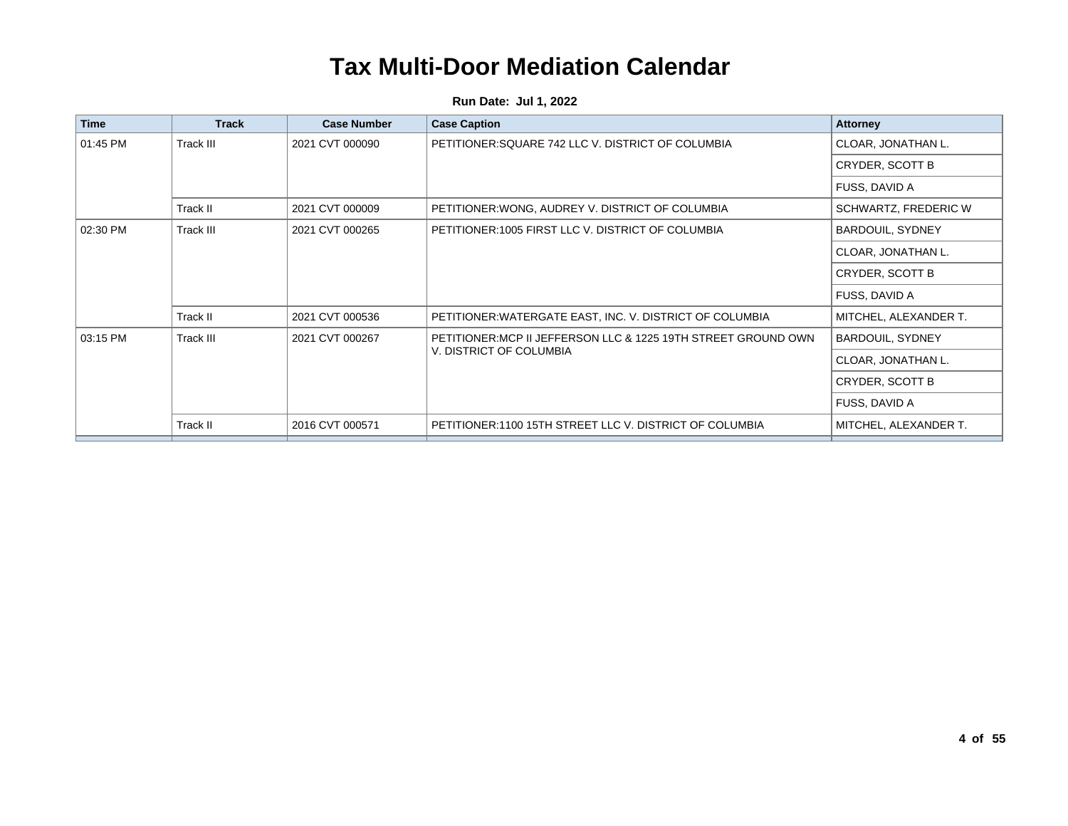# Tax Multi-Door Mediation Calendar

**Run Date: Jul 1, 2022**

| Time | Track | Case Number | Case Caption | Attorney |
| --- | --- | --- | --- | --- |
| 01:45 PM | Track III | 2021 CVT 000090 | PETITIONER:SQUARE 742 LLC V. DISTRICT OF COLUMBIA | CLOAR, JONATHAN L. |
| | | | | CRYDER, SCOTT B |
| | | | | FUSS, DAVID A |
| | Track II | 2021 CVT 000009 | PETITIONER:WONG, AUDREY V. DISTRICT OF COLUMBIA | SCHWARTZ, FREDERIC W |
| 02:30 PM | Track III | 2021 CVT 000265 | PETITIONER:1005 FIRST LLC V. DISTRICT OF COLUMBIA | BARDOUIL, SYDNEY |
| | | | | CLOAR, JONATHAN L. |
| | | | | CRYDER, SCOTT B |
| | | | | FUSS, DAVID A |
| | Track II | 2021 CVT 000536 | PETITIONER:WATERGATE EAST, INC. V. DISTRICT OF COLUMBIA | MITCHEL, ALEXANDER T. |
| 03:15 PM | Track III | 2021 CVT 000267 | PETITIONER:MCP II JEFFERSON LLC & 1225 19TH STREET GROUND OWN V. DISTRICT OF COLUMBIA | BARDOUIL, SYDNEY |
| | | | | CLOAR, JONATHAN L. |
| | | | | CRYDER, SCOTT B |
| | | | | FUSS, DAVID A |
| | Track II | 2016 CVT 000571 | PETITIONER:1100 15TH STREET LLC V. DISTRICT OF COLUMBIA | MITCHEL, ALEXANDER T. |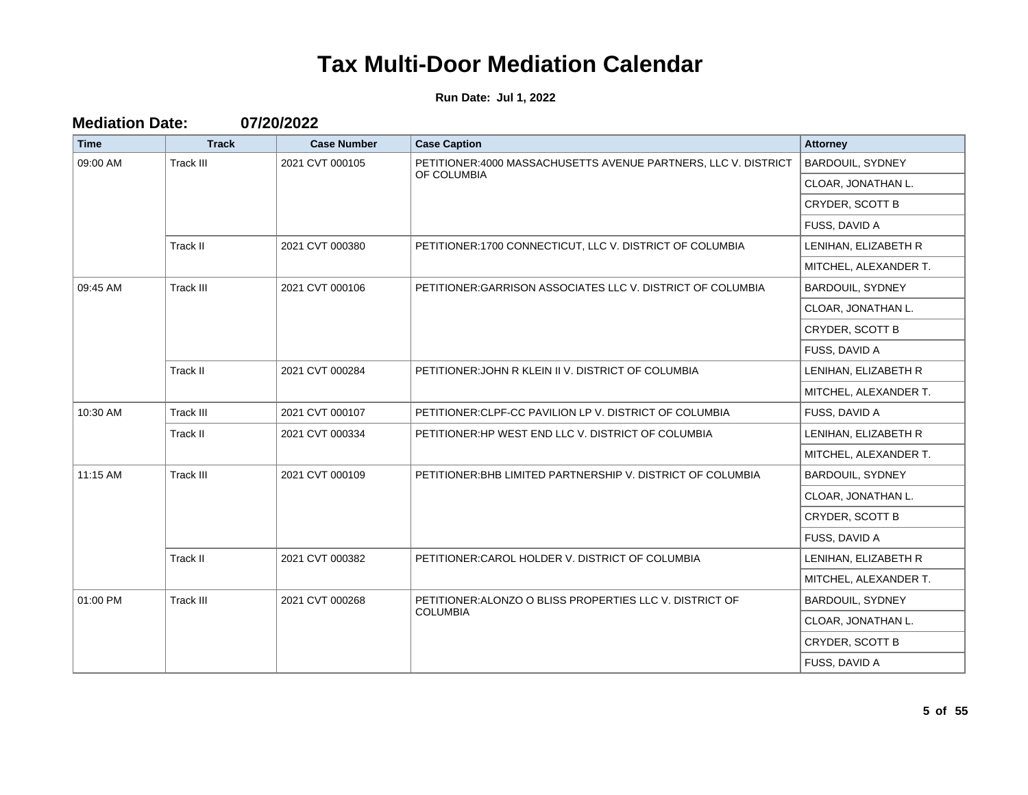# Tax Multi-Door Mediation Calendar

**Run Date: Jul 1, 2022**

## Mediation Date: 07/20/2022

| Time | Track | Case Number | Case Caption | Attorney |
|---|---|---|---|---|
| 09:00 AM | Track III | 2021 CVT 000105 | PETITIONER:4000 MASSACHUSETTS AVENUE PARTNERS, LLC V. DISTRICT OF COLUMBIA | BARDOUIL, SYDNEY |
| | | | | CLOAR, JONATHAN L. |
| | | | | CRYDER, SCOTT B |
| | | | | FUSS, DAVID A |
| | Track II | 2021 CVT 000380 | PETITIONER:1700 CONNECTICUT, LLC V. DISTRICT OF COLUMBIA | LENIHAN, ELIZABETH R |
| | | | | MITCHEL, ALEXANDER T. |
| 09:45 AM | Track III | 2021 CVT 000106 | PETITIONER:GARRISON ASSOCIATES LLC V. DISTRICT OF COLUMBIA | BARDOUIL, SYDNEY |
| | | | | CLOAR, JONATHAN L. |
| | | | | CRYDER, SCOTT B |
| | | | | FUSS, DAVID A |
| | Track II | 2021 CVT 000284 | PETITIONER:JOHN R KLEIN II V. DISTRICT OF COLUMBIA | LENIHAN, ELIZABETH R |
| | | | | MITCHEL, ALEXANDER T. |
| 10:30 AM | Track III | 2021 CVT 000107 | PETITIONER:CLPF-CC PAVILION LP V. DISTRICT OF COLUMBIA | FUSS, DAVID A |
| | Track II | 2021 CVT 000334 | PETITIONER:HP WEST END LLC V. DISTRICT OF COLUMBIA | LENIHAN, ELIZABETH R |
| | | | | MITCHEL, ALEXANDER T. |
| 11:15 AM | Track III | 2021 CVT 000109 | PETITIONER:BHB LIMITED PARTNERSHIP V. DISTRICT OF COLUMBIA | BARDOUIL, SYDNEY |
| | | | | CLOAR, JONATHAN L. |
| | | | | CRYDER, SCOTT B |
| | | | | FUSS, DAVID A |
| | Track II | 2021 CVT 000382 | PETITIONER:CAROL HOLDER V. DISTRICT OF COLUMBIA | LENIHAN, ELIZABETH R |
| | | | | MITCHEL, ALEXANDER T. |
| 01:00 PM | Track III | 2021 CVT 000268 | PETITIONER:ALONZO O BLISS PROPERTIES LLC V. DISTRICT OF COLUMBIA | BARDOUIL, SYDNEY |
| | | | | CLOAR, JONATHAN L. |
| | | | | CRYDER, SCOTT B |
| | | | | FUSS, DAVID A |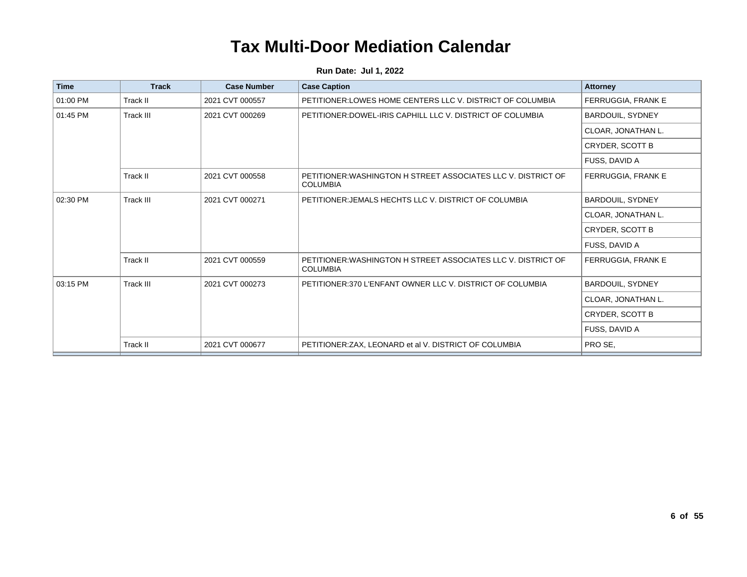# Tax Multi-Door Mediation Calendar

**Run Date: Jul 1, 2022**

| Time | Track | Case Number | Case Caption | Attorney |
| --- | --- | --- | --- | --- |
| 01:00 PM | Track II | 2021 CVT 000557 | PETITIONER:LOWES HOME CENTERS LLC V. DISTRICT OF COLUMBIA | FERRUGGIA, FRANK E |
| 01:45 PM | Track III | 2021 CVT 000269 | PETITIONER:DOWEL-IRIS CAPHILL LLC V. DISTRICT OF COLUMBIA | BARDOUIL, SYDNEY |
| | | | | CLOAR, JONATHAN L. |
| | | | | CRYDER, SCOTT B |
| | | | | FUSS, DAVID A |
| | Track II | 2021 CVT 000558 | PETITIONER:WASHINGTON H STREET ASSOCIATES LLC V. DISTRICT OF COLUMBIA | FERRUGGIA, FRANK E |
| 02:30 PM | Track III | 2021 CVT 000271 | PETITIONER:JEMALS HECHTS LLC V. DISTRICT OF COLUMBIA | BARDOUIL, SYDNEY |
| | | | | CLOAR, JONATHAN L. |
| | | | | CRYDER, SCOTT B |
| | | | | FUSS, DAVID A |
| | Track II | 2021 CVT 000559 | PETITIONER:WASHINGTON H STREET ASSOCIATES LLC V. DISTRICT OF COLUMBIA | FERRUGGIA, FRANK E |
| 03:15 PM | Track III | 2021 CVT 000273 | PETITIONER:370 L'ENFANT OWNER LLC V. DISTRICT OF COLUMBIA | BARDOUIL, SYDNEY |
| | | | | CLOAR, JONATHAN L. |
| | | | | CRYDER, SCOTT B |
| | | | | FUSS, DAVID A |
| | Track II | 2021 CVT 000677 | PETITIONER:ZAX, LEONARD et al V. DISTRICT OF COLUMBIA | PRO SE, |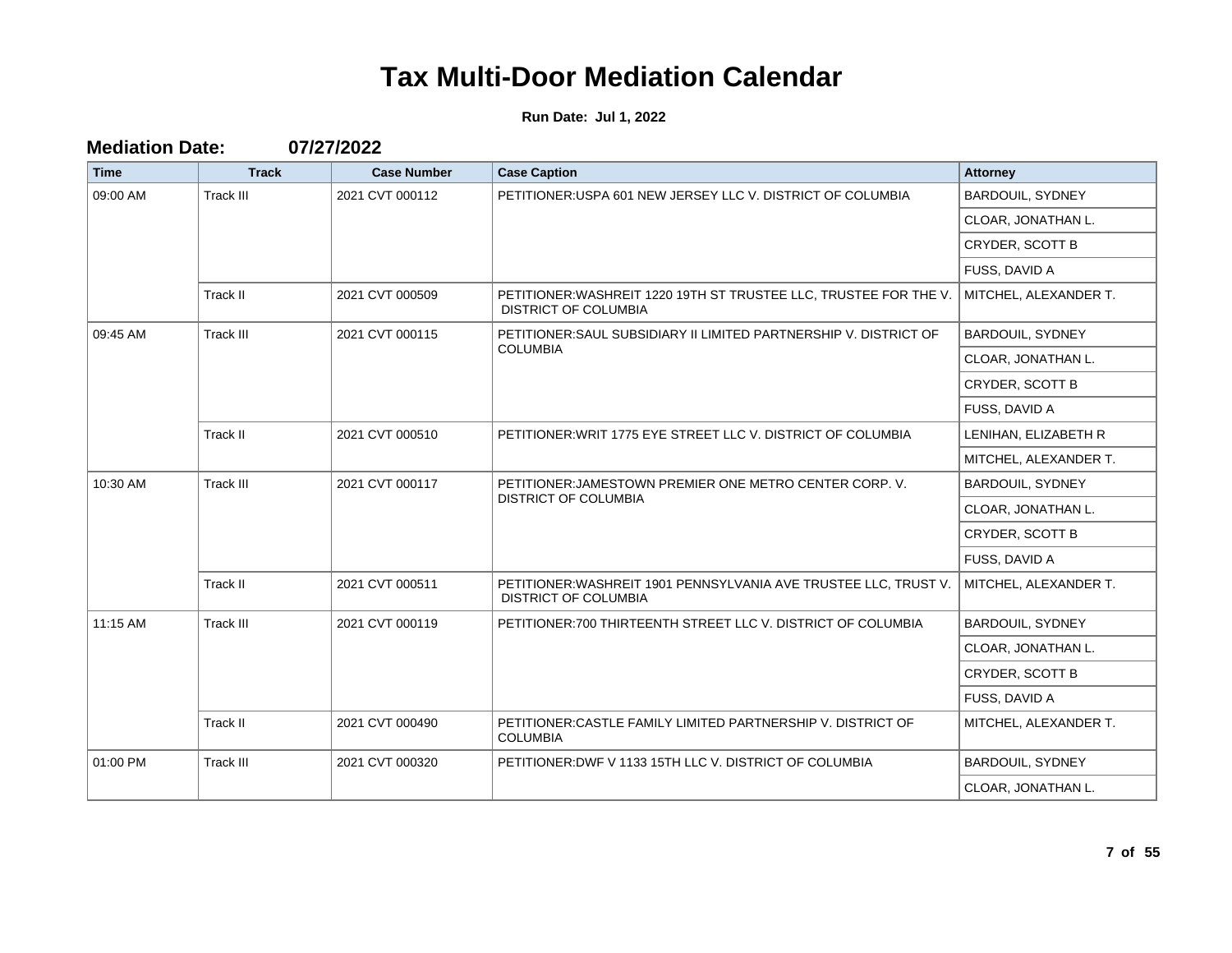# Tax Multi-Door Mediation Calendar

**Run Date: Jul 1, 2022**

## Mediation Date: 07/27/2022

| Time | Track | Case Number | Case Caption | Attorney |
|---|---|---|---|---|
| 09:00 AM | Track III | 2021 CVT 000112 | PETITIONER:USPA 601 NEW JERSEY LLC V. DISTRICT OF COLUMBIA | BARDOUIL, SYDNEY |
| | | | | CLOAR, JONATHAN L. |
| | | | | CRYDER, SCOTT B |
| | | | | FUSS, DAVID A |
| | Track II | 2021 CVT 000509 | PETITIONER:WASHREIT 1220 19TH ST TRUSTEE LLC, TRUSTEE FOR THE V. DISTRICT OF COLUMBIA | MITCHEL, ALEXANDER T. |
| 09:45 AM | Track III | 2021 CVT 000115 | PETITIONER:SAUL SUBSIDIARY II LIMITED PARTNERSHIP V. DISTRICT OF COLUMBIA | BARDOUIL, SYDNEY |
| | | | | CLOAR, JONATHAN L. |
| | | | | CRYDER, SCOTT B |
| | | | | FUSS, DAVID A |
| | Track II | 2021 CVT 000510 | PETITIONER:WRIT 1775 EYE STREET LLC V. DISTRICT OF COLUMBIA | LENIHAN, ELIZABETH R |
| | | | | MITCHEL, ALEXANDER T. |
| 10:30 AM | Track III | 2021 CVT 000117 | PETITIONER:JAMESTOWN PREMIER ONE METRO CENTER CORP. V. DISTRICT OF COLUMBIA | BARDOUIL, SYDNEY |
| | | | | CLOAR, JONATHAN L. |
| | | | | CRYDER, SCOTT B |
| | | | | FUSS, DAVID A |
| | Track II | 2021 CVT 000511 | PETITIONER:WASHREIT 1901 PENNSYLVANIA AVE TRUSTEE LLC, TRUST V. DISTRICT OF COLUMBIA | MITCHEL, ALEXANDER T. |
| 11:15 AM | Track III | 2021 CVT 000119 | PETITIONER:700 THIRTEENTH STREET LLC V. DISTRICT OF COLUMBIA | BARDOUIL, SYDNEY |
| | | | | CLOAR, JONATHAN L. |
| | | | | CRYDER, SCOTT B |
| | | | | FUSS, DAVID A |
| | Track II | 2021 CVT 000490 | PETITIONER:CASTLE FAMILY LIMITED PARTNERSHIP V. DISTRICT OF COLUMBIA | MITCHEL, ALEXANDER T. |
| 01:00 PM | Track III | 2021 CVT 000320 | PETITIONER:DWF V 1133 15TH LLC V. DISTRICT OF COLUMBIA | BARDOUIL, SYDNEY |
| | | | | CLOAR, JONATHAN L. |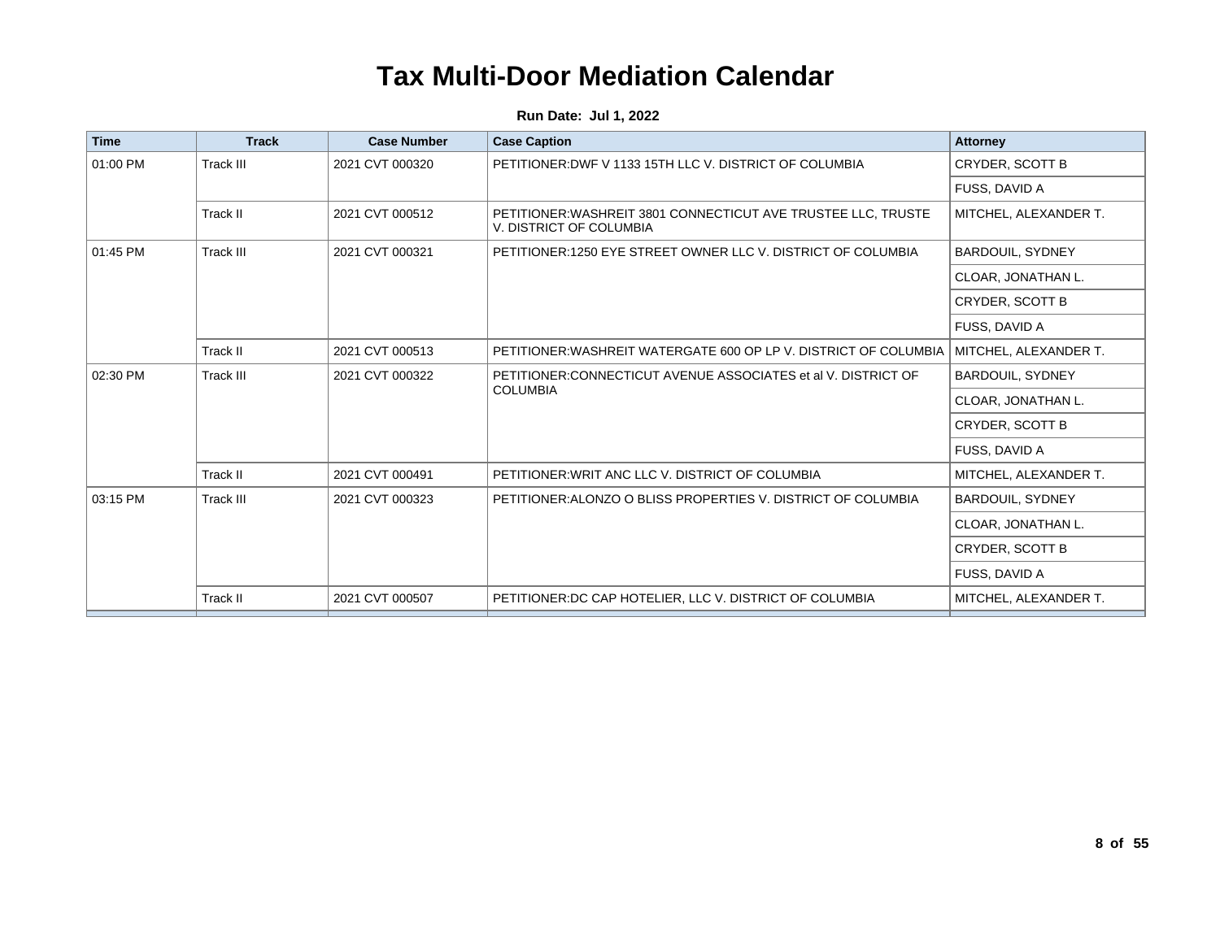# Tax Multi-Door Mediation Calendar

**Run Date: Jul 1, 2022**

| Time | Track | Case Number | Case Caption | Attorney |
|---|---|---|---|---|
| 01:00 PM | Track III | 2021 CVT 000320 | PETITIONER:DWF V 1133 15TH LLC V. DISTRICT OF COLUMBIA | CRYDER, SCOTT B |
| | | | | FUSS, DAVID A |
| | Track II | 2021 CVT 000512 | PETITIONER:WASHREIT 3801 CONNECTICUT AVE TRUSTEE LLC, TRUSTE V. DISTRICT OF COLUMBIA | MITCHEL, ALEXANDER T. |
| 01:45 PM | Track III | 2021 CVT 000321 | PETITIONER:1250 EYE STREET OWNER LLC V. DISTRICT OF COLUMBIA | BARDOUIL, SYDNEY |
| | | | | CLOAR, JONATHAN L. |
| | | | | CRYDER, SCOTT B |
| | | | | FUSS, DAVID A |
| | Track II | 2021 CVT 000513 | PETITIONER:WASHREIT WATERGATE 600 OP LP V. DISTRICT OF COLUMBIA | MITCHEL, ALEXANDER T. |
| 02:30 PM | Track III | 2021 CVT 000322 | PETITIONER:CONNECTICUT AVENUE ASSOCIATES et al V. DISTRICT OF COLUMBIA | BARDOUIL, SYDNEY |
| | | | | CLOAR, JONATHAN L. |
| | | | | CRYDER, SCOTT B |
| | | | | FUSS, DAVID A |
| | Track II | 2021 CVT 000491 | PETITIONER:WRIT ANC LLC V. DISTRICT OF COLUMBIA | MITCHEL, ALEXANDER T. |
| 03:15 PM | Track III | 2021 CVT 000323 | PETITIONER:ALONZO O BLISS PROPERTIES V. DISTRICT OF COLUMBIA | BARDOUIL, SYDNEY |
| | | | | CLOAR, JONATHAN L. |
| | | | | CRYDER, SCOTT B |
| | | | | FUSS, DAVID A |
| | Track II | 2021 CVT 000507 | PETITIONER:DC CAP HOTELIER, LLC V. DISTRICT OF COLUMBIA | MITCHEL, ALEXANDER T. |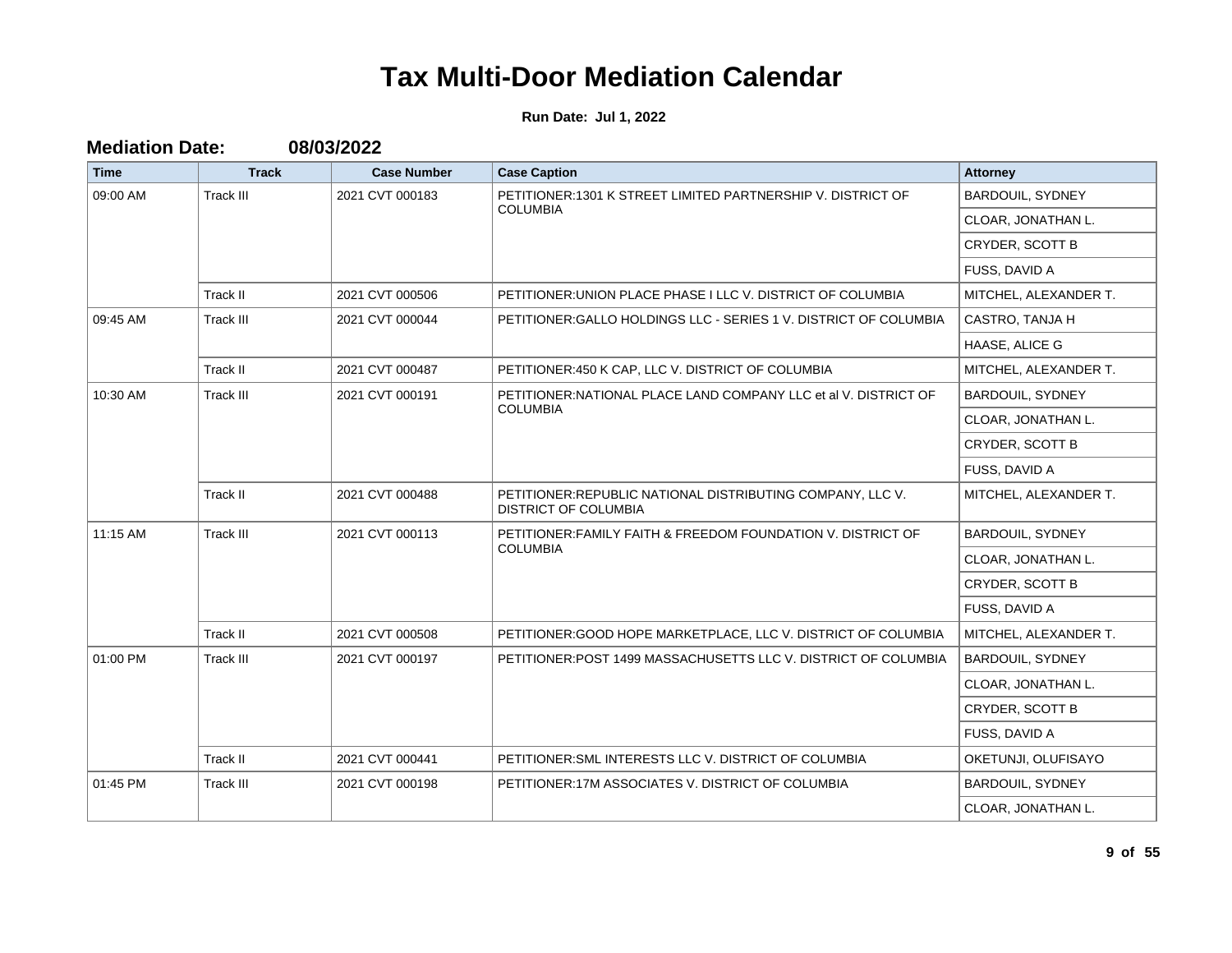# Tax Multi-Door Mediation Calendar

**Run Date: Jul 1, 2022**

## Mediation Date: 08/03/2022

| Time | Track | Case Number | Case Caption | Attorney |
|---|---|---|---|---|
| 09:00 AM | Track III | 2021 CVT 000183 | PETITIONER:1301 K STREET LIMITED PARTNERSHIP V. DISTRICT OF COLUMBIA | BARDOUIL, SYDNEY |
| | | | | CLOAR, JONATHAN L. |
| | | | | CRYDER, SCOTT B |
| | | | | FUSS, DAVID A |
| | Track II | 2021 CVT 000506 | PETITIONER:UNION PLACE PHASE I LLC V. DISTRICT OF COLUMBIA | MITCHEL, ALEXANDER T. |
| 09:45 AM | Track III | 2021 CVT 000044 | PETITIONER:GALLO HOLDINGS LLC - SERIES 1 V. DISTRICT OF COLUMBIA | CASTRO, TANJA H |
| | | | | HAASE, ALICE G |
| | Track II | 2021 CVT 000487 | PETITIONER:450 K CAP, LLC V. DISTRICT OF COLUMBIA | MITCHEL, ALEXANDER T. |
| 10:30 AM | Track III | 2021 CVT 000191 | PETITIONER:NATIONAL PLACE LAND COMPANY LLC et al V. DISTRICT OF COLUMBIA | BARDOUIL, SYDNEY |
| | | | | CLOAR, JONATHAN L. |
| | | | | CRYDER, SCOTT B |
| | | | | FUSS, DAVID A |
| | Track II | 2021 CVT 000488 | PETITIONER:REPUBLIC NATIONAL DISTRIBUTING COMPANY, LLC V. DISTRICT OF COLUMBIA | MITCHEL, ALEXANDER T. |
| 11:15 AM | Track III | 2021 CVT 000113 | PETITIONER:FAMILY FAITH & FREEDOM FOUNDATION V. DISTRICT OF COLUMBIA | BARDOUIL, SYDNEY |
| | | | | CLOAR, JONATHAN L. |
| | | | | CRYDER, SCOTT B |
| | | | | FUSS, DAVID A |
| | Track II | 2021 CVT 000508 | PETITIONER:GOOD HOPE MARKETPLACE, LLC V. DISTRICT OF COLUMBIA | MITCHEL, ALEXANDER T. |
| 01:00 PM | Track III | 2021 CVT 000197 | PETITIONER:POST 1499 MASSACHUSETTS LLC V. DISTRICT OF COLUMBIA | BARDOUIL, SYDNEY |
| | | | | CLOAR, JONATHAN L. |
| | | | | CRYDER, SCOTT B |
| | | | | FUSS, DAVID A |
| | Track II | 2021 CVT 000441 | PETITIONER:SML INTERESTS LLC V. DISTRICT OF COLUMBIA | OKETUNJI, OLUFISAYO |
| 01:45 PM | Track III | 2021 CVT 000198 | PETITIONER:17M ASSOCIATES V. DISTRICT OF COLUMBIA | BARDOUIL, SYDNEY |
| | | | | CLOAR, JONATHAN L. |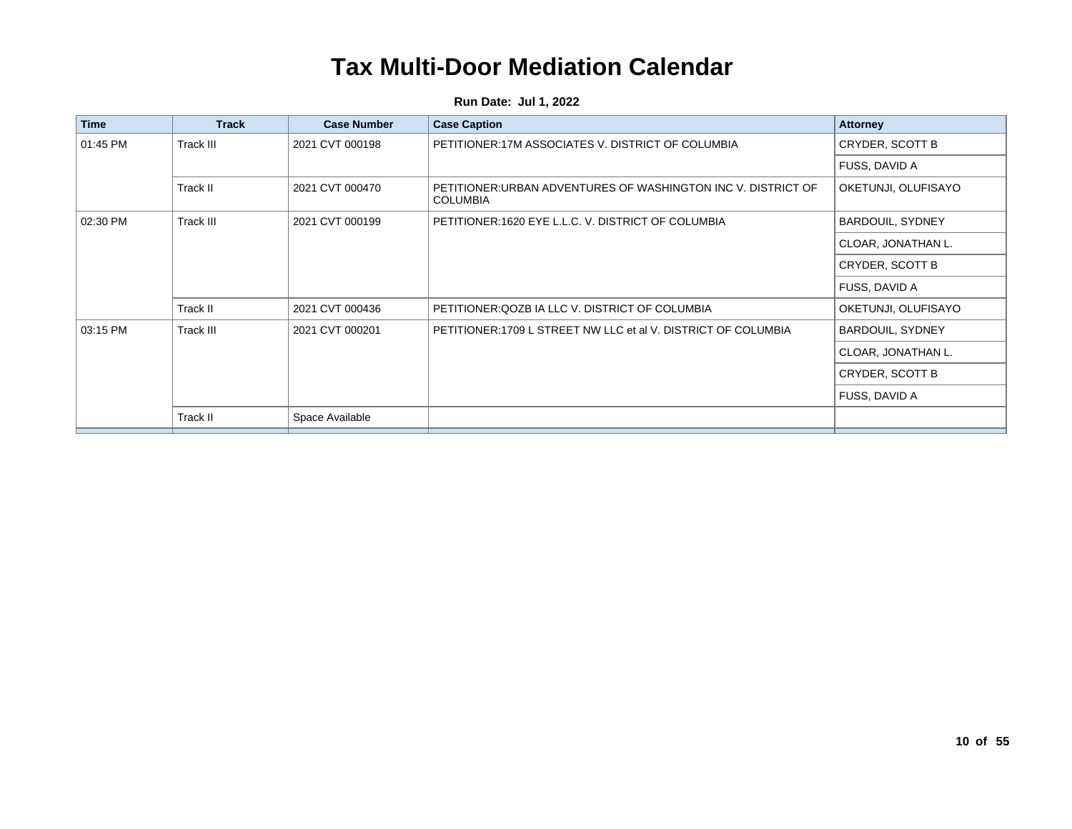# Tax Multi-Door Mediation Calendar

**Run Date: Jul 1, 2022**

| Time | Track | Case Number | Case Caption | Attorney |
|---|---|---|---|---|
| 01:45 PM | Track III | 2021 CVT 000198 | PETITIONER:17M ASSOCIATES V. DISTRICT OF COLUMBIA | CRYDER, SCOTT B |
| | | | | FUSS, DAVID A |
| | Track II | 2021 CVT 000470 | PETITIONER:URBAN ADVENTURES OF WASHINGTON INC V. DISTRICT OF COLUMBIA | OKETUNJI, OLUFISAYO |
| 02:30 PM | Track III | 2021 CVT 000199 | PETITIONER:1620 EYE L.L.C. V. DISTRICT OF COLUMBIA | BARDOUIL, SYDNEY |
| | | | | CLOAR, JONATHAN L. |
| | | | | CRYDER, SCOTT B |
| | | | | FUSS, DAVID A |
| | Track II | 2021 CVT 000436 | PETITIONER:QOZB IA LLC V. DISTRICT OF COLUMBIA | OKETUNJI, OLUFISAYO |
| 03:15 PM | Track III | 2021 CVT 000201 | PETITIONER:1709 L STREET NW LLC et al V. DISTRICT OF COLUMBIA | BARDOUIL, SYDNEY |
| | | | | CLOAR, JONATHAN L. |
| | | | | CRYDER, SCOTT B |
| | | | | FUSS, DAVID A |
| | Track II | Space Available | | |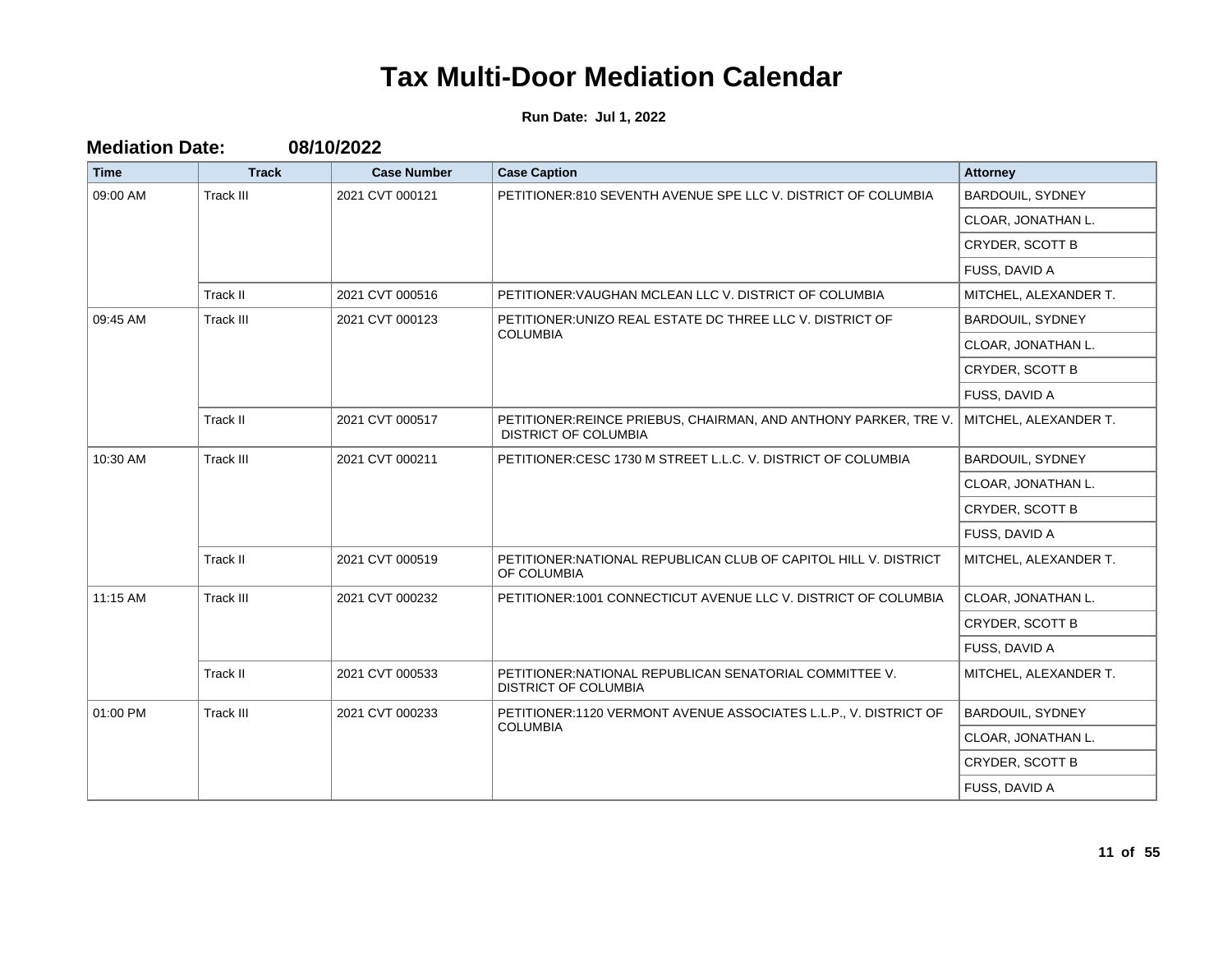# Tax Multi-Door Mediation Calendar

**Run Date: Jul 1, 2022**

## Mediation Date: 08/10/2022

| Time | Track | Case Number | Case Caption | Attorney |
|---|---|---|---|---|
| 09:00 AM | Track III | 2021 CVT 000121 | PETITIONER:810 SEVENTH AVENUE SPE LLC V. DISTRICT OF COLUMBIA | BARDOUIL, SYDNEY |
| | | | | CLOAR, JONATHAN L. |
| | | | | CRYDER, SCOTT B |
| | | | | FUSS, DAVID A |
| | Track II | 2021 CVT 000516 | PETITIONER:VAUGHAN MCLEAN LLC V. DISTRICT OF COLUMBIA | MITCHEL, ALEXANDER T. |
| 09:45 AM | Track III | 2021 CVT 000123 | PETITIONER:UNIZO REAL ESTATE DC THREE LLC V. DISTRICT OF COLUMBIA | BARDOUIL, SYDNEY |
| | | | | CLOAR, JONATHAN L. |
| | | | | CRYDER, SCOTT B |
| | | | | FUSS, DAVID A |
| | Track II | 2021 CVT 000517 | PETITIONER:REINCE PRIEBUS, CHAIRMAN, AND ANTHONY PARKER, TRE V. DISTRICT OF COLUMBIA | MITCHEL, ALEXANDER T. |
| 10:30 AM | Track III | 2021 CVT 000211 | PETITIONER:CESC 1730 M STREET L.L.C. V. DISTRICT OF COLUMBIA | BARDOUIL, SYDNEY |
| | | | | CLOAR, JONATHAN L. |
| | | | | CRYDER, SCOTT B |
| | | | | FUSS, DAVID A |
| | Track II | 2021 CVT 000519 | PETITIONER:NATIONAL REPUBLICAN CLUB OF CAPITOL HILL V. DISTRICT OF COLUMBIA | MITCHEL, ALEXANDER T. |
| 11:15 AM | Track III | 2021 CVT 000232 | PETITIONER:1001 CONNECTICUT AVENUE LLC V. DISTRICT OF COLUMBIA | CLOAR, JONATHAN L. |
| | | | | CRYDER, SCOTT B |
| | | | | FUSS, DAVID A |
| | Track II | 2021 CVT 000533 | PETITIONER:NATIONAL REPUBLICAN SENATORIAL COMMITTEE V. DISTRICT OF COLUMBIA | MITCHEL, ALEXANDER T. |
| 01:00 PM | Track III | 2021 CVT 000233 | PETITIONER:1120 VERMONT AVENUE ASSOCIATES L.L.P., V. DISTRICT OF COLUMBIA | BARDOUIL, SYDNEY |
| | | | | CLOAR, JONATHAN L. |
| | | | | CRYDER, SCOTT B |
| | | | | FUSS, DAVID A |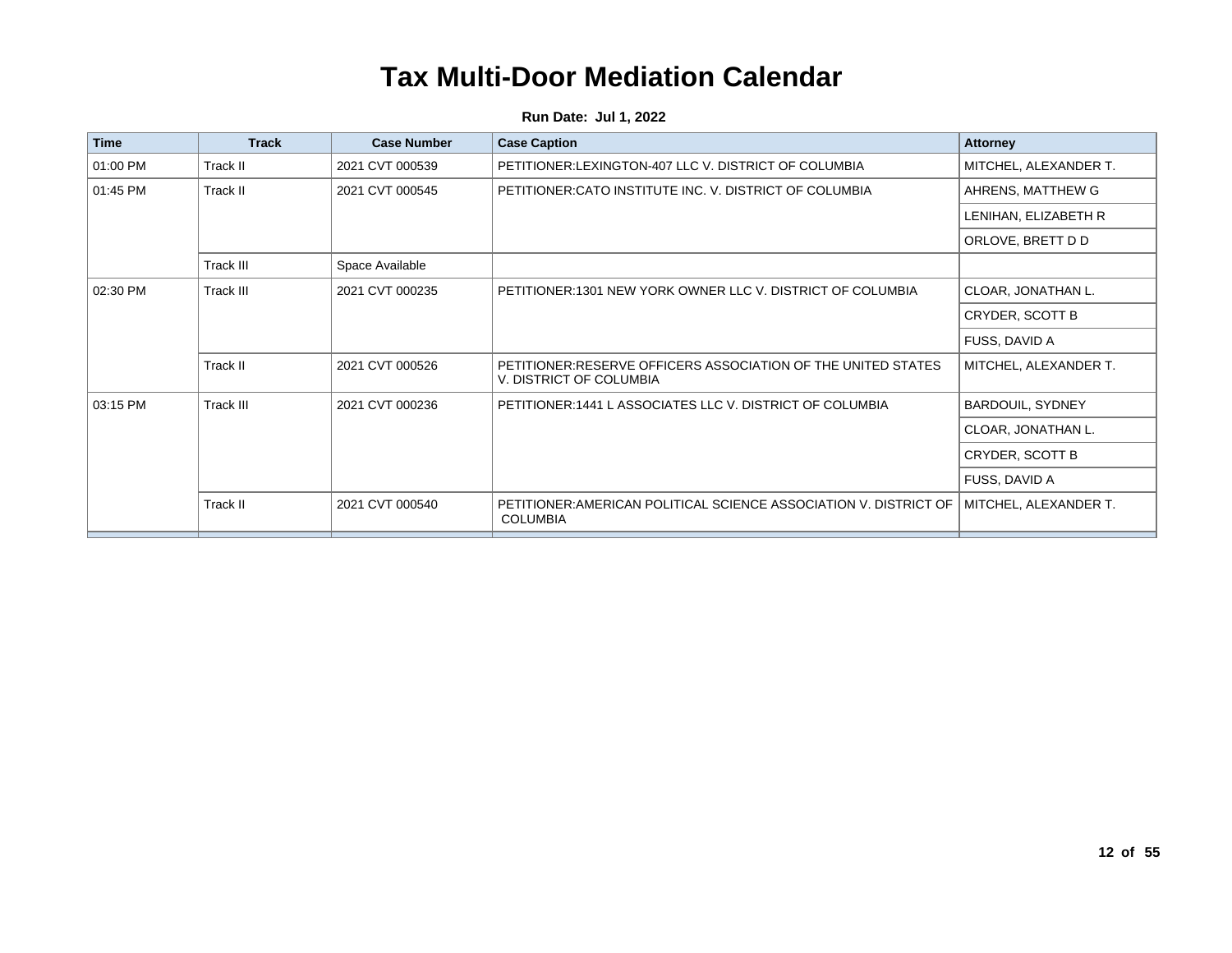# Tax Multi-Door Mediation Calendar

**Run Date: Jul 1, 2022**

| Time | Track | Case Number | Case Caption | Attorney |
|---|---|---|---|---|
| 01:00 PM | Track II | 2021 CVT 000539 | PETITIONER:LEXINGTON-407 LLC V. DISTRICT OF COLUMBIA | MITCHEL, ALEXANDER T. |
| 01:45 PM | Track II | 2021 CVT 000545 | PETITIONER:CATO INSTITUTE INC. V. DISTRICT OF COLUMBIA | AHRENS, MATTHEW G |
| | | | | LENIHAN, ELIZABETH R |
| | | | | ORLOVE, BRETT D D |
| | Track III | Space Available | | |
| 02:30 PM | Track III | 2021 CVT 000235 | PETITIONER:1301 NEW YORK OWNER LLC V. DISTRICT OF COLUMBIA | CLOAR, JONATHAN L. |
| | | | | CRYDER, SCOTT B |
| | | | | FUSS, DAVID A |
| | Track II | 2021 CVT 000526 | PETITIONER:RESERVE OFFICERS ASSOCIATION OF THE UNITED STATES V. DISTRICT OF COLUMBIA | MITCHEL, ALEXANDER T. |
| 03:15 PM | Track III | 2021 CVT 000236 | PETITIONER:1441 L ASSOCIATES LLC V. DISTRICT OF COLUMBIA | BARDOUIL, SYDNEY |
| | | | | CLOAR, JONATHAN L. |
| | | | | CRYDER, SCOTT B |
| | | | | FUSS, DAVID A |
| | Track II | 2021 CVT 000540 | PETITIONER:AMERICAN POLITICAL SCIENCE ASSOCIATION V. DISTRICT OF COLUMBIA | MITCHEL, ALEXANDER T. |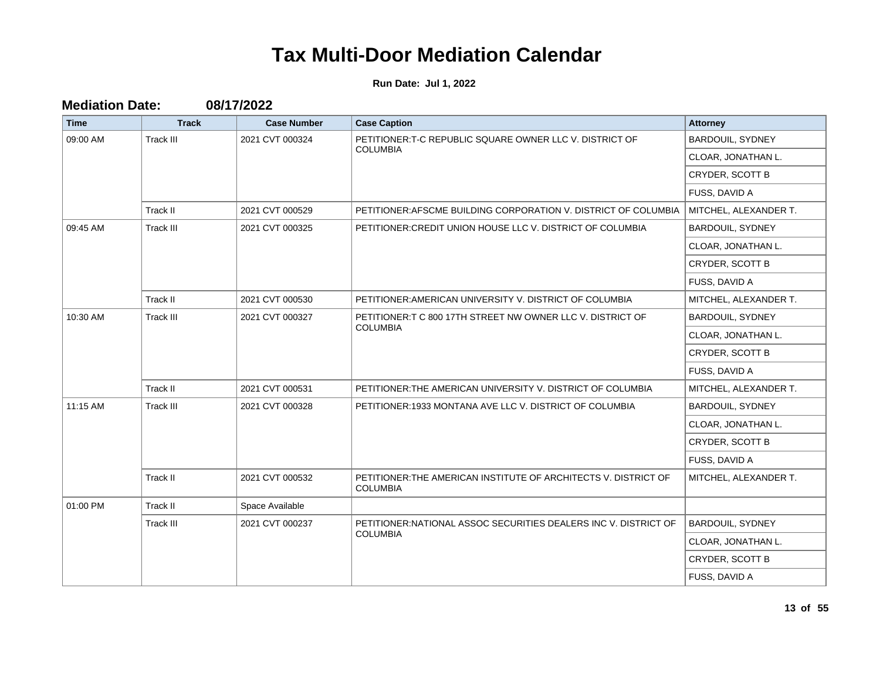# Tax Multi-Door Mediation Calendar

**Run Date: Jul 1, 2022**

## Mediation Date: 08/17/2022

| Time | Track | Case Number | Case Caption | Attorney |
|---|---|---|---|---|
| 09:00 AM | Track III | 2021 CVT 000324 | PETITIONER:T-C REPUBLIC SQUARE OWNER LLC V. DISTRICT OF COLUMBIA | BARDOUIL, SYDNEY |
| | | | | CLOAR, JONATHAN L. |
| | | | | CRYDER, SCOTT B |
| | | | | FUSS, DAVID A |
| | Track II | 2021 CVT 000529 | PETITIONER:AFSCME BUILDING CORPORATION V. DISTRICT OF COLUMBIA | MITCHEL, ALEXANDER T. |
| 09:45 AM | Track III | 2021 CVT 000325 | PETITIONER:CREDIT UNION HOUSE LLC V. DISTRICT OF COLUMBIA | BARDOUIL, SYDNEY |
| | | | | CLOAR, JONATHAN L. |
| | | | | CRYDER, SCOTT B |
| | | | | FUSS, DAVID A |
| | Track II | 2021 CVT 000530 | PETITIONER:AMERICAN UNIVERSITY V. DISTRICT OF COLUMBIA | MITCHEL, ALEXANDER T. |
| 10:30 AM | Track III | 2021 CVT 000327 | PETITIONER:T C 800 17TH STREET NW OWNER LLC V. DISTRICT OF COLUMBIA | BARDOUIL, SYDNEY |
| | | | | CLOAR, JONATHAN L. |
| | | | | CRYDER, SCOTT B |
| | | | | FUSS, DAVID A |
| | Track II | 2021 CVT 000531 | PETITIONER:THE AMERICAN UNIVERSITY V. DISTRICT OF COLUMBIA | MITCHEL, ALEXANDER T. |
| 11:15 AM | Track III | 2021 CVT 000328 | PETITIONER:1933 MONTANA AVE LLC V. DISTRICT OF COLUMBIA | BARDOUIL, SYDNEY |
| | | | | CLOAR, JONATHAN L. |
| | | | | CRYDER, SCOTT B |
| | | | | FUSS, DAVID A |
| | Track II | 2021 CVT 000532 | PETITIONER:THE AMERICAN INSTITUTE OF ARCHITECTS V. DISTRICT OF COLUMBIA | MITCHEL, ALEXANDER T. |
| 01:00 PM | Track II | Space Available | | |
| | Track III | 2021 CVT 000237 | PETITIONER:NATIONAL ASSOC SECURITIES DEALERS INC V. DISTRICT OF COLUMBIA | BARDOUIL, SYDNEY |
| | | | | CLOAR, JONATHAN L. |
| | | | | CRYDER, SCOTT B |
| | | | | FUSS, DAVID A |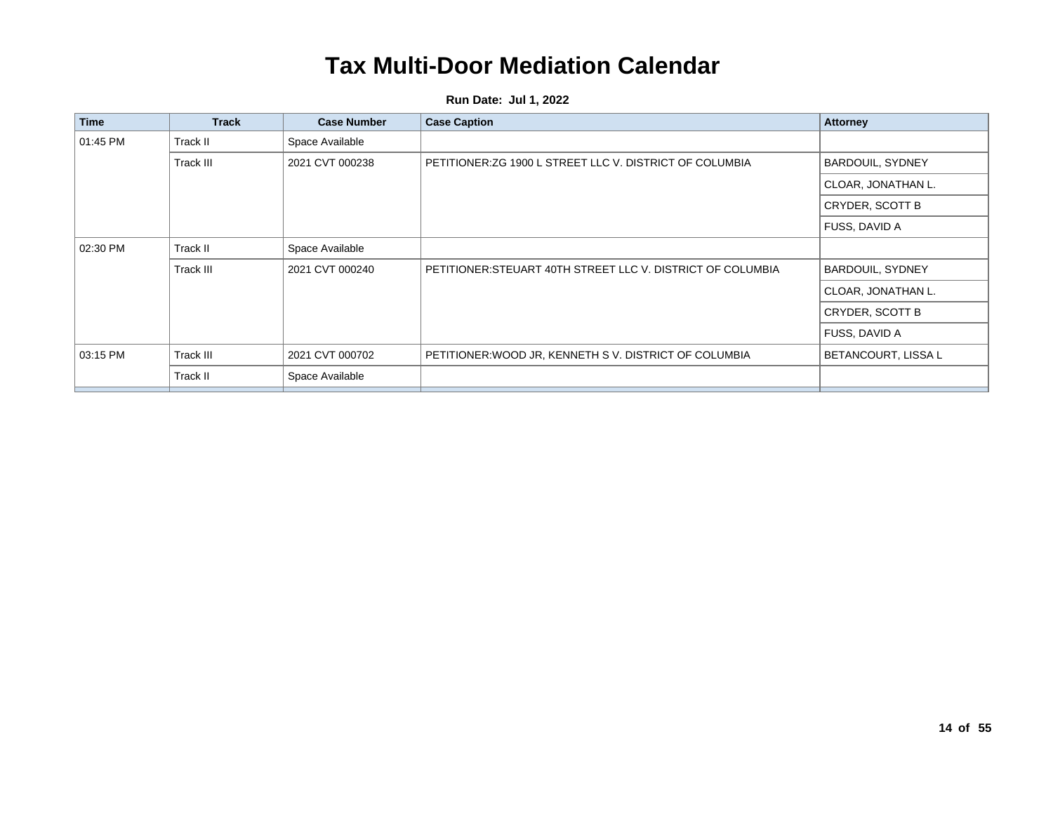# Tax Multi-Door Mediation Calendar

**Run Date: Jul 1, 2022**

| Time | Track | Case Number | Case Caption | Attorney |
|---|---|---|---|---|
| 01:45 PM | Track II | Space Available | | |
| | Track III | 2021 CVT 000238 | PETITIONER:ZG 1900 L STREET LLC V. DISTRICT OF COLUMBIA | BARDOUIL, SYDNEY |
| | | | | CLOAR, JONATHAN L. |
| | | | | CRYDER, SCOTT B |
| | | | | FUSS, DAVID A |
| 02:30 PM | Track II | Space Available | | |
| | Track III | 2021 CVT 000240 | PETITIONER:STEUART 40TH STREET LLC V. DISTRICT OF COLUMBIA | BARDOUIL, SYDNEY |
| | | | | CLOAR, JONATHAN L. |
| | | | | CRYDER, SCOTT B |
| | | | | FUSS, DAVID A |
| 03:15 PM | Track III | 2021 CVT 000702 | PETITIONER:WOOD JR, KENNETH S V. DISTRICT OF COLUMBIA | BETANCOURT, LISSA L |
| | Track II | Space Available | | |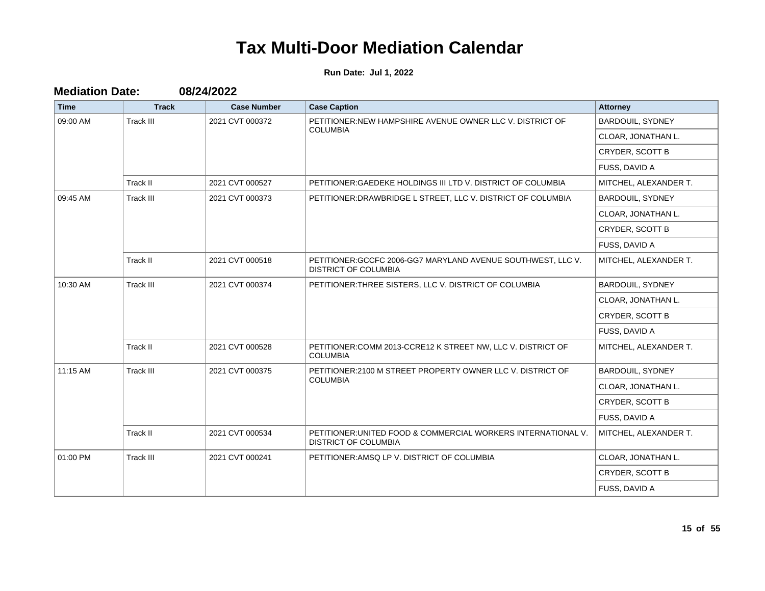# Tax Multi-Door Mediation Calendar

**Run Date: Jul 1, 2022**

## Mediation Date: 08/24/2022

| Time | Track | Case Number | Case Caption | Attorney |
|---|---|---|---|---|
| 09:00 AM | Track III | 2021 CVT 000372 | PETITIONER:NEW HAMPSHIRE AVENUE OWNER LLC V. DISTRICT OF COLUMBIA | BARDOUIL, SYDNEY |
| | | | | CLOAR, JONATHAN L. |
| | | | | CRYDER, SCOTT B |
| | | | | FUSS, DAVID A |
| | Track II | 2021 CVT 000527 | PETITIONER:GAEDEKE HOLDINGS III LTD V. DISTRICT OF COLUMBIA | MITCHEL, ALEXANDER T. |
| 09:45 AM | Track III | 2021 CVT 000373 | PETITIONER:DRAWBRIDGE L STREET, LLC V. DISTRICT OF COLUMBIA | BARDOUIL, SYDNEY |
| | | | | CLOAR, JONATHAN L. |
| | | | | CRYDER, SCOTT B |
| | | | | FUSS, DAVID A |
| | Track II | 2021 CVT 000518 | PETITIONER:GCCFC 2006-GG7 MARYLAND AVENUE SOUTHWEST, LLC V. DISTRICT OF COLUMBIA | MITCHEL, ALEXANDER T. |
| 10:30 AM | Track III | 2021 CVT 000374 | PETITIONER:THREE SISTERS, LLC V. DISTRICT OF COLUMBIA | BARDOUIL, SYDNEY |
| | | | | CLOAR, JONATHAN L. |
| | | | | CRYDER, SCOTT B |
| | | | | FUSS, DAVID A |
| | Track II | 2021 CVT 000528 | PETITIONER:COMM 2013-CCRE12 K STREET NW, LLC V. DISTRICT OF COLUMBIA | MITCHEL, ALEXANDER T. |
| 11:15 AM | Track III | 2021 CVT 000375 | PETITIONER:2100 M STREET PROPERTY OWNER LLC V. DISTRICT OF COLUMBIA | BARDOUIL, SYDNEY |
| | | | | CLOAR, JONATHAN L. |
| | | | | CRYDER, SCOTT B |
| | | | | FUSS, DAVID A |
| | Track II | 2021 CVT 000534 | PETITIONER:UNITED FOOD & COMMERCIAL WORKERS INTERNATIONAL V. DISTRICT OF COLUMBIA | MITCHEL, ALEXANDER T. |
| 01:00 PM | Track III | 2021 CVT 000241 | PETITIONER:AMSQ LP V. DISTRICT OF COLUMBIA | CLOAR, JONATHAN L. |
| | | | | CRYDER, SCOTT B |
| | | | | FUSS, DAVID A |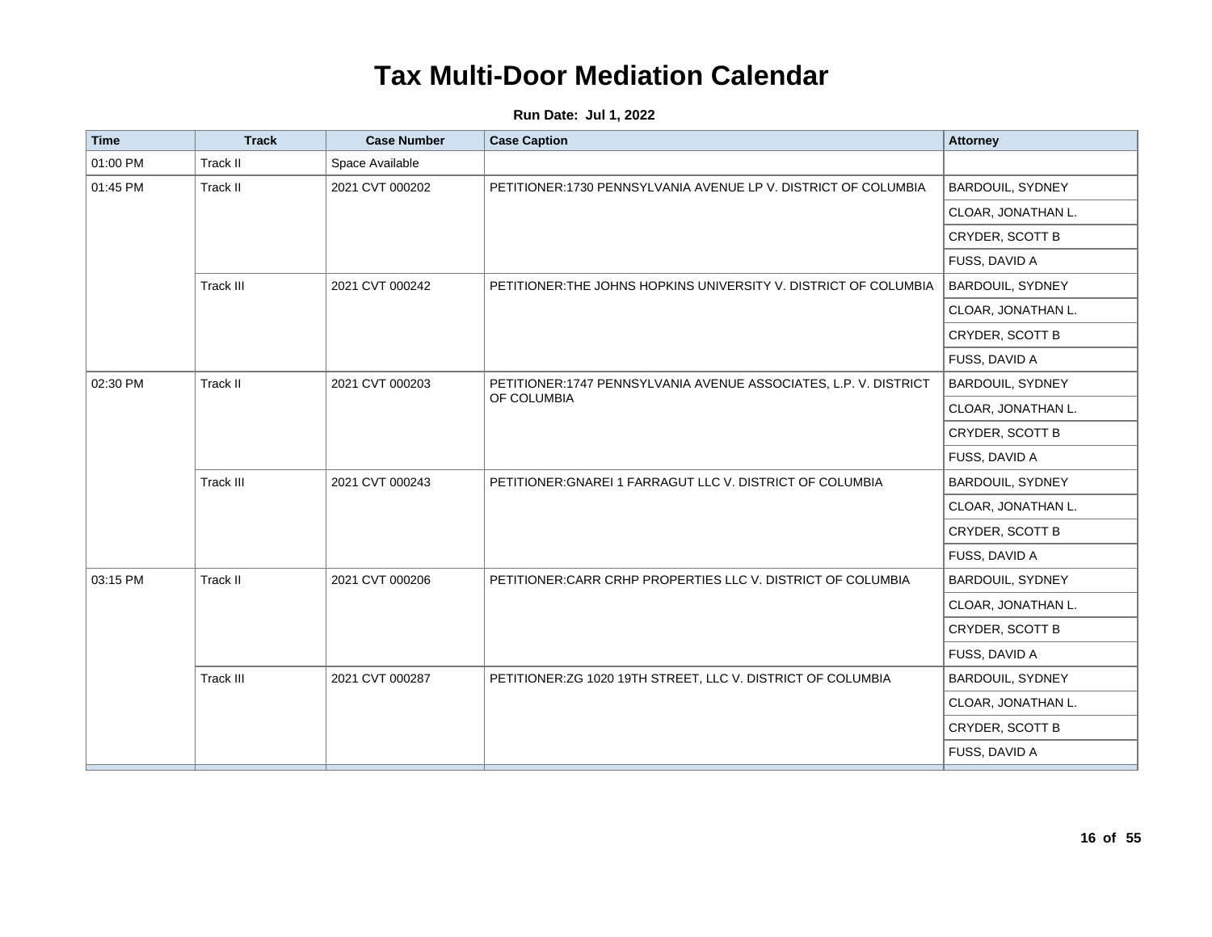# Tax Multi-Door Mediation Calendar

**Run Date: Jul 1, 2022**

| Time | Track | Case Number | Case Caption | Attorney |
|---|---|---|---|---|
| 01:00 PM | Track II | Space Available | | |
| 01:45 PM | Track II | 2021 CVT 000202 | PETITIONER:1730 PENNSYLVANIA AVENUE LP V. DISTRICT OF COLUMBIA | BARDOUIL, SYDNEY |
| | | | | CLOAR, JONATHAN L. |
| | | | | CRYDER, SCOTT B |
| | | | | FUSS, DAVID A |
| | Track III | 2021 CVT 000242 | PETITIONER:THE JOHNS HOPKINS UNIVERSITY V. DISTRICT OF COLUMBIA | BARDOUIL, SYDNEY |
| | | | | CLOAR, JONATHAN L. |
| | | | | CRYDER, SCOTT B |
| | | | | FUSS, DAVID A |
| 02:30 PM | Track II | 2021 CVT 000203 | PETITIONER:1747 PENNSYLVANIA AVENUE ASSOCIATES, L.P. V. DISTRICT OF COLUMBIA | BARDOUIL, SYDNEY |
| | | | | CLOAR, JONATHAN L. |
| | | | | CRYDER, SCOTT B |
| | | | | FUSS, DAVID A |
| | Track III | 2021 CVT 000243 | PETITIONER:GNAREI 1 FARRAGUT LLC V. DISTRICT OF COLUMBIA | BARDOUIL, SYDNEY |
| | | | | CLOAR, JONATHAN L. |
| | | | | CRYDER, SCOTT B |
| | | | | FUSS, DAVID A |
| 03:15 PM | Track II | 2021 CVT 000206 | PETITIONER:CARR CRHP PROPERTIES LLC V. DISTRICT OF COLUMBIA | BARDOUIL, SYDNEY |
| | | | | CLOAR, JONATHAN L. |
| | | | | CRYDER, SCOTT B |
| | | | | FUSS, DAVID A |
| | Track III | 2021 CVT 000287 | PETITIONER:ZG 1020 19TH STREET, LLC V. DISTRICT OF COLUMBIA | BARDOUIL, SYDNEY |
| | | | | CLOAR, JONATHAN L. |
| | | | | CRYDER, SCOTT B |
| | | | | FUSS, DAVID A |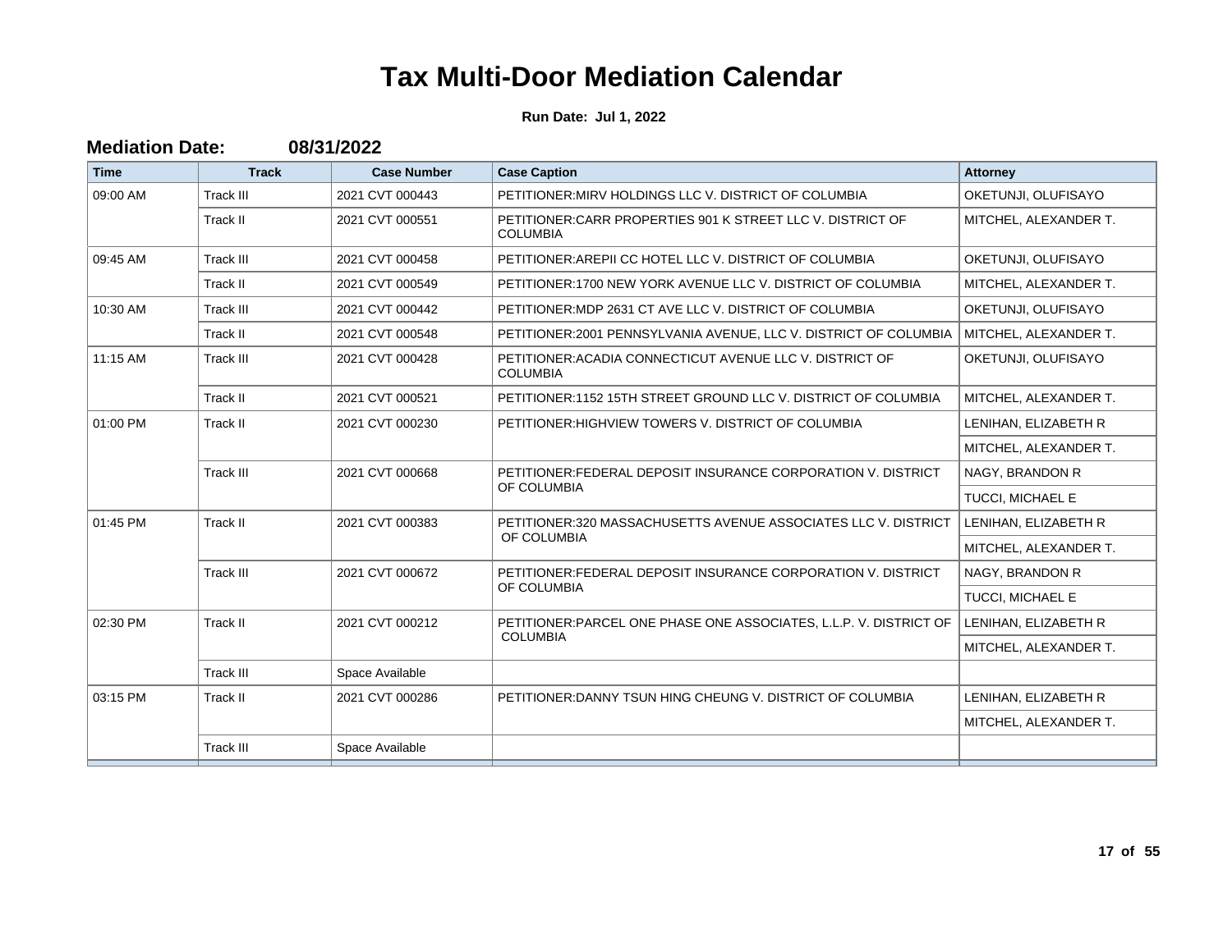# Tax Multi-Door Mediation Calendar

**Run Date: Jul 1, 2022**

## Mediation Date: 08/31/2022

| Time | Track | Case Number | Case Caption | Attorney |
|---|---|---|---|---|
| 09:00 AM | Track III | 2021 CVT 000443 | PETITIONER:MIRV HOLDINGS LLC V. DISTRICT OF COLUMBIA | OKETUNJI, OLUFISAYO |
| | Track II | 2021 CVT 000551 | PETITIONER:CARR PROPERTIES 901 K STREET LLC V. DISTRICT OF COLUMBIA | MITCHEL, ALEXANDER T. |
| 09:45 AM | Track III | 2021 CVT 000458 | PETITIONER:AREPII CC HOTEL LLC V. DISTRICT OF COLUMBIA | OKETUNJI, OLUFISAYO |
| | Track II | 2021 CVT 000549 | PETITIONER:1700 NEW YORK AVENUE LLC V. DISTRICT OF COLUMBIA | MITCHEL, ALEXANDER T. |
| 10:30 AM | Track III | 2021 CVT 000442 | PETITIONER:MDP 2631 CT AVE LLC V. DISTRICT OF COLUMBIA | OKETUNJI, OLUFISAYO |
| | Track II | 2021 CVT 000548 | PETITIONER:2001 PENNSYLVANIA AVENUE, LLC V. DISTRICT OF COLUMBIA | MITCHEL, ALEXANDER T. |
| 11:15 AM | Track III | 2021 CVT 000428 | PETITIONER:ACADIA CONNECTICUT AVENUE LLC V. DISTRICT OF COLUMBIA | OKETUNJI, OLUFISAYO |
| | Track II | 2021 CVT 000521 | PETITIONER:1152 15TH STREET GROUND LLC V. DISTRICT OF COLUMBIA | MITCHEL, ALEXANDER T. |
| 01:00 PM | Track II | 2021 CVT 000230 | PETITIONER:HIGHVIEW TOWERS V. DISTRICT OF COLUMBIA | LENIHAN, ELIZABETH R |
| | | | | MITCHEL, ALEXANDER T. |
| | Track III | 2021 CVT 000668 | PETITIONER:FEDERAL DEPOSIT INSURANCE CORPORATION V. DISTRICT OF COLUMBIA | NAGY, BRANDON R |
| | | | | TUCCI, MICHAEL E |
| 01:45 PM | Track II | 2021 CVT 000383 | PETITIONER:320 MASSACHUSETTS AVENUE ASSOCIATES LLC V. DISTRICT OF COLUMBIA | LENIHAN, ELIZABETH R |
| | | | | MITCHEL, ALEXANDER T. |
| | Track III | 2021 CVT 000672 | PETITIONER:FEDERAL DEPOSIT INSURANCE CORPORATION V. DISTRICT OF COLUMBIA | NAGY, BRANDON R |
| | | | | TUCCI, MICHAEL E |
| 02:30 PM | Track II | 2021 CVT 000212 | PETITIONER:PARCEL ONE PHASE ONE ASSOCIATES, L.L.P. V. DISTRICT OF COLUMBIA | LENIHAN, ELIZABETH R |
| | | | | MITCHEL, ALEXANDER T. |
| | Track III | Space Available | | |
| 03:15 PM | Track II | 2021 CVT 000286 | PETITIONER:DANNY TSUN HING CHEUNG V. DISTRICT OF COLUMBIA | LENIHAN, ELIZABETH R |
| | | | | MITCHEL, ALEXANDER T. |
| | Track III | Space Available | | |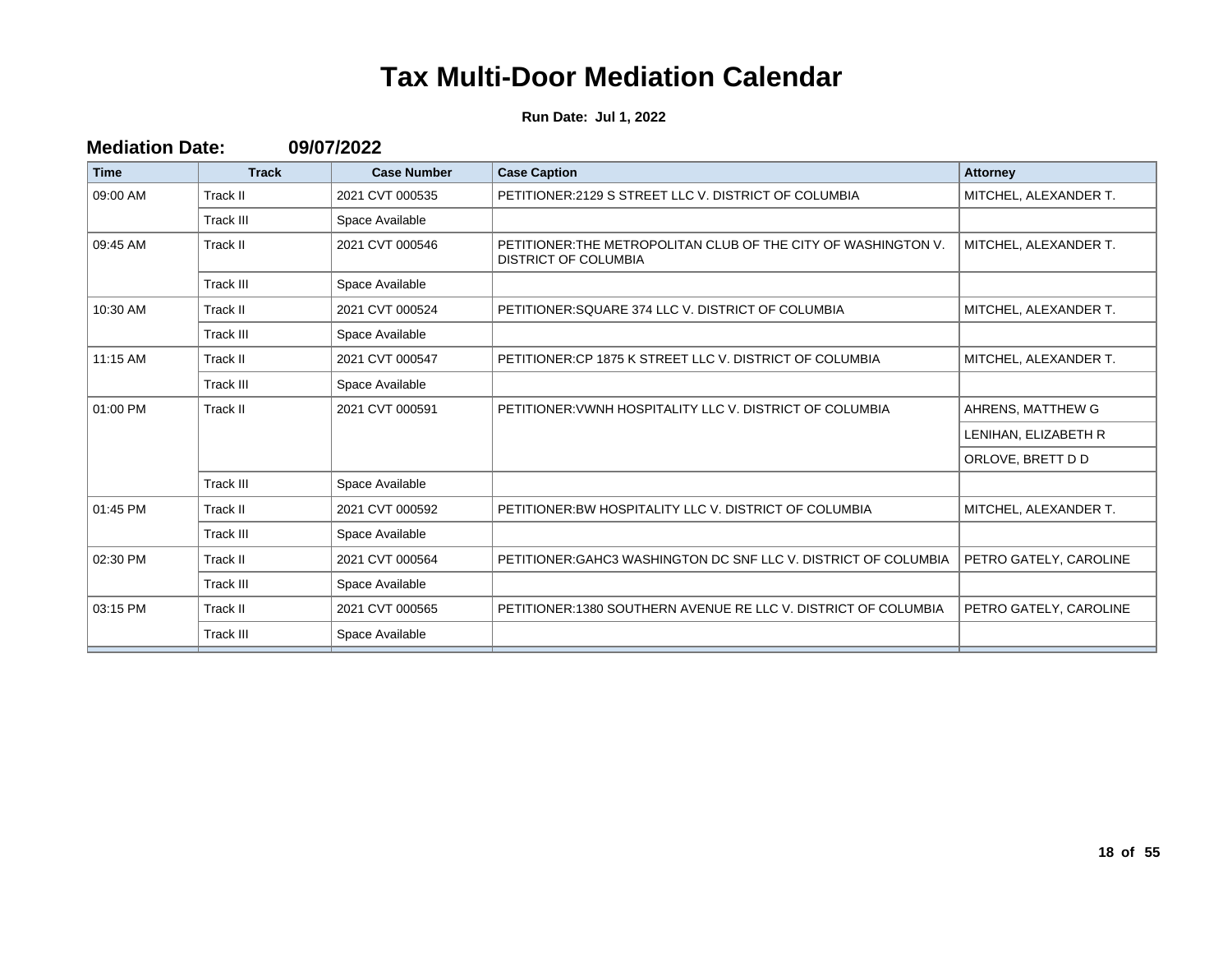# Tax Multi-Door Mediation Calendar

**Run Date: Jul 1, 2022**

## Mediation Date: 09/07/2022

| Time | Track | Case Number | Case Caption | Attorney |
|---|---|---|---|---|
| 09:00 AM | Track II | 2021 CVT 000535 | PETITIONER:2129 S STREET LLC V. DISTRICT OF COLUMBIA | MITCHEL, ALEXANDER T. |
| | Track III | Space Available | | |
| 09:45 AM | Track II | 2021 CVT 000546 | PETITIONER:THE METROPOLITAN CLUB OF THE CITY OF WASHINGTON V. DISTRICT OF COLUMBIA | MITCHEL, ALEXANDER T. |
| | Track III | Space Available | | |
| 10:30 AM | Track II | 2021 CVT 000524 | PETITIONER:SQUARE 374 LLC V. DISTRICT OF COLUMBIA | MITCHEL, ALEXANDER T. |
| | Track III | Space Available | | |
| 11:15 AM | Track II | 2021 CVT 000547 | PETITIONER:CP 1875 K STREET LLC V. DISTRICT OF COLUMBIA | MITCHEL, ALEXANDER T. |
| | Track III | Space Available | | |
| 01:00 PM | Track II | 2021 CVT 000591 | PETITIONER:VWNH HOSPITALITY LLC V. DISTRICT OF COLUMBIA | AHRENS, MATTHEW G |
| | | | | LENIHAN, ELIZABETH R |
| | | | | ORLOVE, BRETT D D |
| | Track III | Space Available | | |
| 01:45 PM | Track II | 2021 CVT 000592 | PETITIONER:BW HOSPITALITY LLC V. DISTRICT OF COLUMBIA | MITCHEL, ALEXANDER T. |
| | Track III | Space Available | | |
| 02:30 PM | Track II | 2021 CVT 000564 | PETITIONER:GAHC3 WASHINGTON DC SNF LLC V. DISTRICT OF COLUMBIA | PETRO GATELY, CAROLINE |
| | Track III | Space Available | | |
| 03:15 PM | Track II | 2021 CVT 000565 | PETITIONER:1380 SOUTHERN AVENUE RE LLC V. DISTRICT OF COLUMBIA | PETRO GATELY, CAROLINE |
| | Track III | Space Available | | |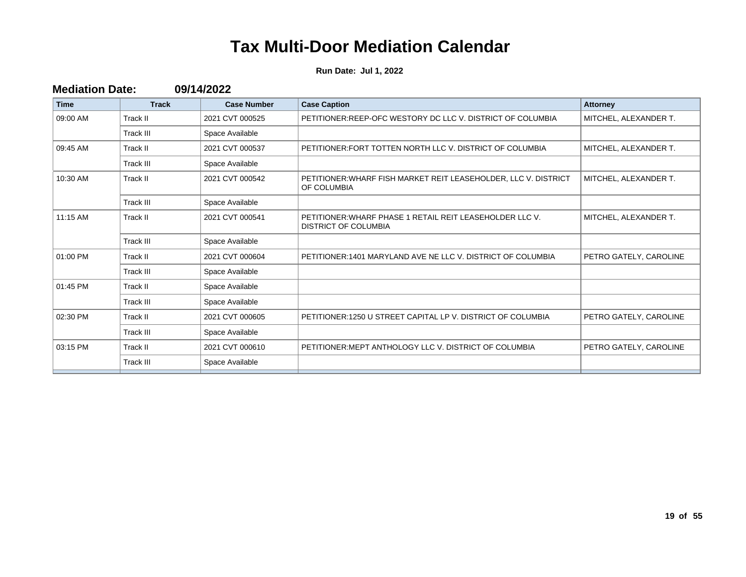# Tax Multi-Door Mediation Calendar

**Run Date: Jul 1, 2022**

## Mediation Date: 09/14/2022

| Time | Track | Case Number | Case Caption | Attorney |
|---|---|---|---|---|
| 09:00 AM | Track II | 2021 CVT 000525 | PETITIONER:REEP-OFC WESTORY DC LLC V. DISTRICT OF COLUMBIA | MITCHEL, ALEXANDER T. |
| | Track III | Space Available | | |
| 09:45 AM | Track II | 2021 CVT 000537 | PETITIONER:FORT TOTTEN NORTH LLC V. DISTRICT OF COLUMBIA | MITCHEL, ALEXANDER T. |
| | Track III | Space Available | | |
| 10:30 AM | Track II | 2021 CVT 000542 | PETITIONER:WHARF FISH MARKET REIT LEASEHOLDER, LLC V. DISTRICT OF COLUMBIA | MITCHEL, ALEXANDER T. |
| | Track III | Space Available | | |
| 11:15 AM | Track II | 2021 CVT 000541 | PETITIONER:WHARF PHASE 1 RETAIL REIT LEASEHOLDER LLC V. DISTRICT OF COLUMBIA | MITCHEL, ALEXANDER T. |
| | Track III | Space Available | | |
| 01:00 PM | Track II | 2021 CVT 000604 | PETITIONER:1401 MARYLAND AVE NE LLC V. DISTRICT OF COLUMBIA | PETRO GATELY, CAROLINE |
| | Track III | Space Available | | |
| 01:45 PM | Track II | Space Available | | |
| | Track III | Space Available | | |
| 02:30 PM | Track II | 2021 CVT 000605 | PETITIONER:1250 U STREET CAPITAL LP V. DISTRICT OF COLUMBIA | PETRO GATELY, CAROLINE |
| | Track III | Space Available | | |
| 03:15 PM | Track II | 2021 CVT 000610 | PETITIONER:MEPT ANTHOLOGY LLC V. DISTRICT OF COLUMBIA | PETRO GATELY, CAROLINE |
| | Track III | Space Available | | |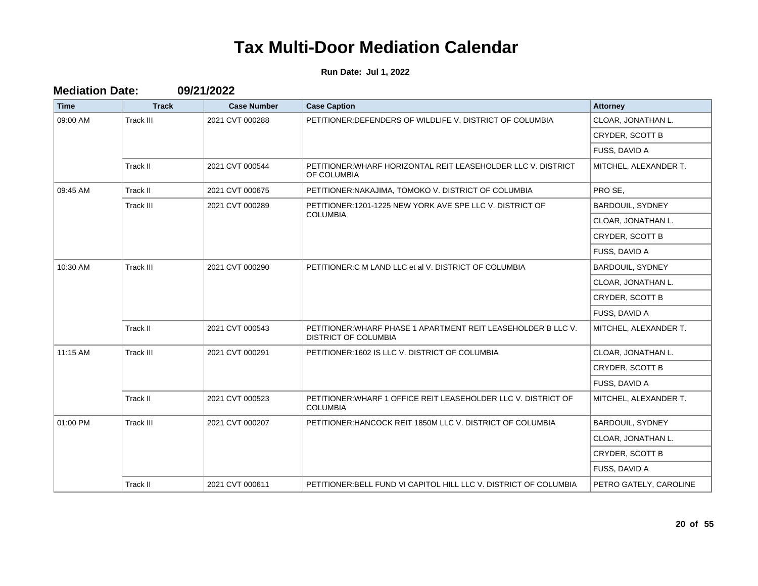# Tax Multi-Door Mediation Calendar

**Run Date: Jul 1, 2022**

## Mediation Date: 09/21/2022

| Time | Track | Case Number | Case Caption | Attorney |
|---|---|---|---|---|
| 09:00 AM | Track III | 2021 CVT 000288 | PETITIONER:DEFENDERS OF WILDLIFE V. DISTRICT OF COLUMBIA | CLOAR, JONATHAN L. |
| | | | | CRYDER, SCOTT B |
| | | | | FUSS, DAVID A |
| | Track II | 2021 CVT 000544 | PETITIONER:WHARF HORIZONTAL REIT LEASEHOLDER LLC V. DISTRICT OF COLUMBIA | MITCHEL, ALEXANDER T. |
| 09:45 AM | Track II | 2021 CVT 000675 | PETITIONER:NAKAJIMA, TOMOKO V. DISTRICT OF COLUMBIA | PRO SE, |
| | Track III | 2021 CVT 000289 | PETITIONER:1201-1225 NEW YORK AVE SPE LLC V. DISTRICT OF COLUMBIA | BARDOUIL, SYDNEY |
| | | | | CLOAR, JONATHAN L. |
| | | | | CRYDER, SCOTT B |
| | | | | FUSS, DAVID A |
| 10:30 AM | Track III | 2021 CVT 000290 | PETITIONER:C M LAND LLC et al V. DISTRICT OF COLUMBIA | BARDOUIL, SYDNEY |
| | | | | CLOAR, JONATHAN L. |
| | | | | CRYDER, SCOTT B |
| | | | | FUSS, DAVID A |
| | Track II | 2021 CVT 000543 | PETITIONER:WHARF PHASE 1 APARTMENT REIT LEASEHOLDER B LLC V. DISTRICT OF COLUMBIA | MITCHEL, ALEXANDER T. |
| 11:15 AM | Track III | 2021 CVT 000291 | PETITIONER:1602 IS LLC V. DISTRICT OF COLUMBIA | CLOAR, JONATHAN L. |
| | | | | CRYDER, SCOTT B |
| | | | | FUSS, DAVID A |
| | Track II | 2021 CVT 000523 | PETITIONER:WHARF 1 OFFICE REIT LEASEHOLDER LLC V. DISTRICT OF COLUMBIA | MITCHEL, ALEXANDER T. |
| 01:00 PM | Track III | 2021 CVT 000207 | PETITIONER:HANCOCK REIT 1850M LLC V. DISTRICT OF COLUMBIA | BARDOUIL, SYDNEY |
| | | | | CLOAR, JONATHAN L. |
| | | | | CRYDER, SCOTT B |
| | | | | FUSS, DAVID A |
| | Track II | 2021 CVT 000611 | PETITIONER:BELL FUND VI CAPITOL HILL LLC V. DISTRICT OF COLUMBIA | PETRO GATELY, CAROLINE |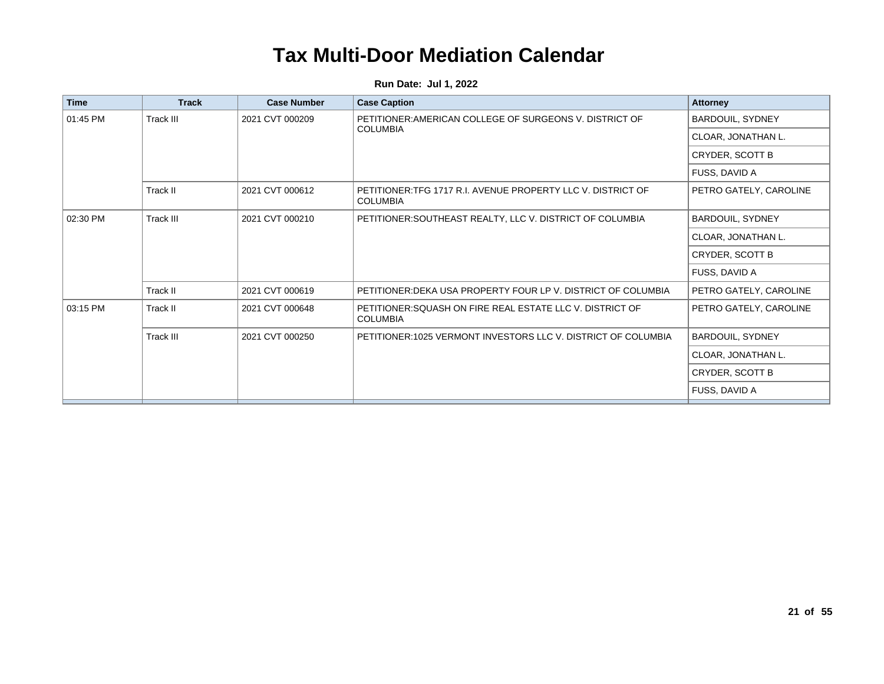# Tax Multi-Door Mediation Calendar

**Run Date: Jul 1, 2022**

| Time | Track | Case Number | Case Caption | Attorney |
|---|---|---|---|---|
| 01:45 PM | Track III | 2021 CVT 000209 | PETITIONER:AMERICAN COLLEGE OF SURGEONS V. DISTRICT OF COLUMBIA | BARDOUIL, SYDNEY |
| | | | | CLOAR, JONATHAN L. |
| | | | | CRYDER, SCOTT B |
| | | | | FUSS, DAVID A |
| | Track II | 2021 CVT 000612 | PETITIONER:TFG 1717 R.I. AVENUE PROPERTY LLC V. DISTRICT OF COLUMBIA | PETRO GATELY, CAROLINE |
| 02:30 PM | Track III | 2021 CVT 000210 | PETITIONER:SOUTHEAST REALTY, LLC V. DISTRICT OF COLUMBIA | BARDOUIL, SYDNEY |
| | | | | CLOAR, JONATHAN L. |
| | | | | CRYDER, SCOTT B |
| | | | | FUSS, DAVID A |
| | Track II | 2021 CVT 000619 | PETITIONER:DEKA USA PROPERTY FOUR LP V. DISTRICT OF COLUMBIA | PETRO GATELY, CAROLINE |
| 03:15 PM | Track II | 2021 CVT 000648 | PETITIONER:SQUASH ON FIRE REAL ESTATE LLC V. DISTRICT OF COLUMBIA | PETRO GATELY, CAROLINE |
| | Track III | 2021 CVT 000250 | PETITIONER:1025 VERMONT INVESTORS LLC V. DISTRICT OF COLUMBIA | BARDOUIL, SYDNEY |
| | | | | CLOAR, JONATHAN L. |
| | | | | CRYDER, SCOTT B |
| | | | | FUSS, DAVID A |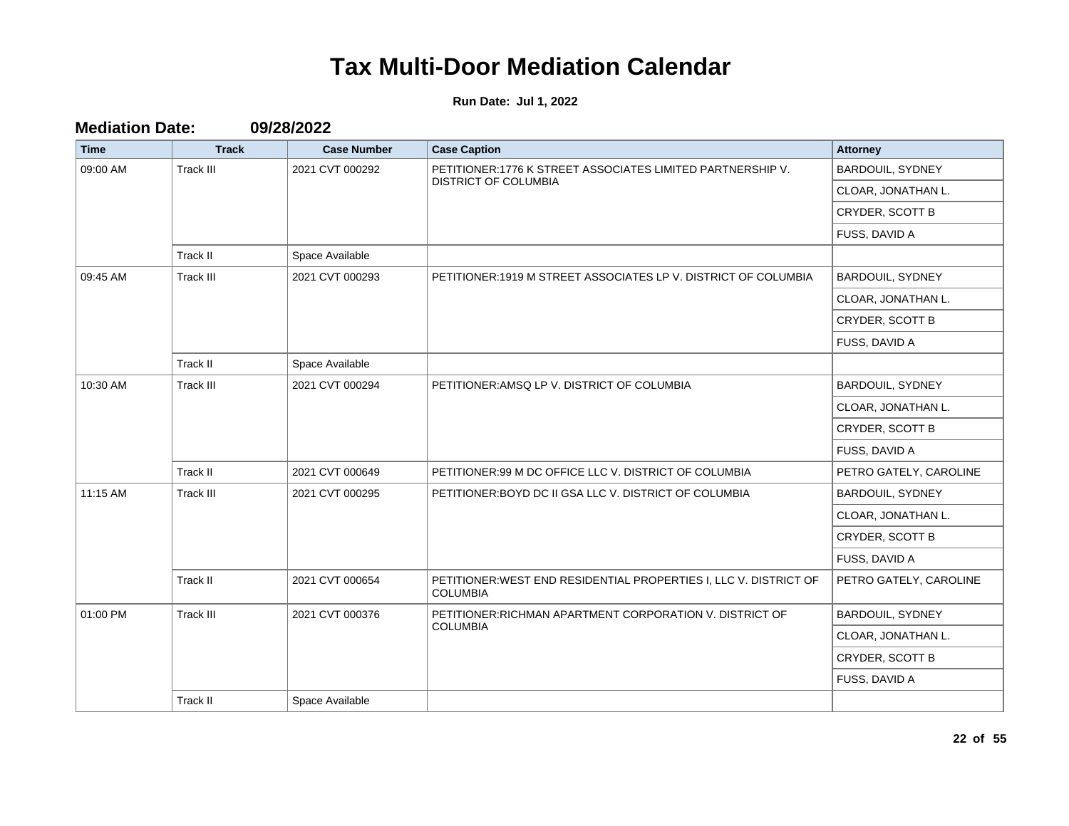# Tax Multi-Door Mediation Calendar

**Run Date: Jul 1, 2022**

## Mediation Date: 09/28/2022

| Time | Track | Case Number | Case Caption | Attorney |
|---|---|---|---|---|
| 09:00 AM | Track III | 2021 CVT 000292 | PETITIONER:1776 K STREET ASSOCIATES LIMITED PARTNERSHIP V. DISTRICT OF COLUMBIA | BARDOUIL, SYDNEY |
| | | | | CLOAR, JONATHAN L. |
| | | | | CRYDER, SCOTT B |
| | | | | FUSS, DAVID A |
| | Track II | Space Available | | |
| 09:45 AM | Track III | 2021 CVT 000293 | PETITIONER:1919 M STREET ASSOCIATES LP V. DISTRICT OF COLUMBIA | BARDOUIL, SYDNEY |
| | | | | CLOAR, JONATHAN L. |
| | | | | CRYDER, SCOTT B |
| | | | | FUSS, DAVID A |
| | Track II | Space Available | | |
| 10:30 AM | Track III | 2021 CVT 000294 | PETITIONER:AMSQ LP V. DISTRICT OF COLUMBIA | BARDOUIL, SYDNEY |
| | | | | CLOAR, JONATHAN L. |
| | | | | CRYDER, SCOTT B |
| | | | | FUSS, DAVID A |
| | Track II | 2021 CVT 000649 | PETITIONER:99 M DC OFFICE LLC V. DISTRICT OF COLUMBIA | PETRO GATELY, CAROLINE |
| 11:15 AM | Track III | 2021 CVT 000295 | PETITIONER:BOYD DC II GSA LLC V. DISTRICT OF COLUMBIA | BARDOUIL, SYDNEY |
| | | | | CLOAR, JONATHAN L. |
| | | | | CRYDER, SCOTT B |
| | | | | FUSS, DAVID A |
| | Track II | 2021 CVT 000654 | PETITIONER:WEST END RESIDENTIAL PROPERTIES I, LLC V. DISTRICT OF COLUMBIA | PETRO GATELY, CAROLINE |
| 01:00 PM | Track III | 2021 CVT 000376 | PETITIONER:RICHMAN APARTMENT CORPORATION V. DISTRICT OF COLUMBIA | BARDOUIL, SYDNEY |
| | | | | CLOAR, JONATHAN L. |
| | | | | CRYDER, SCOTT B |
| | | | | FUSS, DAVID A |
| | Track II | Space Available | | |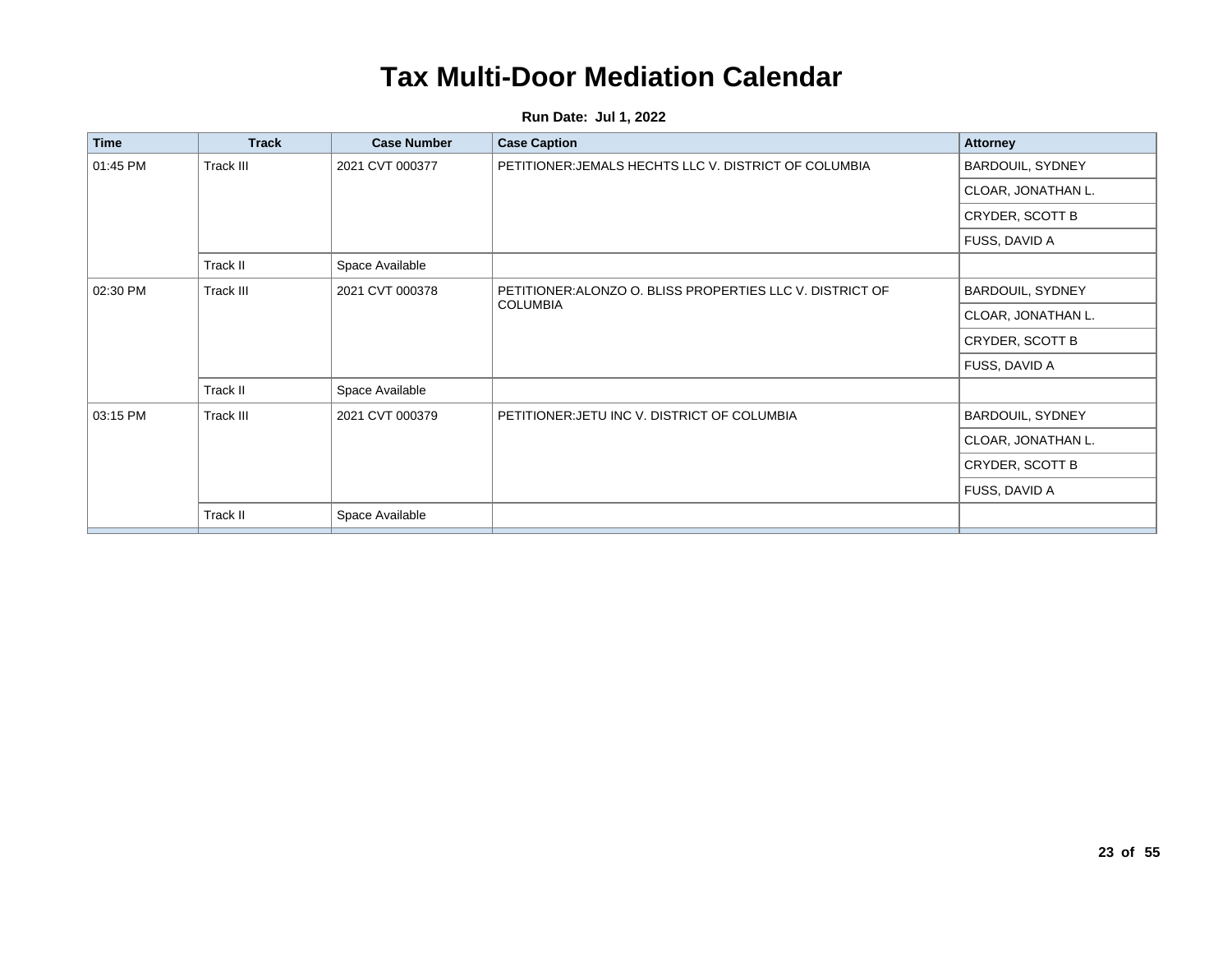# Tax Multi-Door Mediation Calendar

**Run Date: Jul 1, 2022**

| Time | Track | Case Number | Case Caption | Attorney |
|---|---|---|---|---|
| 01:45 PM | Track III | 2021 CVT 000377 | PETITIONER:JEMALS HECHTS LLC V. DISTRICT OF COLUMBIA | BARDOUIL, SYDNEY |
| | | | | CLOAR, JONATHAN L. |
| | | | | CRYDER, SCOTT B |
| | | | | FUSS, DAVID A |
| | Track II | Space Available | | |
| 02:30 PM | Track III | 2021 CVT 000378 | PETITIONER:ALONZO O. BLISS PROPERTIES LLC V. DISTRICT OF COLUMBIA | BARDOUIL, SYDNEY |
| | | | | CLOAR, JONATHAN L. |
| | | | | CRYDER, SCOTT B |
| | | | | FUSS, DAVID A |
| | Track II | Space Available | | |
| 03:15 PM | Track III | 2021 CVT 000379 | PETITIONER:JETU INC V. DISTRICT OF COLUMBIA | BARDOUIL, SYDNEY |
| | | | | CLOAR, JONATHAN L. |
| | | | | CRYDER, SCOTT B |
| | | | | FUSS, DAVID A |
| | Track II | Space Available | | |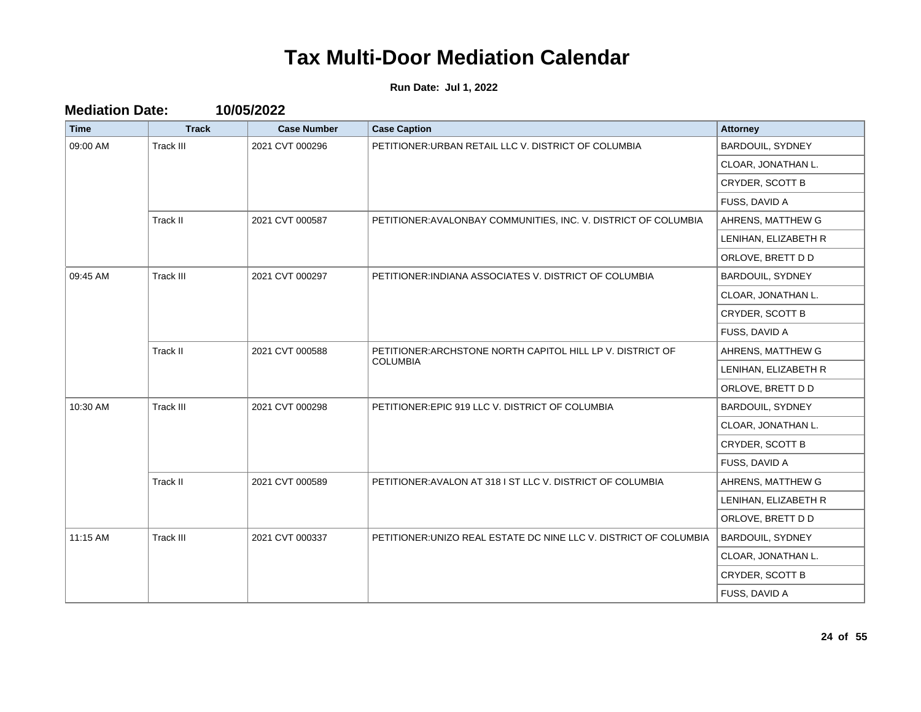# Tax Multi-Door Mediation Calendar

**Run Date: Jul 1, 2022**

## Mediation Date: 10/05/2022

| Time | Track | Case Number | Case Caption | Attorney |
|---|---|---|---|---|
| 09:00 AM | Track III | 2021 CVT 000296 | PETITIONER:URBAN RETAIL LLC V. DISTRICT OF COLUMBIA | BARDOUIL, SYDNEY |
| | | | | CLOAR, JONATHAN L. |
| | | | | CRYDER, SCOTT B |
| | | | | FUSS, DAVID A |
| | Track II | 2021 CVT 000587 | PETITIONER:AVALONBAY COMMUNITIES, INC. V. DISTRICT OF COLUMBIA | AHRENS, MATTHEW G |
| | | | | LENIHAN, ELIZABETH R |
| | | | | ORLOVE, BRETT D D |
| 09:45 AM | Track III | 2021 CVT 000297 | PETITIONER:INDIANA ASSOCIATES V. DISTRICT OF COLUMBIA | BARDOUIL, SYDNEY |
| | | | | CLOAR, JONATHAN L. |
| | | | | CRYDER, SCOTT B |
| | | | | FUSS, DAVID A |
| | Track II | 2021 CVT 000588 | PETITIONER:ARCHSTONE NORTH CAPITOL HILL LP V. DISTRICT OF COLUMBIA | AHRENS, MATTHEW G |
| | | | | LENIHAN, ELIZABETH R |
| | | | | ORLOVE, BRETT D D |
| 10:30 AM | Track III | 2021 CVT 000298 | PETITIONER:EPIC 919 LLC V. DISTRICT OF COLUMBIA | BARDOUIL, SYDNEY |
| | | | | CLOAR, JONATHAN L. |
| | | | | CRYDER, SCOTT B |
| | | | | FUSS, DAVID A |
| | Track II | 2021 CVT 000589 | PETITIONER:AVALON AT 318 I ST LLC V. DISTRICT OF COLUMBIA | AHRENS, MATTHEW G |
| | | | | LENIHAN, ELIZABETH R |
| | | | | ORLOVE, BRETT D D |
| 11:15 AM | Track III | 2021 CVT 000337 | PETITIONER:UNIZO REAL ESTATE DC NINE LLC V. DISTRICT OF COLUMBIA | BARDOUIL, SYDNEY |
| | | | | CLOAR, JONATHAN L. |
| | | | | CRYDER, SCOTT B |
| | | | | FUSS, DAVID A |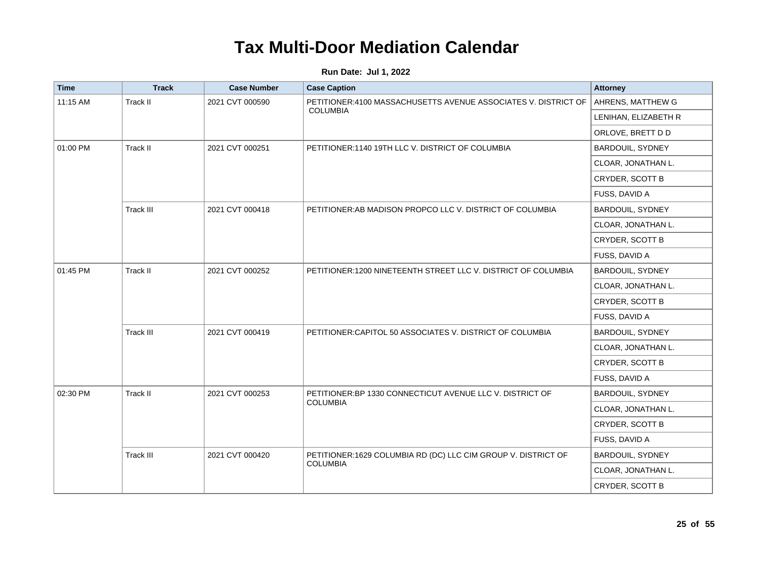# Tax Multi-Door Mediation Calendar

**Run Date: Jul 1, 2022**

| Time | Track | Case Number | Case Caption | Attorney |
|---|---|---|---|---|
| 11:15 AM | Track II | 2021 CVT 000590 | PETITIONER:4100 MASSACHUSETTS AVENUE ASSOCIATES V. DISTRICT OF COLUMBIA | AHRENS, MATTHEW G |
| | | | | LENIHAN, ELIZABETH R |
| | | | | ORLOVE, BRETT D D |
| 01:00 PM | Track II | 2021 CVT 000251 | PETITIONER:1140 19TH LLC V. DISTRICT OF COLUMBIA | BARDOUIL, SYDNEY |
| | | | | CLOAR, JONATHAN L. |
| | | | | CRYDER, SCOTT B |
| | | | | FUSS, DAVID A |
| | Track III | 2021 CVT 000418 | PETITIONER:AB MADISON PROPCO LLC V. DISTRICT OF COLUMBIA | BARDOUIL, SYDNEY |
| | | | | CLOAR, JONATHAN L. |
| | | | | CRYDER, SCOTT B |
| | | | | FUSS, DAVID A |
| 01:45 PM | Track II | 2021 CVT 000252 | PETITIONER:1200 NINETEENTH STREET LLC V. DISTRICT OF COLUMBIA | BARDOUIL, SYDNEY |
| | | | | CLOAR, JONATHAN L. |
| | | | | CRYDER, SCOTT B |
| | | | | FUSS, DAVID A |
| | Track III | 2021 CVT 000419 | PETITIONER:CAPITOL 50 ASSOCIATES V. DISTRICT OF COLUMBIA | BARDOUIL, SYDNEY |
| | | | | CLOAR, JONATHAN L. |
| | | | | CRYDER, SCOTT B |
| | | | | FUSS, DAVID A |
| 02:30 PM | Track II | 2021 CVT 000253 | PETITIONER:BP 1330 CONNECTICUT AVENUE LLC V. DISTRICT OF COLUMBIA | BARDOUIL, SYDNEY |
| | | | | CLOAR, JONATHAN L. |
| | | | | CRYDER, SCOTT B |
| | | | | FUSS, DAVID A |
| | Track III | 2021 CVT 000420 | PETITIONER:1629 COLUMBIA RD (DC) LLC CIM GROUP V. DISTRICT OF COLUMBIA | BARDOUIL, SYDNEY |
| | | | | CLOAR, JONATHAN L. |
| | | | | CRYDER, SCOTT B |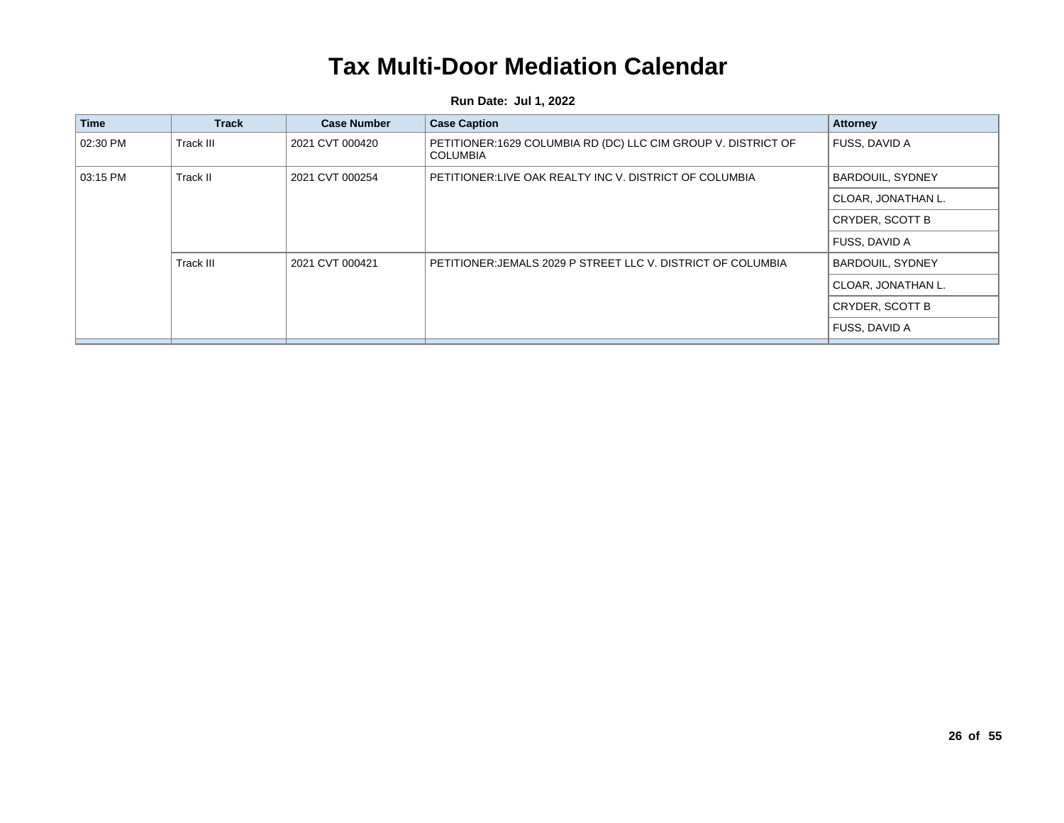# Tax Multi-Door Mediation Calendar

**Run Date: Jul 1, 2022**

| Time | Track | Case Number | Case Caption | Attorney |
|---|---|---|---|---|
| 02:30 PM | Track III | 2021 CVT 000420 | PETITIONER:1629 COLUMBIA RD (DC) LLC CIM GROUP V. DISTRICT OF COLUMBIA | FUSS, DAVID A |
| 03:15 PM | Track II | 2021 CVT 000254 | PETITIONER:LIVE OAK REALTY INC V. DISTRICT OF COLUMBIA | BARDOUIL, SYDNEY |
| | | | | CLOAR, JONATHAN L. |
| | | | | CRYDER, SCOTT B |
| | | | | FUSS, DAVID A |
| | Track III | 2021 CVT 000421 | PETITIONER:JEMALS 2029 P STREET LLC V. DISTRICT OF COLUMBIA | BARDOUIL, SYDNEY |
| | | | | CLOAR, JONATHAN L. |
| | | | | CRYDER, SCOTT B |
| | | | | FUSS, DAVID A |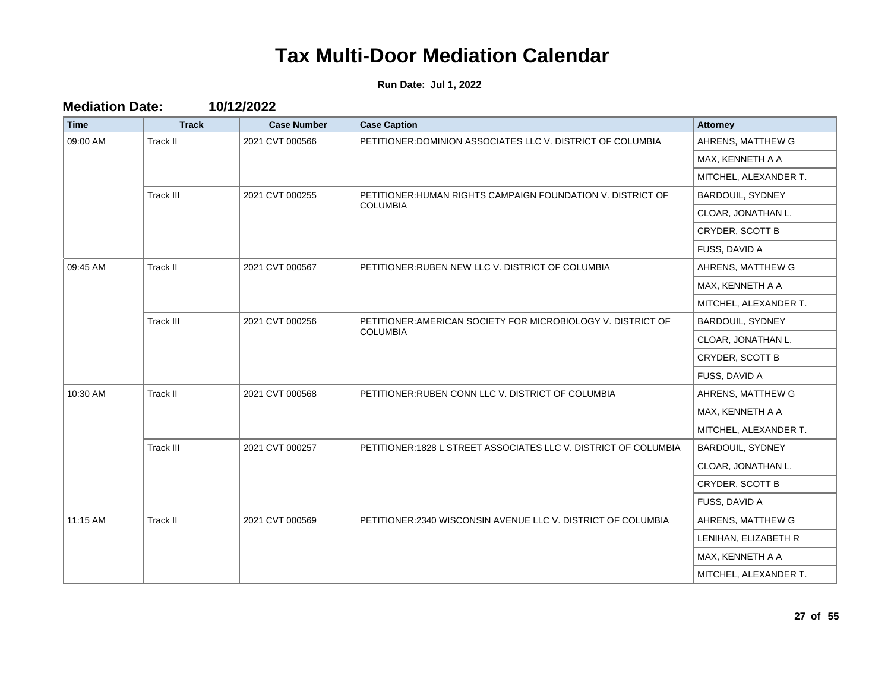# Tax Multi-Door Mediation Calendar

**Run Date: Jul 1, 2022**

## Mediation Date: 10/12/2022

| Time | Track | Case Number | Case Caption | Attorney |
|---|---|---|---|---|
| 09:00 AM | Track II | 2021 CVT 000566 | PETITIONER:DOMINION ASSOCIATES LLC V. DISTRICT OF COLUMBIA | AHRENS, MATTHEW G |
| | | | | MAX, KENNETH A A |
| | | | | MITCHEL, ALEXANDER T. |
| | Track III | 2021 CVT 000255 | PETITIONER:HUMAN RIGHTS CAMPAIGN FOUNDATION V. DISTRICT OF COLUMBIA | BARDOUIL, SYDNEY |
| | | | | CLOAR, JONATHAN L. |
| | | | | CRYDER, SCOTT B |
| | | | | FUSS, DAVID A |
| 09:45 AM | Track II | 2021 CVT 000567 | PETITIONER:RUBEN NEW LLC V. DISTRICT OF COLUMBIA | AHRENS, MATTHEW G |
| | | | | MAX, KENNETH A A |
| | | | | MITCHEL, ALEXANDER T. |
| | Track III | 2021 CVT 000256 | PETITIONER:AMERICAN SOCIETY FOR MICROBIOLOGY V. DISTRICT OF COLUMBIA | BARDOUIL, SYDNEY |
| | | | | CLOAR, JONATHAN L. |
| | | | | CRYDER, SCOTT B |
| | | | | FUSS, DAVID A |
| 10:30 AM | Track II | 2021 CVT 000568 | PETITIONER:RUBEN CONN LLC V. DISTRICT OF COLUMBIA | AHRENS, MATTHEW G |
| | | | | MAX, KENNETH A A |
| | | | | MITCHEL, ALEXANDER T. |
| | Track III | 2021 CVT 000257 | PETITIONER:1828 L STREET ASSOCIATES LLC V. DISTRICT OF COLUMBIA | BARDOUIL, SYDNEY |
| | | | | CLOAR, JONATHAN L. |
| | | | | CRYDER, SCOTT B |
| | | | | FUSS, DAVID A |
| 11:15 AM | Track II | 2021 CVT 000569 | PETITIONER:2340 WISCONSIN AVENUE LLC V. DISTRICT OF COLUMBIA | AHRENS, MATTHEW G |
| | | | | LENIHAN, ELIZABETH R |
| | | | | MAX, KENNETH A A |
| | | | | MITCHEL, ALEXANDER T. |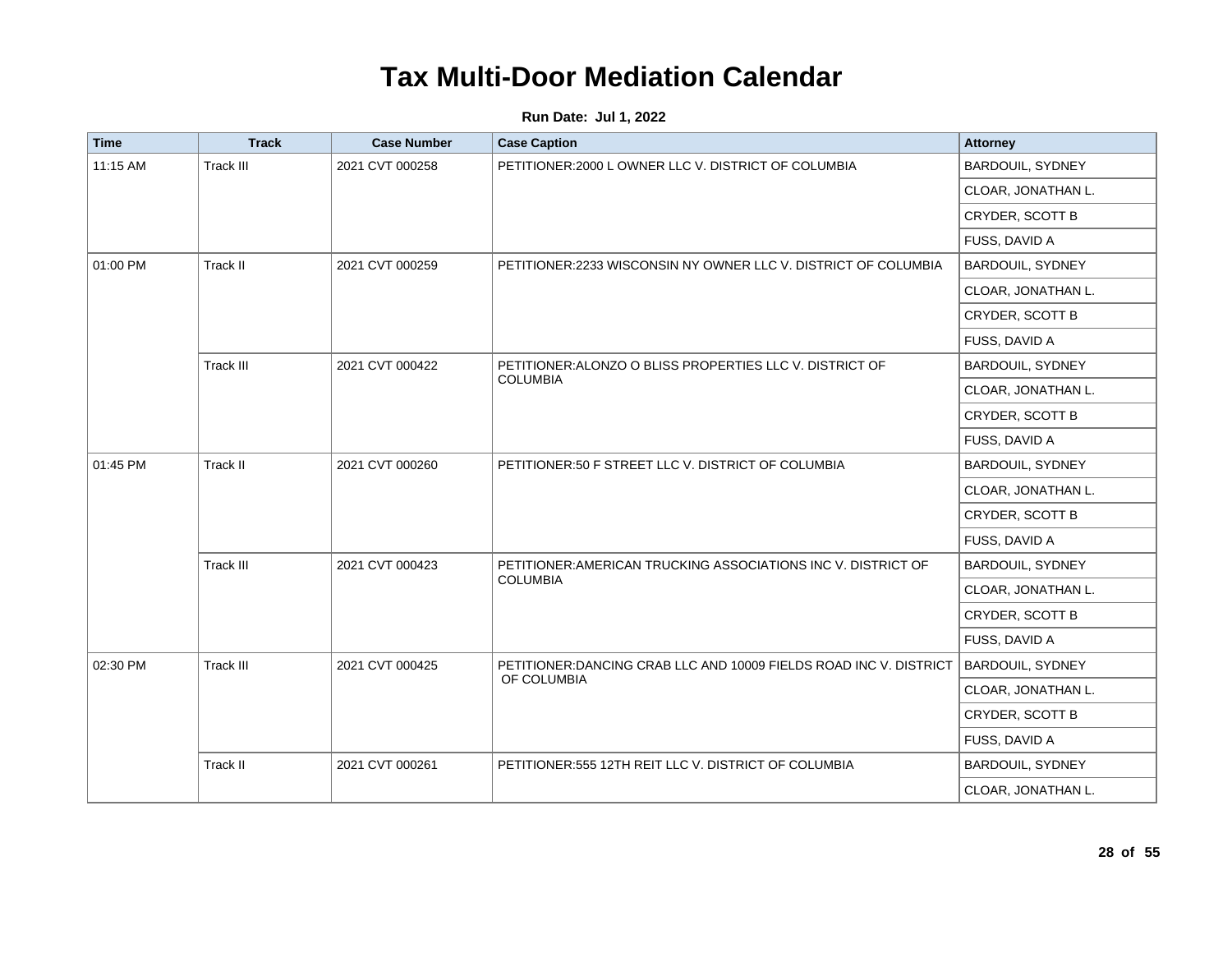# Tax Multi-Door Mediation Calendar

**Run Date: Jul 1, 2022**

| Time | Track | Case Number | Case Caption | Attorney |
|---|---|---|---|---|
| 11:15 AM | Track III | 2021 CVT 000258 | PETITIONER:2000 L OWNER LLC V. DISTRICT OF COLUMBIA | BARDOUIL, SYDNEY |
| | | | | CLOAR, JONATHAN L. |
| | | | | CRYDER, SCOTT B |
| | | | | FUSS, DAVID A |
| 01:00 PM | Track II | 2021 CVT 000259 | PETITIONER:2233 WISCONSIN NY OWNER LLC V. DISTRICT OF COLUMBIA | BARDOUIL, SYDNEY |
| | | | | CLOAR, JONATHAN L. |
| | | | | CRYDER, SCOTT B |
| | | | | FUSS, DAVID A |
| | Track III | 2021 CVT 000422 | PETITIONER:ALONZO O BLISS PROPERTIES LLC V. DISTRICT OF COLUMBIA | BARDOUIL, SYDNEY |
| | | | | CLOAR, JONATHAN L. |
| | | | | CRYDER, SCOTT B |
| | | | | FUSS, DAVID A |
| 01:45 PM | Track II | 2021 CVT 000260 | PETITIONER:50 F STREET LLC V. DISTRICT OF COLUMBIA | BARDOUIL, SYDNEY |
| | | | | CLOAR, JONATHAN L. |
| | | | | CRYDER, SCOTT B |
| | | | | FUSS, DAVID A |
| | Track III | 2021 CVT 000423 | PETITIONER:AMERICAN TRUCKING ASSOCIATIONS INC V. DISTRICT OF COLUMBIA | BARDOUIL, SYDNEY |
| | | | | CLOAR, JONATHAN L. |
| | | | | CRYDER, SCOTT B |
| | | | | FUSS, DAVID A |
| 02:30 PM | Track III | 2021 CVT 000425 | PETITIONER:DANCING CRAB LLC AND 10009 FIELDS ROAD INC V. DISTRICT OF COLUMBIA | BARDOUIL, SYDNEY |
| | | | | CLOAR, JONATHAN L. |
| | | | | CRYDER, SCOTT B |
| | | | | FUSS, DAVID A |
| | Track II | 2021 CVT 000261 | PETITIONER:555 12TH REIT LLC V. DISTRICT OF COLUMBIA | BARDOUIL, SYDNEY |
| | | | | CLOAR, JONATHAN L. |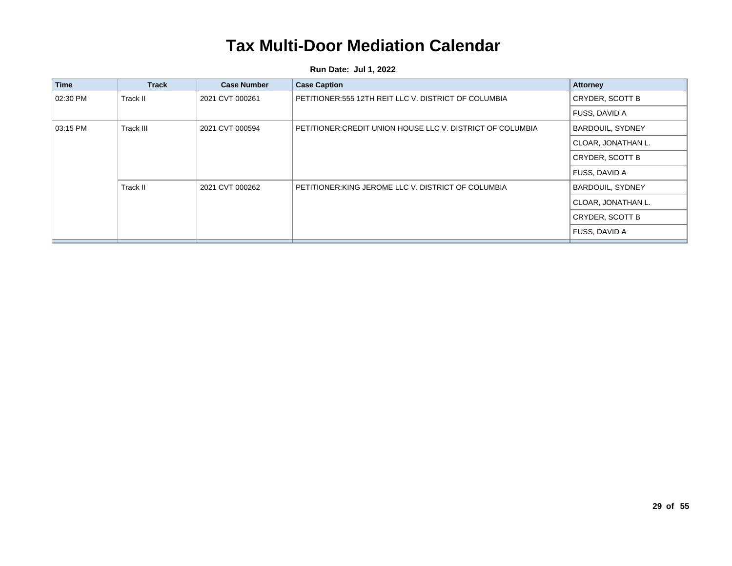# Tax Multi-Door Mediation Calendar

**Run Date: Jul 1, 2022**

| Time | Track | Case Number | Case Caption | Attorney |
|---|---|---|---|---|
| 02:30 PM | Track II | 2021 CVT 000261 | PETITIONER:555 12TH REIT LLC V. DISTRICT OF COLUMBIA | CRYDER, SCOTT B |
| | | | | FUSS, DAVID A |
| 03:15 PM | Track III | 2021 CVT 000594 | PETITIONER:CREDIT UNION HOUSE LLC V. DISTRICT OF COLUMBIA | BARDOUIL, SYDNEY |
| | | | | CLOAR, JONATHAN L. |
| | | | | CRYDER, SCOTT B |
| | | | | FUSS, DAVID A |
| | Track II | 2021 CVT 000262 | PETITIONER:KING JEROME LLC V. DISTRICT OF COLUMBIA | BARDOUIL, SYDNEY |
| | | | | CLOAR, JONATHAN L. |
| | | | | CRYDER, SCOTT B |
| | | | | FUSS, DAVID A |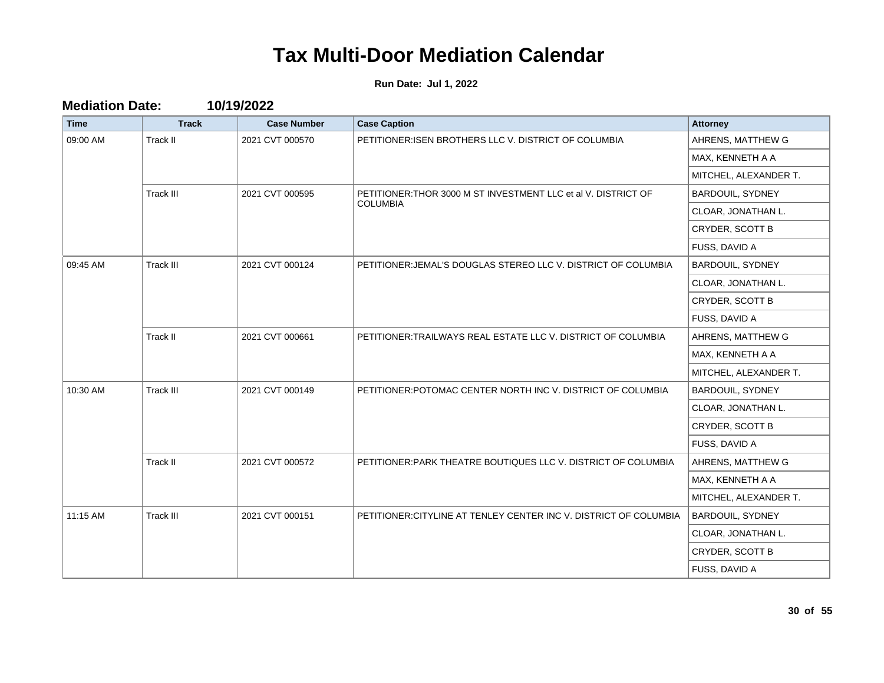# Tax Multi-Door Mediation Calendar

**Run Date: Jul 1, 2022**

## Mediation Date: 10/19/2022

| Time | Track | Case Number | Case Caption | Attorney |
|---|---|---|---|---|
| 09:00 AM | Track II | 2021 CVT 000570 | PETITIONER:ISEN BROTHERS LLC V. DISTRICT OF COLUMBIA | AHRENS, MATTHEW G |
| | | | | MAX, KENNETH A A |
| | | | | MITCHEL, ALEXANDER T. |
| | Track III | 2021 CVT 000595 | PETITIONER:THOR 3000 M ST INVESTMENT LLC et al V. DISTRICT OF COLUMBIA | BARDOUIL, SYDNEY |
| | | | | CLOAR, JONATHAN L. |
| | | | | CRYDER, SCOTT B |
| | | | | FUSS, DAVID A |
| 09:45 AM | Track III | 2021 CVT 000124 | PETITIONER:JEMAL'S DOUGLAS STEREO LLC V. DISTRICT OF COLUMBIA | BARDOUIL, SYDNEY |
| | | | | CLOAR, JONATHAN L. |
| | | | | CRYDER, SCOTT B |
| | | | | FUSS, DAVID A |
| | Track II | 2021 CVT 000661 | PETITIONER:TRAILWAYS REAL ESTATE LLC V. DISTRICT OF COLUMBIA | AHRENS, MATTHEW G |
| | | | | MAX, KENNETH A A |
| | | | | MITCHEL, ALEXANDER T. |
| 10:30 AM | Track III | 2021 CVT 000149 | PETITIONER:POTOMAC CENTER NORTH INC V. DISTRICT OF COLUMBIA | BARDOUIL, SYDNEY |
| | | | | CLOAR, JONATHAN L. |
| | | | | CRYDER, SCOTT B |
| | | | | FUSS, DAVID A |
| | Track II | 2021 CVT 000572 | PETITIONER:PARK THEATRE BOUTIQUES LLC V. DISTRICT OF COLUMBIA | AHRENS, MATTHEW G |
| | | | | MAX, KENNETH A A |
| | | | | MITCHEL, ALEXANDER T. |
| 11:15 AM | Track III | 2021 CVT 000151 | PETITIONER:CITYLINE AT TENLEY CENTER INC V. DISTRICT OF COLUMBIA | BARDOUIL, SYDNEY |
| | | | | CLOAR, JONATHAN L. |
| | | | | CRYDER, SCOTT B |
| | | | | FUSS, DAVID A |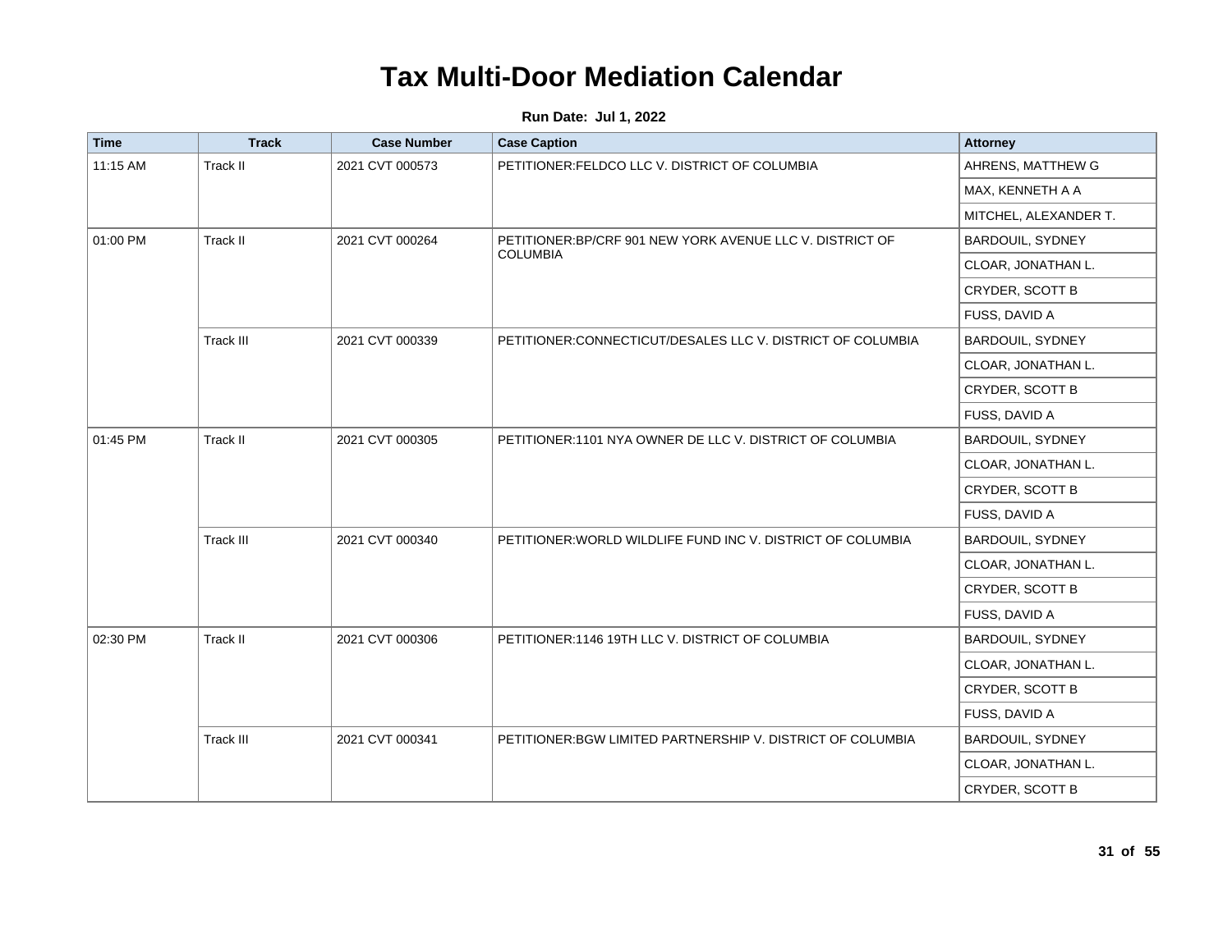# Tax Multi-Door Mediation Calendar

**Run Date: Jul 1, 2022**

| Time | Track | Case Number | Case Caption | Attorney |
|---|---|---|---|---|
| 11:15 AM | Track II | 2021 CVT 000573 | PETITIONER:FELDCO LLC V. DISTRICT OF COLUMBIA | AHRENS, MATTHEW G |
| | | | | MAX, KENNETH A A |
| | | | | MITCHEL, ALEXANDER T. |
| 01:00 PM | Track II | 2021 CVT 000264 | PETITIONER:BP/CRF 901 NEW YORK AVENUE LLC V. DISTRICT OF COLUMBIA | BARDOUIL, SYDNEY |
| | | | | CLOAR, JONATHAN L. |
| | | | | CRYDER, SCOTT B |
| | | | | FUSS, DAVID A |
| | Track III | 2021 CVT 000339 | PETITIONER:CONNECTICUT/DESALES LLC V. DISTRICT OF COLUMBIA | BARDOUIL, SYDNEY |
| | | | | CLOAR, JONATHAN L. |
| | | | | CRYDER, SCOTT B |
| | | | | FUSS, DAVID A |
| 01:45 PM | Track II | 2021 CVT 000305 | PETITIONER:1101 NYA OWNER DE LLC V. DISTRICT OF COLUMBIA | BARDOUIL, SYDNEY |
| | | | | CLOAR, JONATHAN L. |
| | | | | CRYDER, SCOTT B |
| | | | | FUSS, DAVID A |
| | Track III | 2021 CVT 000340 | PETITIONER:WORLD WILDLIFE FUND INC V. DISTRICT OF COLUMBIA | BARDOUIL, SYDNEY |
| | | | | CLOAR, JONATHAN L. |
| | | | | CRYDER, SCOTT B |
| | | | | FUSS, DAVID A |
| 02:30 PM | Track II | 2021 CVT 000306 | PETITIONER:1146 19TH LLC V. DISTRICT OF COLUMBIA | BARDOUIL, SYDNEY |
| | | | | CLOAR, JONATHAN L. |
| | | | | CRYDER, SCOTT B |
| | | | | FUSS, DAVID A |
| | Track III | 2021 CVT 000341 | PETITIONER:BGW LIMITED PARTNERSHIP V. DISTRICT OF COLUMBIA | BARDOUIL, SYDNEY |
| | | | | CLOAR, JONATHAN L. |
| | | | | CRYDER, SCOTT B |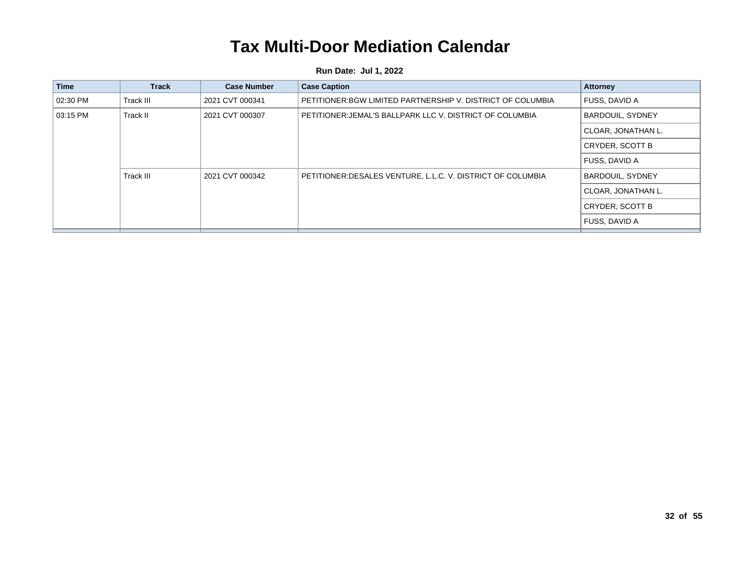# Tax Multi-Door Mediation Calendar

**Run Date: Jul 1, 2022**

| Time | Track | Case Number | Case Caption | Attorney |
|---|---|---|---|---|
| 02:30 PM | Track III | 2021 CVT 000341 | PETITIONER:BGW LIMITED PARTNERSHIP V. DISTRICT OF COLUMBIA | FUSS, DAVID A |
| 03:15 PM | Track II | 2021 CVT 000307 | PETITIONER:JEMAL'S BALLPARK LLC V. DISTRICT OF COLUMBIA | BARDOUIL, SYDNEY |
| | | | | CLOAR, JONATHAN L. |
| | | | | CRYDER, SCOTT B |
| | | | | FUSS, DAVID A |
| | Track III | 2021 CVT 000342 | PETITIONER:DESALES VENTURE, L.L.C. V. DISTRICT OF COLUMBIA | BARDOUIL, SYDNEY |
| | | | | CLOAR, JONATHAN L. |
| | | | | CRYDER, SCOTT B |
| | | | | FUSS, DAVID A |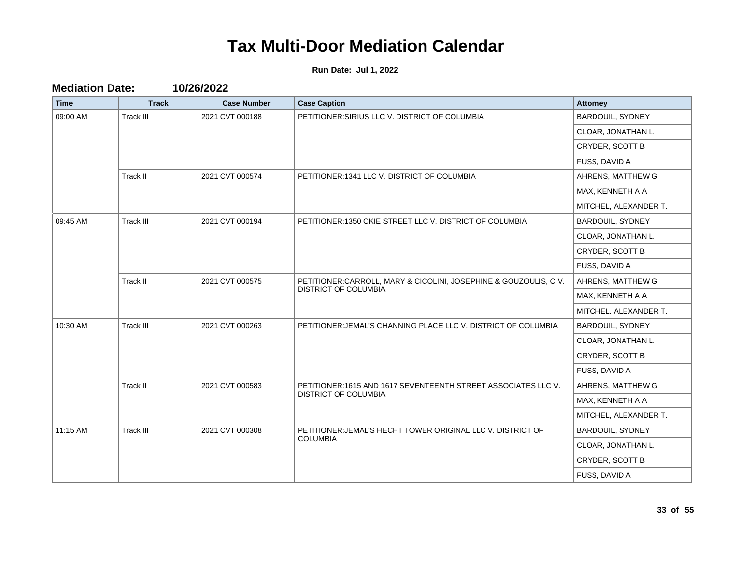# Tax Multi-Door Mediation Calendar

**Run Date: Jul 1, 2022**

## Mediation Date: 10/26/2022

| Time | Track | Case Number | Case Caption | Attorney |
|---|---|---|---|---|
| 09:00 AM | Track III | 2021 CVT 000188 | PETITIONER:SIRIUS LLC V. DISTRICT OF COLUMBIA | BARDOUIL, SYDNEY |
| | | | | CLOAR, JONATHAN L. |
| | | | | CRYDER, SCOTT B |
| | | | | FUSS, DAVID A |
| | Track II | 2021 CVT 000574 | PETITIONER:1341 LLC V. DISTRICT OF COLUMBIA | AHRENS, MATTHEW G |
| | | | | MAX, KENNETH A A |
| | | | | MITCHEL, ALEXANDER T. |
| 09:45 AM | Track III | 2021 CVT 000194 | PETITIONER:1350 OKIE STREET LLC V. DISTRICT OF COLUMBIA | BARDOUIL, SYDNEY |
| | | | | CLOAR, JONATHAN L. |
| | | | | CRYDER, SCOTT B |
| | | | | FUSS, DAVID A |
| | Track II | 2021 CVT 000575 | PETITIONER:CARROLL, MARY & CICOLINI, JOSEPHINE & GOUZOULIS, C V. DISTRICT OF COLUMBIA | AHRENS, MATTHEW G |
| | | | | MAX, KENNETH A A |
| | | | | MITCHEL, ALEXANDER T. |
| 10:30 AM | Track III | 2021 CVT 000263 | PETITIONER:JEMAL'S CHANNING PLACE LLC V. DISTRICT OF COLUMBIA | BARDOUIL, SYDNEY |
| | | | | CLOAR, JONATHAN L. |
| | | | | CRYDER, SCOTT B |
| | | | | FUSS, DAVID A |
| | Track II | 2021 CVT 000583 | PETITIONER:1615 AND 1617 SEVENTEENTH STREET ASSOCIATES LLC V. DISTRICT OF COLUMBIA | AHRENS, MATTHEW G |
| | | | | MAX, KENNETH A A |
| | | | | MITCHEL, ALEXANDER T. |
| 11:15 AM | Track III | 2021 CVT 000308 | PETITIONER:JEMAL'S HECHT TOWER ORIGINAL LLC V. DISTRICT OF COLUMBIA | BARDOUIL, SYDNEY |
| | | | | CLOAR, JONATHAN L. |
| | | | | CRYDER, SCOTT B |
| | | | | FUSS, DAVID A |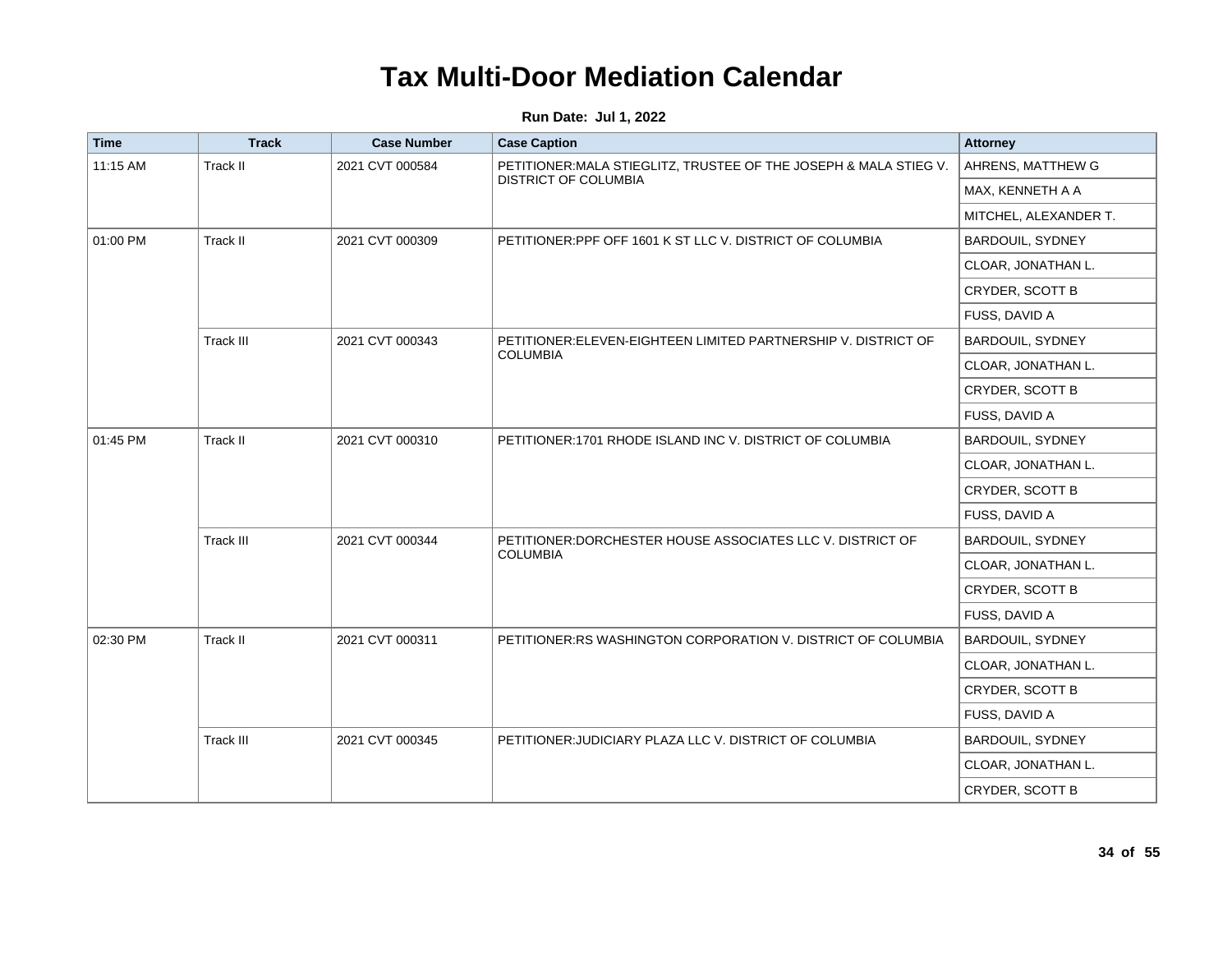# Tax Multi-Door Mediation Calendar

**Run Date: Jul 1, 2022**

| Time | Track | Case Number | Case Caption | Attorney |
|---|---|---|---|---|
| 11:15 AM | Track II | 2021 CVT 000584 | PETITIONER:MALA STIEGLITZ, TRUSTEE OF THE JOSEPH & MALA STIEG V. DISTRICT OF COLUMBIA | AHRENS, MATTHEW G |
| | | | | MAX, KENNETH A A |
| | | | | MITCHEL, ALEXANDER T. |
| 01:00 PM | Track II | 2021 CVT 000309 | PETITIONER:PPF OFF 1601 K ST LLC V. DISTRICT OF COLUMBIA | BARDOUIL, SYDNEY |
| | | | | CLOAR, JONATHAN L. |
| | | | | CRYDER, SCOTT B |
| | | | | FUSS, DAVID A |
| | Track III | 2021 CVT 000343 | PETITIONER:ELEVEN-EIGHTEEN LIMITED PARTNERSHIP V. DISTRICT OF COLUMBIA | BARDOUIL, SYDNEY |
| | | | | CLOAR, JONATHAN L. |
| | | | | CRYDER, SCOTT B |
| | | | | FUSS, DAVID A |
| 01:45 PM | Track II | 2021 CVT 000310 | PETITIONER:1701 RHODE ISLAND INC V. DISTRICT OF COLUMBIA | BARDOUIL, SYDNEY |
| | | | | CLOAR, JONATHAN L. |
| | | | | CRYDER, SCOTT B |
| | | | | FUSS, DAVID A |
| | Track III | 2021 CVT 000344 | PETITIONER:DORCHESTER HOUSE ASSOCIATES LLC V. DISTRICT OF COLUMBIA | BARDOUIL, SYDNEY |
| | | | | CLOAR, JONATHAN L. |
| | | | | CRYDER, SCOTT B |
| | | | | FUSS, DAVID A |
| 02:30 PM | Track II | 2021 CVT 000311 | PETITIONER:RS WASHINGTON CORPORATION V. DISTRICT OF COLUMBIA | BARDOUIL, SYDNEY |
| | | | | CLOAR, JONATHAN L. |
| | | | | CRYDER, SCOTT B |
| | | | | FUSS, DAVID A |
| | Track III | 2021 CVT 000345 | PETITIONER:JUDICIARY PLAZA LLC V. DISTRICT OF COLUMBIA | BARDOUIL, SYDNEY |
| | | | | CLOAR, JONATHAN L. |
| | | | | CRYDER, SCOTT B |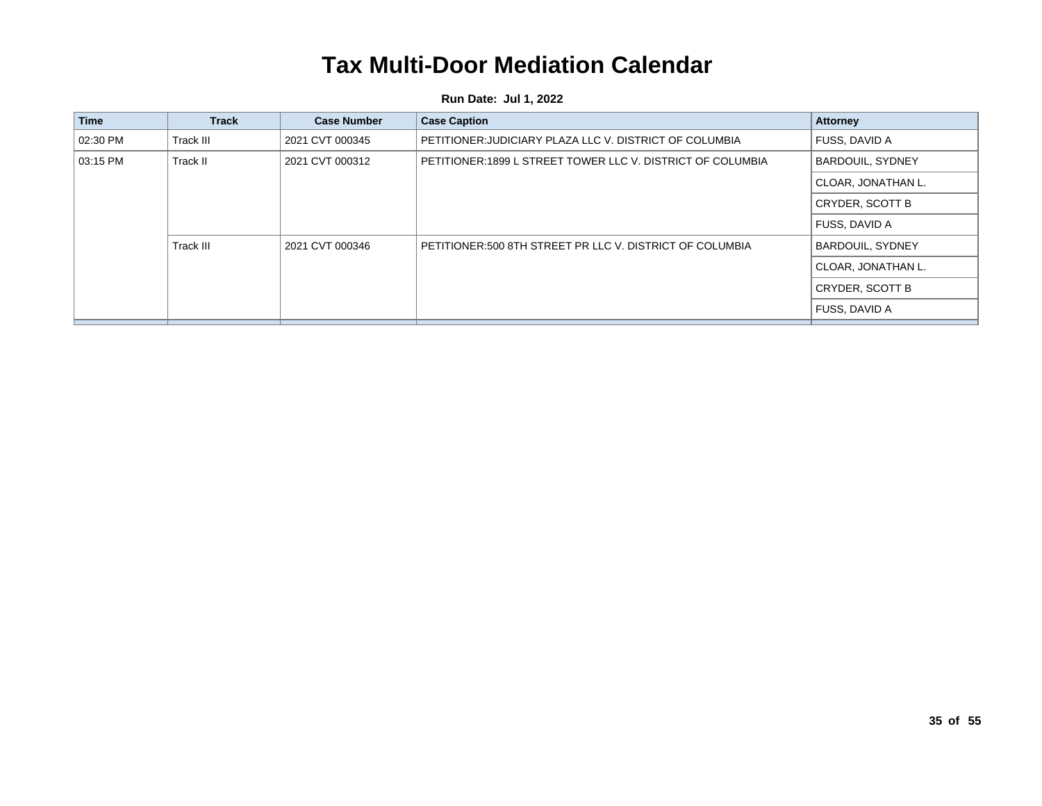# Tax Multi-Door Mediation Calendar

**Run Date: Jul 1, 2022**

| Time | Track | Case Number | Case Caption | Attorney |
|---|---|---|---|---|
| 02:30 PM | Track III | 2021 CVT 000345 | PETITIONER:JUDICIARY PLAZA LLC V. DISTRICT OF COLUMBIA | FUSS, DAVID A |
| 03:15 PM | Track II | 2021 CVT 000312 | PETITIONER:1899 L STREET TOWER LLC V. DISTRICT OF COLUMBIA | BARDOUIL, SYDNEY |
| | | | | CLOAR, JONATHAN L. |
| | | | | CRYDER, SCOTT B |
| | | | | FUSS, DAVID A |
| | Track III | 2021 CVT 000346 | PETITIONER:500 8TH STREET PR LLC V. DISTRICT OF COLUMBIA | BARDOUIL, SYDNEY |
| | | | | CLOAR, JONATHAN L. |
| | | | | CRYDER, SCOTT B |
| | | | | FUSS, DAVID A |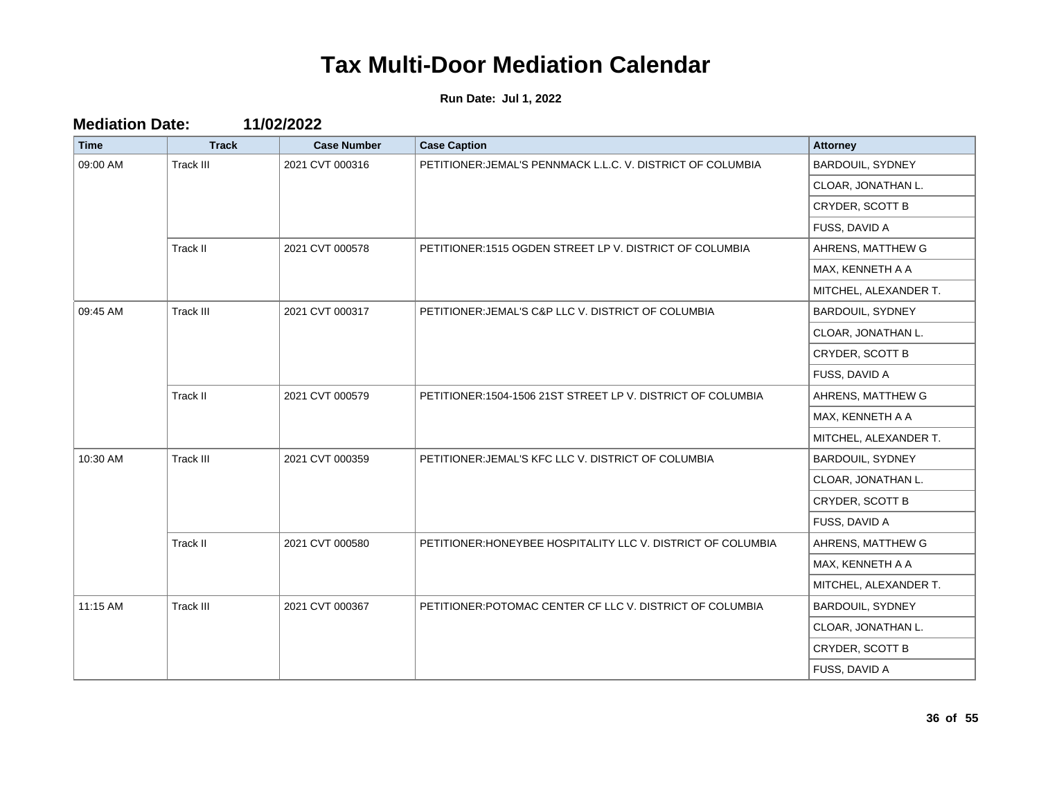# Tax Multi-Door Mediation Calendar

**Run Date: Jul 1, 2022**

## Mediation Date: 11/02/2022

| Time | Track | Case Number | Case Caption | Attorney |
|---|---|---|---|---|
| 09:00 AM | Track III | 2021 CVT 000316 | PETITIONER:JEMAL'S PENNMACK L.L.C. V. DISTRICT OF COLUMBIA | BARDOUIL, SYDNEY |
| | | | | CLOAR, JONATHAN L. |
| | | | | CRYDER, SCOTT B |
| | | | | FUSS, DAVID A |
| | Track II | 2021 CVT 000578 | PETITIONER:1515 OGDEN STREET LP V. DISTRICT OF COLUMBIA | AHRENS, MATTHEW G |
| | | | | MAX, KENNETH A A |
| | | | | MITCHEL, ALEXANDER T. |
| 09:45 AM | Track III | 2021 CVT 000317 | PETITIONER:JEMAL'S C&P LLC V. DISTRICT OF COLUMBIA | BARDOUIL, SYDNEY |
| | | | | CLOAR, JONATHAN L. |
| | | | | CRYDER, SCOTT B |
| | | | | FUSS, DAVID A |
| | Track II | 2021 CVT 000579 | PETITIONER:1504-1506 21ST STREET LP V. DISTRICT OF COLUMBIA | AHRENS, MATTHEW G |
| | | | | MAX, KENNETH A A |
| | | | | MITCHEL, ALEXANDER T. |
| 10:30 AM | Track III | 2021 CVT 000359 | PETITIONER:JEMAL'S KFC LLC V. DISTRICT OF COLUMBIA | BARDOUIL, SYDNEY |
| | | | | CLOAR, JONATHAN L. |
| | | | | CRYDER, SCOTT B |
| | | | | FUSS, DAVID A |
| | Track II | 2021 CVT 000580 | PETITIONER:HONEYBEE HOSPITALITY LLC V. DISTRICT OF COLUMBIA | AHRENS, MATTHEW G |
| | | | | MAX, KENNETH A A |
| | | | | MITCHEL, ALEXANDER T. |
| 11:15 AM | Track III | 2021 CVT 000367 | PETITIONER:POTOMAC CENTER CF LLC V. DISTRICT OF COLUMBIA | BARDOUIL, SYDNEY |
| | | | | CLOAR, JONATHAN L. |
| | | | | CRYDER, SCOTT B |
| | | | | FUSS, DAVID A |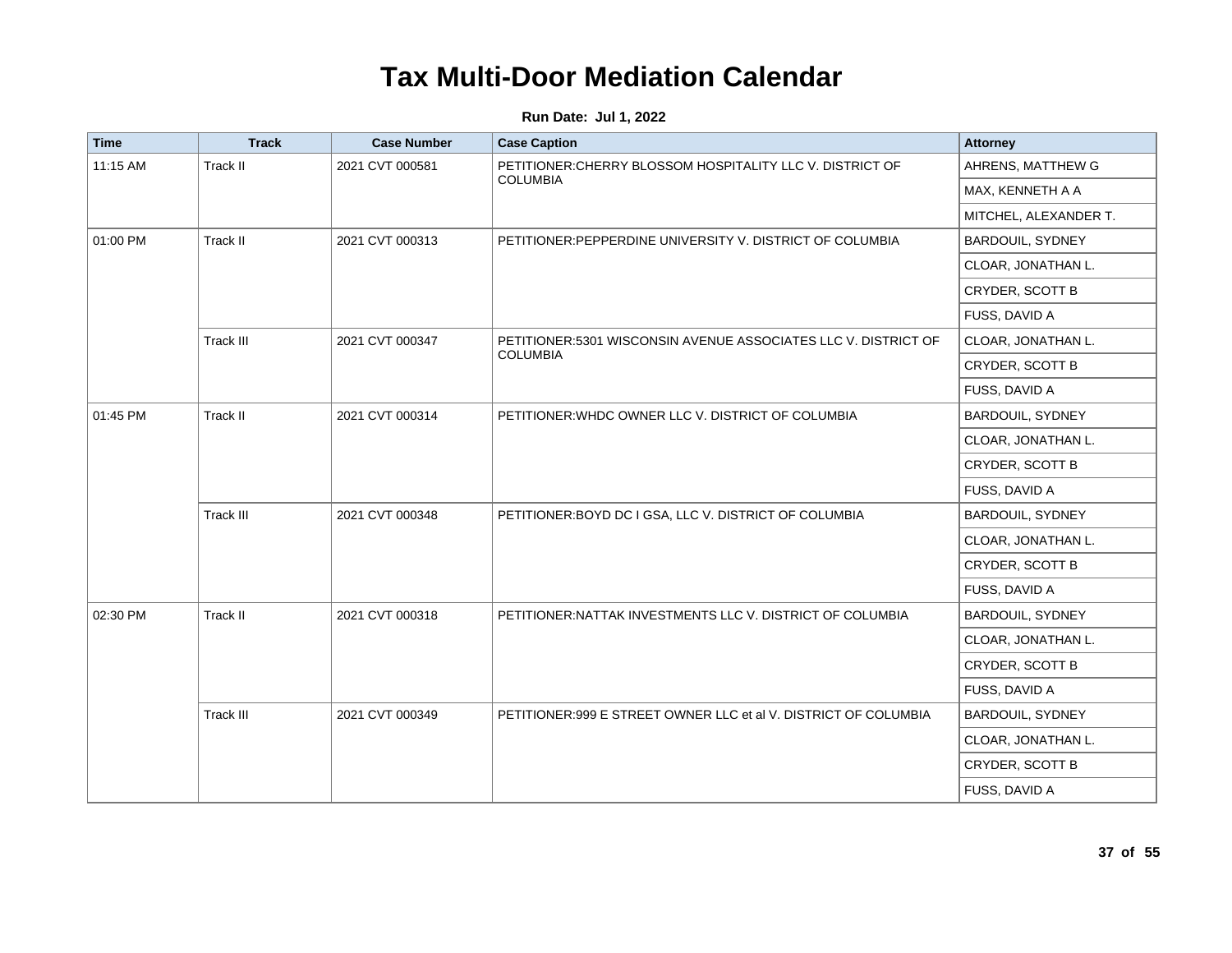# Tax Multi-Door Mediation Calendar

**Run Date: Jul 1, 2022**

| Time | Track | Case Number | Case Caption | Attorney |
|---|---|---|---|---|
| 11:15 AM | Track II | 2021 CVT 000581 | PETITIONER:CHERRY BLOSSOM HOSPITALITY LLC V. DISTRICT OF COLUMBIA | AHRENS, MATTHEW G |
| | | | | MAX, KENNETH A A |
| | | | | MITCHEL, ALEXANDER T. |
| 01:00 PM | Track II | 2021 CVT 000313 | PETITIONER:PEPPERDINE UNIVERSITY V. DISTRICT OF COLUMBIA | BARDOUIL, SYDNEY |
| | | | | CLOAR, JONATHAN L. |
| | | | | CRYDER, SCOTT B |
| | | | | FUSS, DAVID A |
| | Track III | 2021 CVT 000347 | PETITIONER:5301 WISCONSIN AVENUE ASSOCIATES LLC V. DISTRICT OF COLUMBIA | CLOAR, JONATHAN L. |
| | | | | CRYDER, SCOTT B |
| | | | | FUSS, DAVID A |
| 01:45 PM | Track II | 2021 CVT 000314 | PETITIONER:WHDC OWNER LLC V. DISTRICT OF COLUMBIA | BARDOUIL, SYDNEY |
| | | | | CLOAR, JONATHAN L. |
| | | | | CRYDER, SCOTT B |
| | | | | FUSS, DAVID A |
| | Track III | 2021 CVT 000348 | PETITIONER:BOYD DC I GSA, LLC V. DISTRICT OF COLUMBIA | BARDOUIL, SYDNEY |
| | | | | CLOAR, JONATHAN L. |
| | | | | CRYDER, SCOTT B |
| | | | | FUSS, DAVID A |
| 02:30 PM | Track II | 2021 CVT 000318 | PETITIONER:NATTAK INVESTMENTS LLC V. DISTRICT OF COLUMBIA | BARDOUIL, SYDNEY |
| | | | | CLOAR, JONATHAN L. |
| | | | | CRYDER, SCOTT B |
| | | | | FUSS, DAVID A |
| | Track III | 2021 CVT 000349 | PETITIONER:999 E STREET OWNER LLC et al V. DISTRICT OF COLUMBIA | BARDOUIL, SYDNEY |
| | | | | CLOAR, JONATHAN L. |
| | | | | CRYDER, SCOTT B |
| | | | | FUSS, DAVID A |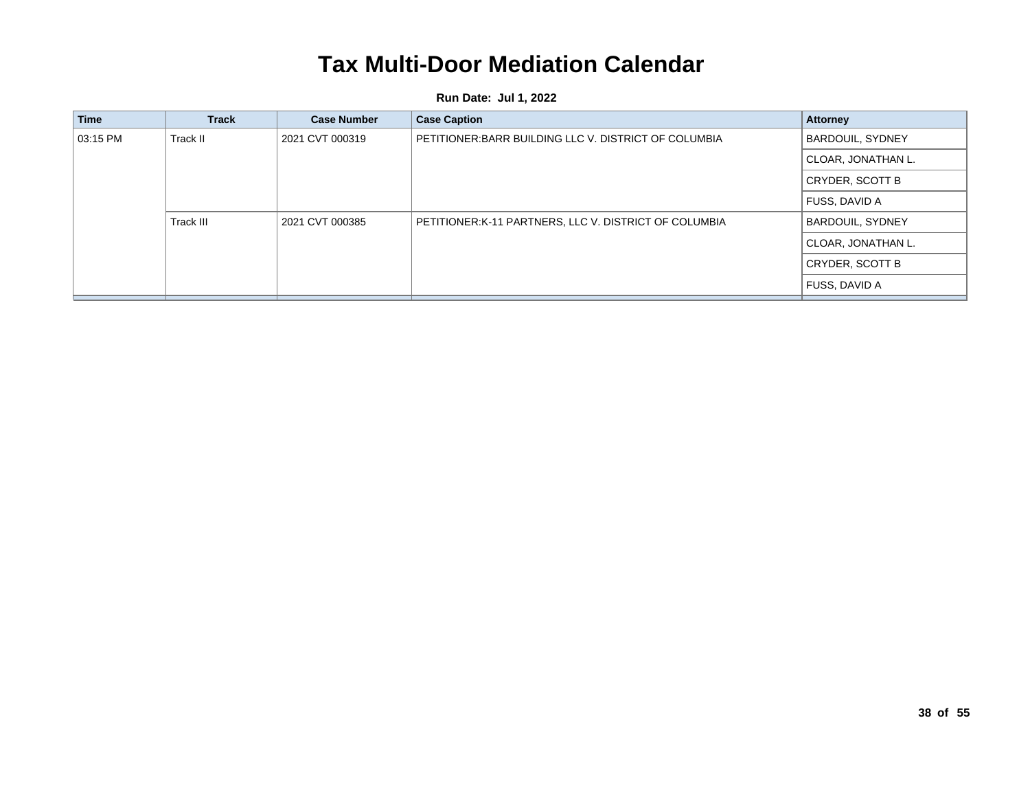# Tax Multi-Door Mediation Calendar

**Run Date: Jul 1, 2022**

| Time | Track | Case Number | Case Caption | Attorney |
| --- | --- | --- | --- | --- |
| 03:15 PM | Track II | 2021 CVT 000319 | PETITIONER:BARR BUILDING LLC V. DISTRICT OF COLUMBIA | BARDOUIL, SYDNEY |
| | | | | CLOAR, JONATHAN L. |
| | | | | CRYDER, SCOTT B |
| | | | | FUSS, DAVID A |
| | Track III | 2021 CVT 000385 | PETITIONER:K-11 PARTNERS, LLC V. DISTRICT OF COLUMBIA | BARDOUIL, SYDNEY |
| | | | | CLOAR, JONATHAN L. |
| | | | | CRYDER, SCOTT B |
| | | | | FUSS, DAVID A |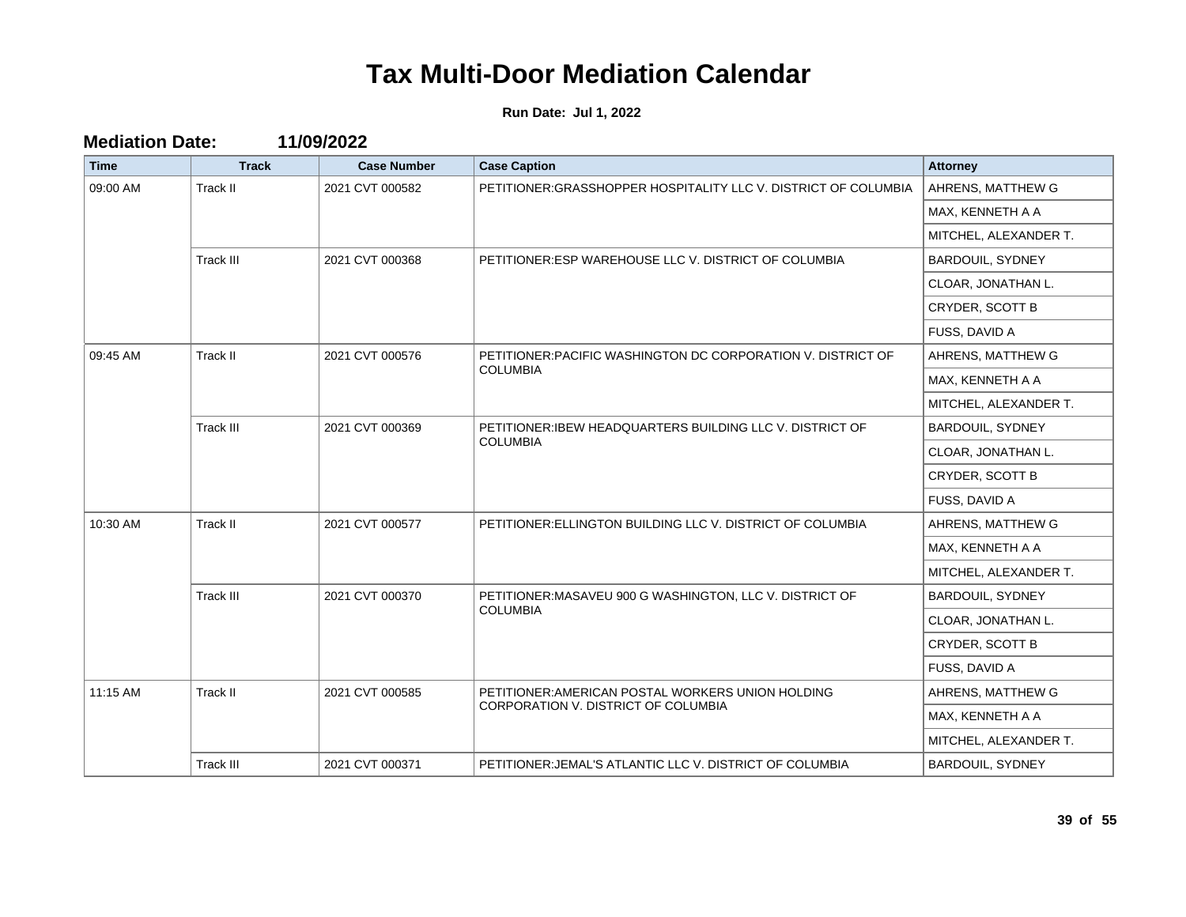# Tax Multi-Door Mediation Calendar

**Run Date: Jul 1, 2022**

## Mediation Date: 11/09/2022

| Time | Track | Case Number | Case Caption | Attorney |
|---|---|---|---|---|
| 09:00 AM | Track II | 2021 CVT 000582 | PETITIONER:GRASSHOPPER HOSPITALITY LLC V. DISTRICT OF COLUMBIA | AHRENS, MATTHEW G |
| | | | | MAX, KENNETH A A |
| | | | | MITCHEL, ALEXANDER T. |
| | Track III | 2021 CVT 000368 | PETITIONER:ESP WAREHOUSE LLC V. DISTRICT OF COLUMBIA | BARDOUIL, SYDNEY |
| | | | | CLOAR, JONATHAN L. |
| | | | | CRYDER, SCOTT B |
| | | | | FUSS, DAVID A |
| 09:45 AM | Track II | 2021 CVT 000576 | PETITIONER:PACIFIC WASHINGTON DC CORPORATION V. DISTRICT OF COLUMBIA | AHRENS, MATTHEW G |
| | | | | MAX, KENNETH A A |
| | | | | MITCHEL, ALEXANDER T. |
| | Track III | 2021 CVT 000369 | PETITIONER:IBEW HEADQUARTERS BUILDING LLC V. DISTRICT OF COLUMBIA | BARDOUIL, SYDNEY |
| | | | | CLOAR, JONATHAN L. |
| | | | | CRYDER, SCOTT B |
| | | | | FUSS, DAVID A |
| 10:30 AM | Track II | 2021 CVT 000577 | PETITIONER:ELLINGTON BUILDING LLC V. DISTRICT OF COLUMBIA | AHRENS, MATTHEW G |
| | | | | MAX, KENNETH A A |
| | | | | MITCHEL, ALEXANDER T. |
| | Track III | 2021 CVT 000370 | PETITIONER:MASAVEU 900 G WASHINGTON, LLC V. DISTRICT OF COLUMBIA | BARDOUIL, SYDNEY |
| | | | | CLOAR, JONATHAN L. |
| | | | | CRYDER, SCOTT B |
| | | | | FUSS, DAVID A |
| 11:15 AM | Track II | 2021 CVT 000585 | PETITIONER:AMERICAN POSTAL WORKERS UNION HOLDING CORPORATION V. DISTRICT OF COLUMBIA | AHRENS, MATTHEW G |
| | | | | MAX, KENNETH A A |
| | | | | MITCHEL, ALEXANDER T. |
| | Track III | 2021 CVT 000371 | PETITIONER:JEMAL'S ATLANTIC LLC V. DISTRICT OF COLUMBIA | BARDOUIL, SYDNEY |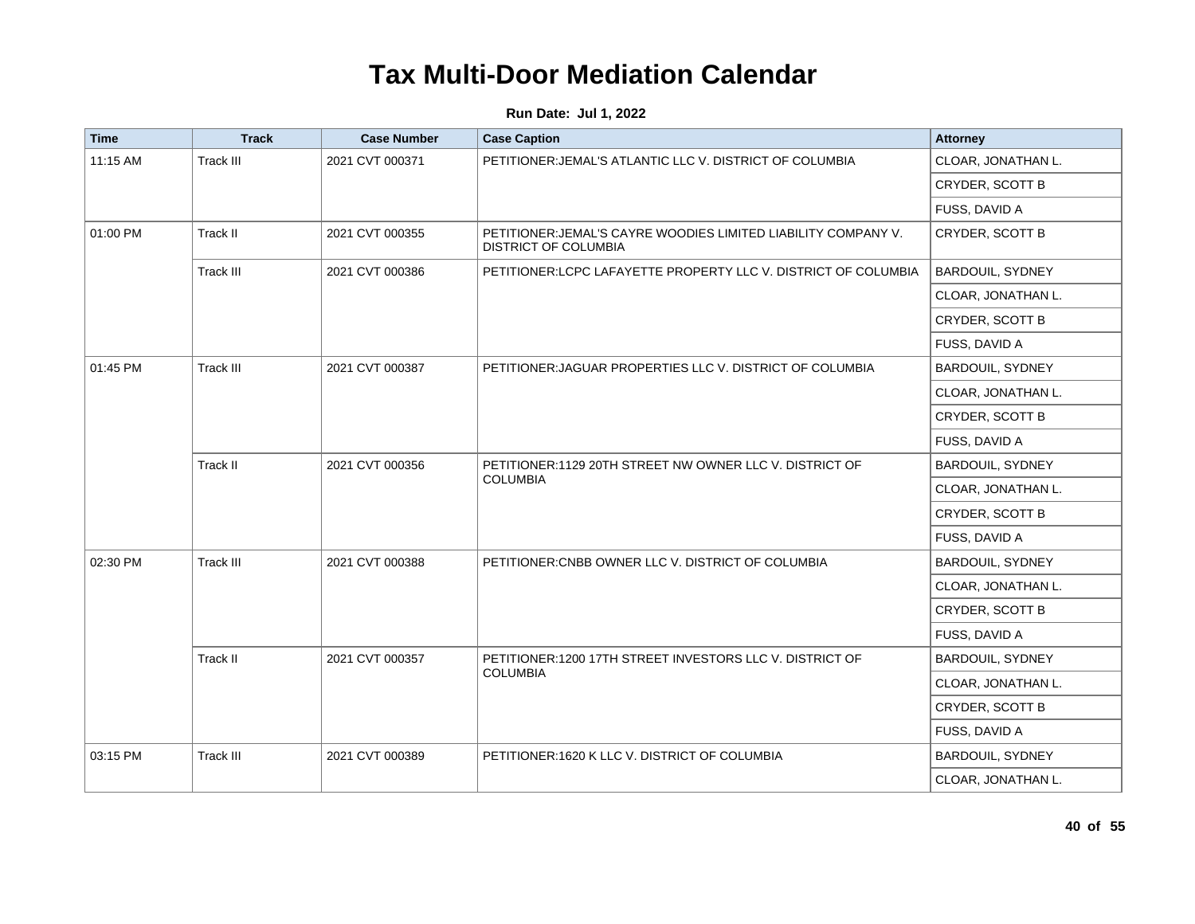# Tax Multi-Door Mediation Calendar

**Run Date: Jul 1, 2022**

| Time | Track | Case Number | Case Caption | Attorney |
|---|---|---|---|---|
| 11:15 AM | Track III | 2021 CVT 000371 | PETITIONER:JEMAL'S ATLANTIC LLC V. DISTRICT OF COLUMBIA | CLOAR, JONATHAN L. |
| | | | | CRYDER, SCOTT B |
| | | | | FUSS, DAVID A |
| 01:00 PM | Track II | 2021 CVT 000355 | PETITIONER:JEMAL'S CAYRE WOODIES LIMITED LIABILITY COMPANY V. DISTRICT OF COLUMBIA | CRYDER, SCOTT B |
| | Track III | 2021 CVT 000386 | PETITIONER:LCPC LAFAYETTE PROPERTY LLC V. DISTRICT OF COLUMBIA | BARDOUIL, SYDNEY |
| | | | | CLOAR, JONATHAN L. |
| | | | | CRYDER, SCOTT B |
| | | | | FUSS, DAVID A |
| 01:45 PM | Track III | 2021 CVT 000387 | PETITIONER:JAGUAR PROPERTIES LLC V. DISTRICT OF COLUMBIA | BARDOUIL, SYDNEY |
| | | | | CLOAR, JONATHAN L. |
| | | | | CRYDER, SCOTT B |
| | | | | FUSS, DAVID A |
| | Track II | 2021 CVT 000356 | PETITIONER:1129 20TH STREET NW OWNER LLC V. DISTRICT OF COLUMBIA | BARDOUIL, SYDNEY |
| | | | | CLOAR, JONATHAN L. |
| | | | | CRYDER, SCOTT B |
| | | | | FUSS, DAVID A |
| 02:30 PM | Track III | 2021 CVT 000388 | PETITIONER:CNBB OWNER LLC V. DISTRICT OF COLUMBIA | BARDOUIL, SYDNEY |
| | | | | CLOAR, JONATHAN L. |
| | | | | CRYDER, SCOTT B |
| | | | | FUSS, DAVID A |
| | Track II | 2021 CVT 000357 | PETITIONER:1200 17TH STREET INVESTORS LLC V. DISTRICT OF COLUMBIA | BARDOUIL, SYDNEY |
| | | | | CLOAR, JONATHAN L. |
| | | | | CRYDER, SCOTT B |
| | | | | FUSS, DAVID A |
| 03:15 PM | Track III | 2021 CVT 000389 | PETITIONER:1620 K LLC V. DISTRICT OF COLUMBIA | BARDOUIL, SYDNEY |
| | | | | CLOAR, JONATHAN L. |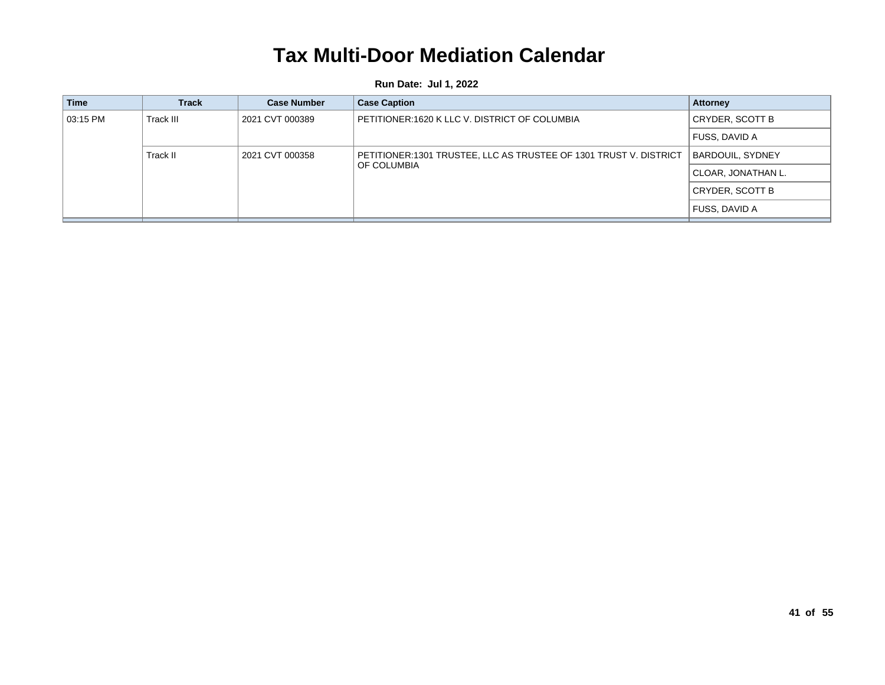# Tax Multi-Door Mediation Calendar

**Run Date: Jul 1, 2022**

| Time | Track | Case Number | Case Caption | Attorney |
|---|---|---|---|---|
| 03:15 PM | Track III | 2021 CVT 000389 | PETITIONER:1620 K LLC V. DISTRICT OF COLUMBIA | CRYDER, SCOTT B |
| | | | | FUSS, DAVID A |
| | Track II | 2021 CVT 000358 | PETITIONER:1301 TRUSTEE, LLC AS TRUSTEE OF 1301 TRUST V. DISTRICT OF COLUMBIA | BARDOUIL, SYDNEY |
| | | | | CLOAR, JONATHAN L. |
| | | | | CRYDER, SCOTT B |
| | | | | FUSS, DAVID A |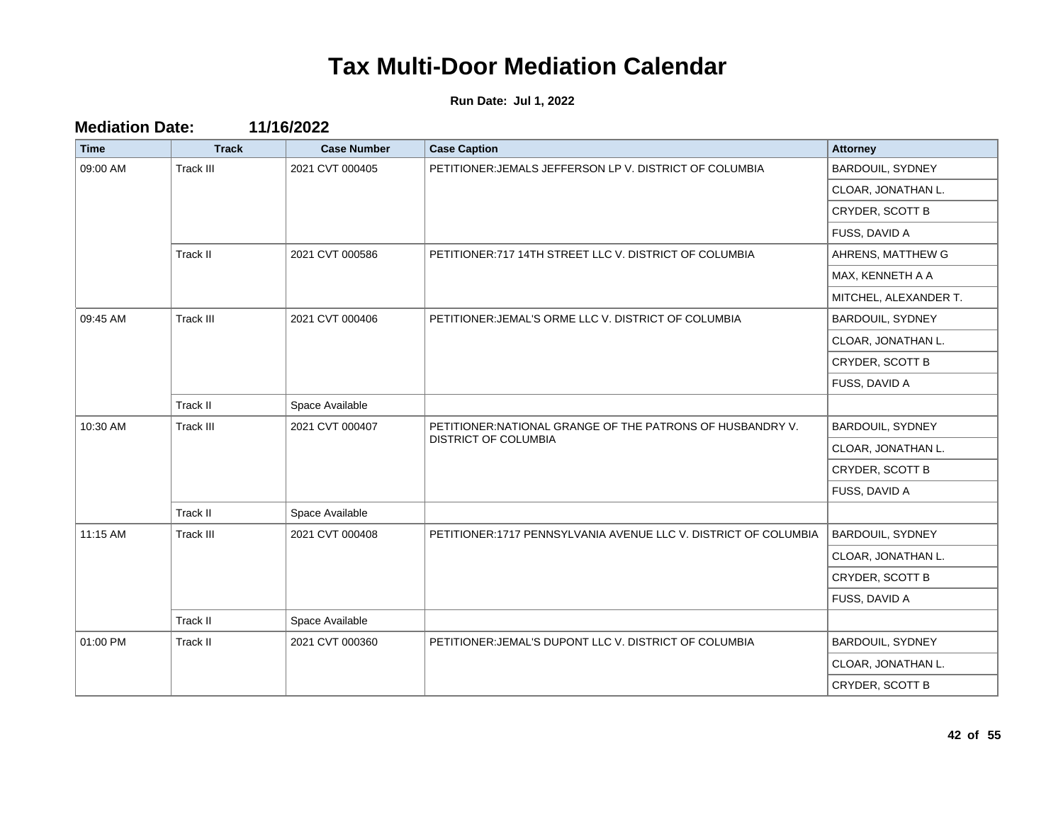# Tax Multi-Door Mediation Calendar

**Run Date: Jul 1, 2022**

## Mediation Date: 11/16/2022

| Time | Track | Case Number | Case Caption | Attorney |
|---|---|---|---|---|
| 09:00 AM | Track III | 2021 CVT 000405 | PETITIONER:JEMALS JEFFERSON LP V. DISTRICT OF COLUMBIA | BARDOUIL, SYDNEY |
| | | | | CLOAR, JONATHAN L. |
| | | | | CRYDER, SCOTT B |
| | | | | FUSS, DAVID A |
| | Track II | 2021 CVT 000586 | PETITIONER:717 14TH STREET LLC V. DISTRICT OF COLUMBIA | AHRENS, MATTHEW G |
| | | | | MAX, KENNETH A A |
| | | | | MITCHEL, ALEXANDER T. |
| 09:45 AM | Track III | 2021 CVT 000406 | PETITIONER:JEMAL'S ORME LLC V. DISTRICT OF COLUMBIA | BARDOUIL, SYDNEY |
| | | | | CLOAR, JONATHAN L. |
| | | | | CRYDER, SCOTT B |
| | | | | FUSS, DAVID A |
| | Track II | Space Available | | |
| 10:30 AM | Track III | 2021 CVT 000407 | PETITIONER:NATIONAL GRANGE OF THE PATRONS OF HUSBANDRY V. DISTRICT OF COLUMBIA | BARDOUIL, SYDNEY |
| | | | | CLOAR, JONATHAN L. |
| | | | | CRYDER, SCOTT B |
| | | | | FUSS, DAVID A |
| | Track II | Space Available | | |
| 11:15 AM | Track III | 2021 CVT 000408 | PETITIONER:1717 PENNSYLVANIA AVENUE LLC V. DISTRICT OF COLUMBIA | BARDOUIL, SYDNEY |
| | | | | CLOAR, JONATHAN L. |
| | | | | CRYDER, SCOTT B |
| | | | | FUSS, DAVID A |
| | Track II | Space Available | | |
| 01:00 PM | Track II | 2021 CVT 000360 | PETITIONER:JEMAL'S DUPONT LLC V. DISTRICT OF COLUMBIA | BARDOUIL, SYDNEY |
| | | | | CLOAR, JONATHAN L. |
| | | | | CRYDER, SCOTT B |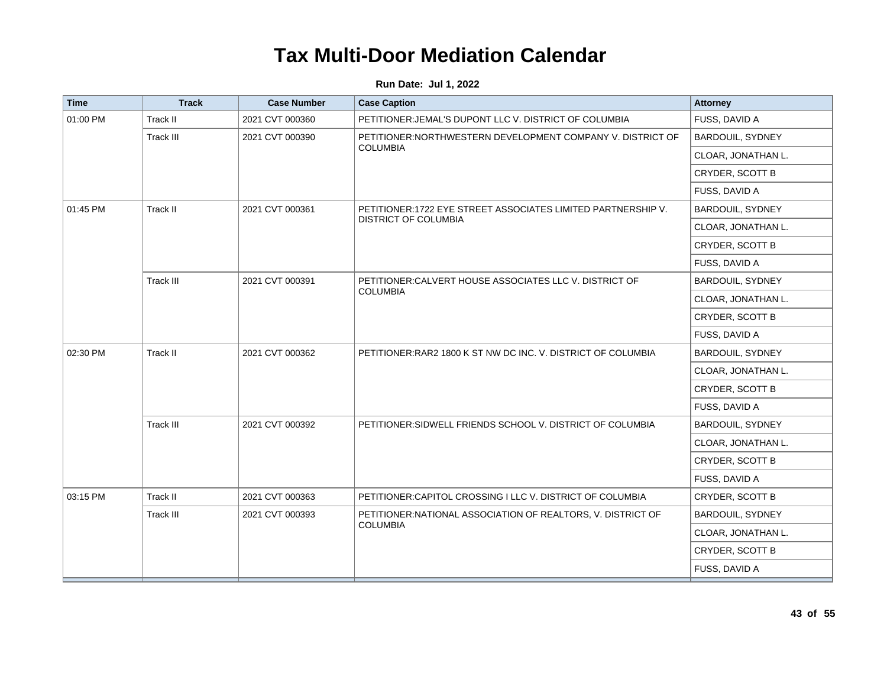# Tax Multi-Door Mediation Calendar

**Run Date: Jul 1, 2022**

| Time | Track | Case Number | Case Caption | Attorney |
|---|---|---|---|---|
| 01:00 PM | Track II | 2021 CVT 000360 | PETITIONER:JEMAL'S DUPONT LLC V. DISTRICT OF COLUMBIA | FUSS, DAVID A |
| | Track III | 2021 CVT 000390 | PETITIONER:NORTHWESTERN DEVELOPMENT COMPANY V. DISTRICT OF COLUMBIA | BARDOUIL, SYDNEY |
| | | | | CLOAR, JONATHAN L. |
| | | | | CRYDER, SCOTT B |
| | | | | FUSS, DAVID A |
| 01:45 PM | Track II | 2021 CVT 000361 | PETITIONER:1722 EYE STREET ASSOCIATES LIMITED PARTNERSHIP V. DISTRICT OF COLUMBIA | BARDOUIL, SYDNEY |
| | | | | CLOAR, JONATHAN L. |
| | | | | CRYDER, SCOTT B |
| | | | | FUSS, DAVID A |
| | Track III | 2021 CVT 000391 | PETITIONER:CALVERT HOUSE ASSOCIATES LLC V. DISTRICT OF COLUMBIA | BARDOUIL, SYDNEY |
| | | | | CLOAR, JONATHAN L. |
| | | | | CRYDER, SCOTT B |
| | | | | FUSS, DAVID A |
| 02:30 PM | Track II | 2021 CVT 000362 | PETITIONER:RAR2 1800 K ST NW DC INC. V. DISTRICT OF COLUMBIA | BARDOUIL, SYDNEY |
| | | | | CLOAR, JONATHAN L. |
| | | | | CRYDER, SCOTT B |
| | | | | FUSS, DAVID A |
| | Track III | 2021 CVT 000392 | PETITIONER:SIDWELL FRIENDS SCHOOL V. DISTRICT OF COLUMBIA | BARDOUIL, SYDNEY |
| | | | | CLOAR, JONATHAN L. |
| | | | | CRYDER, SCOTT B |
| | | | | FUSS, DAVID A |
| 03:15 PM | Track II | 2021 CVT 000363 | PETITIONER:CAPITOL CROSSING I LLC V. DISTRICT OF COLUMBIA | CRYDER, SCOTT B |
| | Track III | 2021 CVT 000393 | PETITIONER:NATIONAL ASSOCIATION OF REALTORS, V. DISTRICT OF COLUMBIA | BARDOUIL, SYDNEY |
| | | | | CLOAR, JONATHAN L. |
| | | | | CRYDER, SCOTT B |
| | | | | FUSS, DAVID A |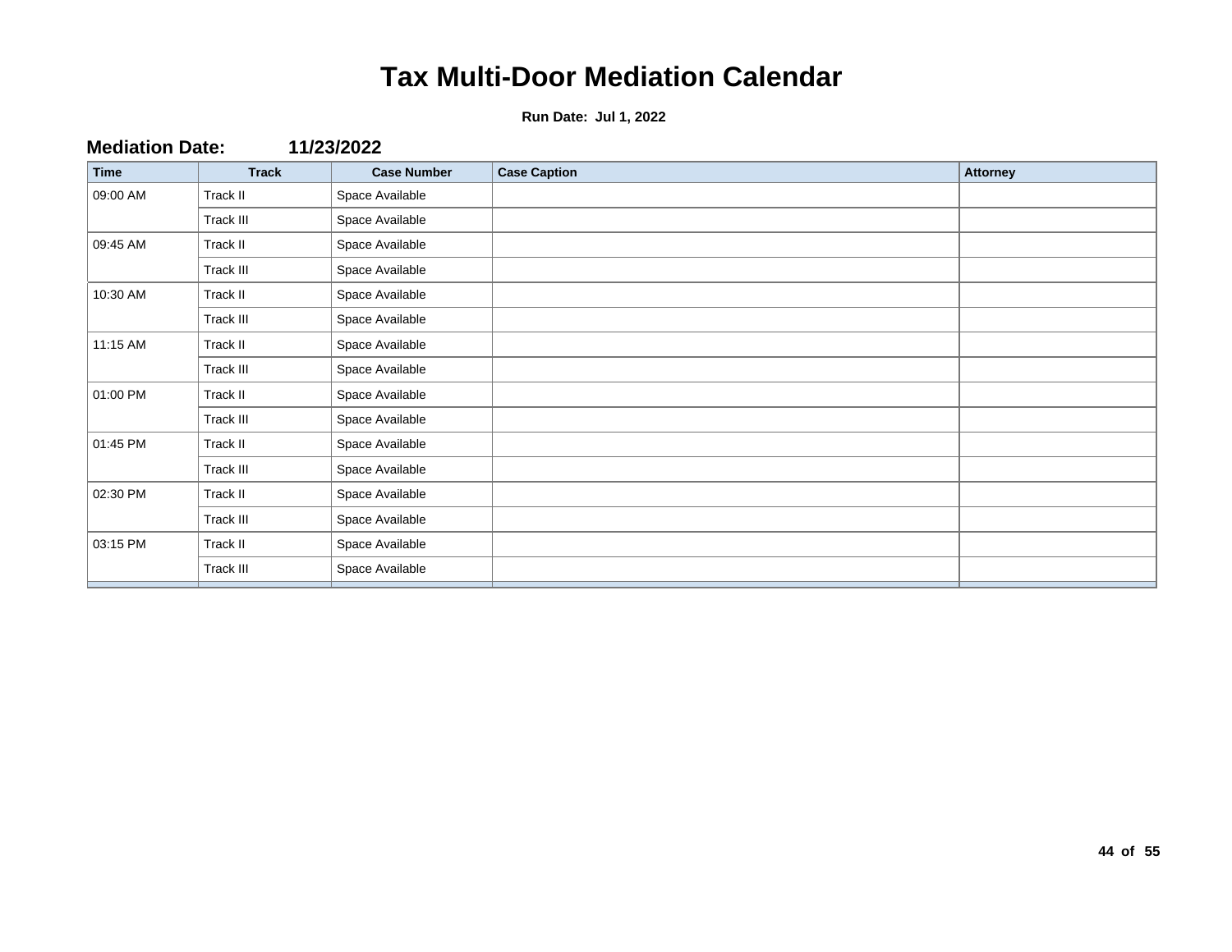# Tax Multi-Door Mediation Calendar

**Run Date: Jul 1, 2022**

**Mediation Date: 11/23/2022**

| Time | Track | Case Number | Case Caption | Attorney |
|---|---|---|---|---|
| 09:00 AM | Track II | Space Available | | |
| | Track III | Space Available | | |
| 09:45 AM | Track II | Space Available | | |
| | Track III | Space Available | | |
| 10:30 AM | Track II | Space Available | | |
| | Track III | Space Available | | |
| 11:15 AM | Track II | Space Available | | |
| | Track III | Space Available | | |
| 01:00 PM | Track II | Space Available | | |
| | Track III | Space Available | | |
| 01:45 PM | Track II | Space Available | | |
| | Track III | Space Available | | |
| 02:30 PM | Track II | Space Available | | |
| | Track III | Space Available | | |
| 03:15 PM | Track II | Space Available | | |
| | Track III | Space Available | | |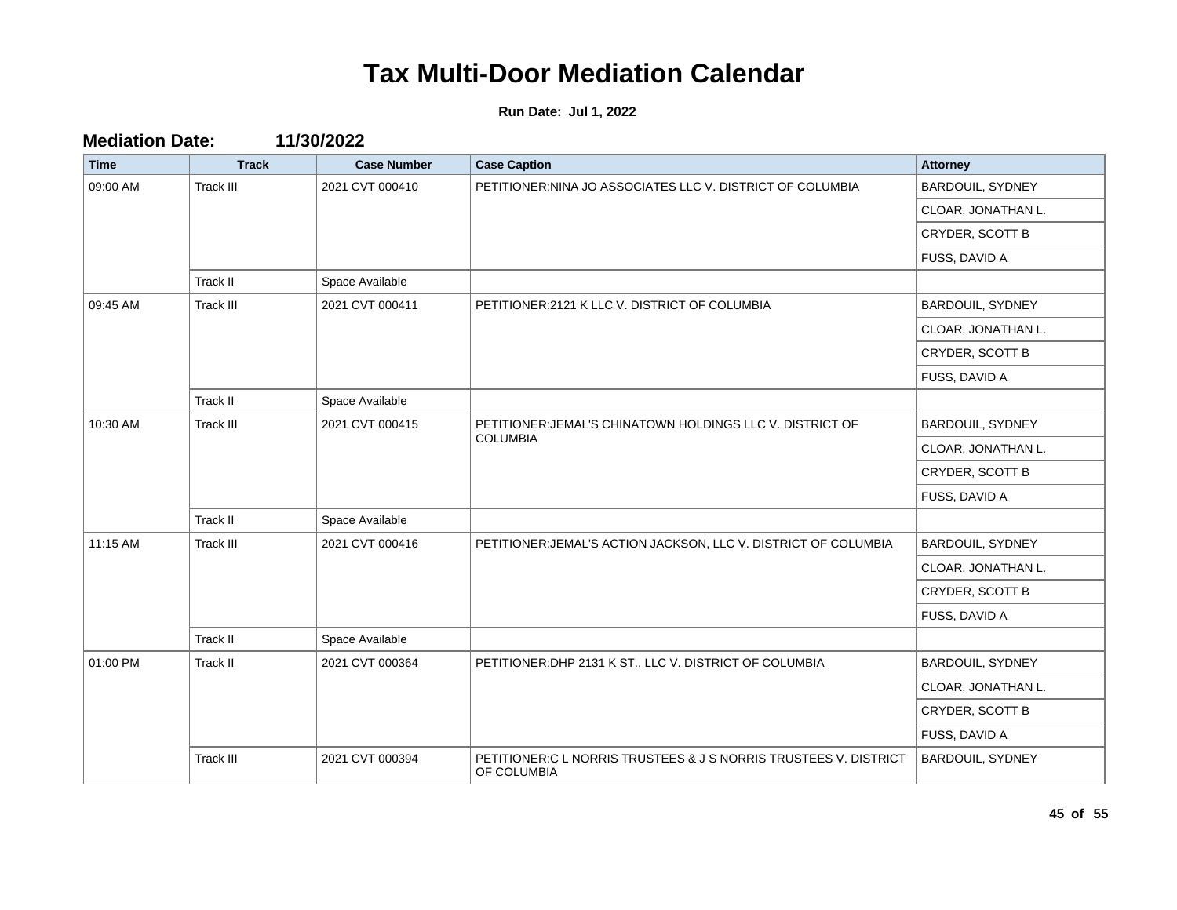# Tax Multi-Door Mediation Calendar

**Run Date: Jul 1, 2022**

**Mediation Date: 11/30/2022**

| Time | Track | Case Number | Case Caption | Attorney |
|---|---|---|---|---|
| 09:00 AM | Track III | 2021 CVT 000410 | PETITIONER:NINA JO ASSOCIATES LLC V. DISTRICT OF COLUMBIA | BARDOUIL, SYDNEY |
| | | | | CLOAR, JONATHAN L. |
| | | | | CRYDER, SCOTT B |
| | | | | FUSS, DAVID A |
| | Track II | Space Available | | |
| 09:45 AM | Track III | 2021 CVT 000411 | PETITIONER:2121 K LLC V. DISTRICT OF COLUMBIA | BARDOUIL, SYDNEY |
| | | | | CLOAR, JONATHAN L. |
| | | | | CRYDER, SCOTT B |
| | | | | FUSS, DAVID A |
| | Track II | Space Available | | |
| 10:30 AM | Track III | 2021 CVT 000415 | PETITIONER:JEMAL'S CHINATOWN HOLDINGS LLC V. DISTRICT OF COLUMBIA | BARDOUIL, SYDNEY |
| | | | | CLOAR, JONATHAN L. |
| | | | | CRYDER, SCOTT B |
| | | | | FUSS, DAVID A |
| | Track II | Space Available | | |
| 11:15 AM | Track III | 2021 CVT 000416 | PETITIONER:JEMAL'S ACTION JACKSON, LLC V. DISTRICT OF COLUMBIA | BARDOUIL, SYDNEY |
| | | | | CLOAR, JONATHAN L. |
| | | | | CRYDER, SCOTT B |
| | | | | FUSS, DAVID A |
| | Track II | Space Available | | |
| 01:00 PM | Track II | 2021 CVT 000364 | PETITIONER:DHP 2131 K ST., LLC V. DISTRICT OF COLUMBIA | BARDOUIL, SYDNEY |
| | | | | CLOAR, JONATHAN L. |
| | | | | CRYDER, SCOTT B |
| | | | | FUSS, DAVID A |
| | Track III | 2021 CVT 000394 | PETITIONER:C L NORRIS TRUSTEES & J S NORRIS TRUSTEES V. DISTRICT OF COLUMBIA | BARDOUIL, SYDNEY |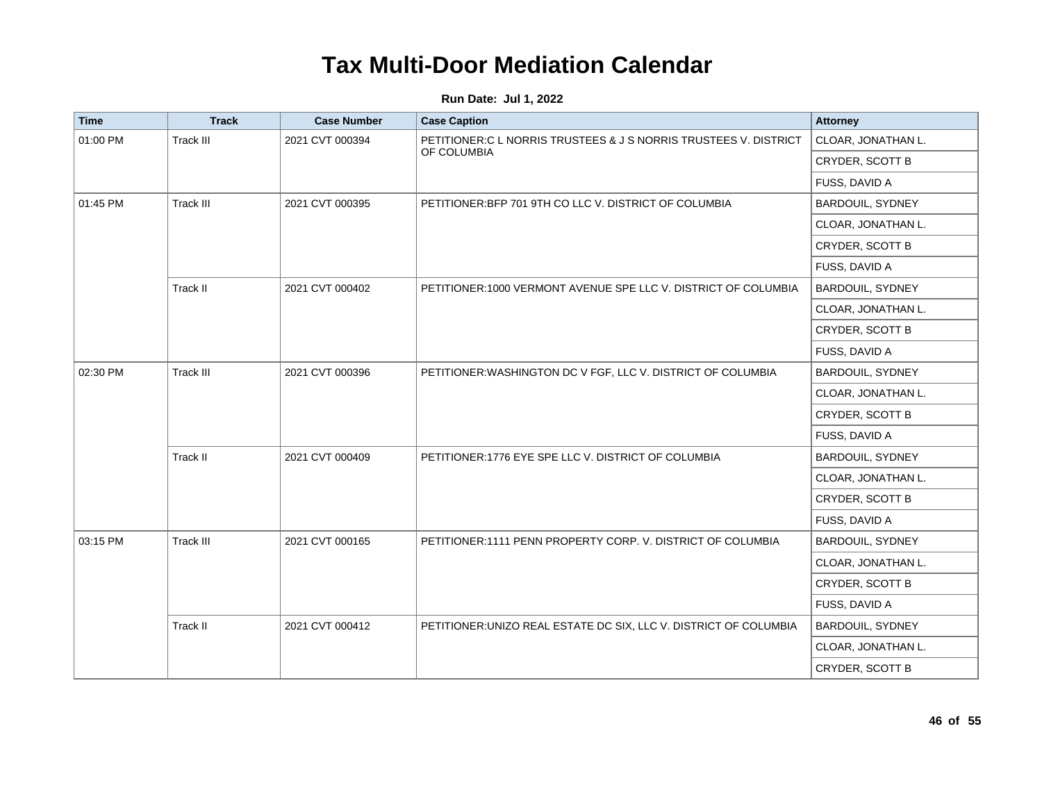# Tax Multi-Door Mediation Calendar

**Run Date: Jul 1, 2022**

| Time | Track | Case Number | Case Caption | Attorney |
|---|---|---|---|---|
| 01:00 PM | Track III | 2021 CVT 000394 | PETITIONER:C L NORRIS TRUSTEES & J S NORRIS TRUSTEES V. DISTRICT OF COLUMBIA | CLOAR, JONATHAN L. |
| | | | | CRYDER, SCOTT B |
| | | | | FUSS, DAVID A |
| 01:45 PM | Track III | 2021 CVT 000395 | PETITIONER:BFP 701 9TH CO LLC V. DISTRICT OF COLUMBIA | BARDOUIL, SYDNEY |
| | | | | CLOAR, JONATHAN L. |
| | | | | CRYDER, SCOTT B |
| | | | | FUSS, DAVID A |
| | Track II | 2021 CVT 000402 | PETITIONER:1000 VERMONT AVENUE SPE LLC V. DISTRICT OF COLUMBIA | BARDOUIL, SYDNEY |
| | | | | CLOAR, JONATHAN L. |
| | | | | CRYDER, SCOTT B |
| | | | | FUSS, DAVID A |
| 02:30 PM | Track III | 2021 CVT 000396 | PETITIONER:WASHINGTON DC V FGF, LLC V. DISTRICT OF COLUMBIA | BARDOUIL, SYDNEY |
| | | | | CLOAR, JONATHAN L. |
| | | | | CRYDER, SCOTT B |
| | | | | FUSS, DAVID A |
| | Track II | 2021 CVT 000409 | PETITIONER:1776 EYE SPE LLC V. DISTRICT OF COLUMBIA | BARDOUIL, SYDNEY |
| | | | | CLOAR, JONATHAN L. |
| | | | | CRYDER, SCOTT B |
| | | | | FUSS, DAVID A |
| 03:15 PM | Track III | 2021 CVT 000165 | PETITIONER:1111 PENN PROPERTY CORP. V. DISTRICT OF COLUMBIA | BARDOUIL, SYDNEY |
| | | | | CLOAR, JONATHAN L. |
| | | | | CRYDER, SCOTT B |
| | | | | FUSS, DAVID A |
| | Track II | 2021 CVT 000412 | PETITIONER:UNIZO REAL ESTATE DC SIX, LLC V. DISTRICT OF COLUMBIA | BARDOUIL, SYDNEY |
| | | | | CLOAR, JONATHAN L. |
| | | | | CRYDER, SCOTT B |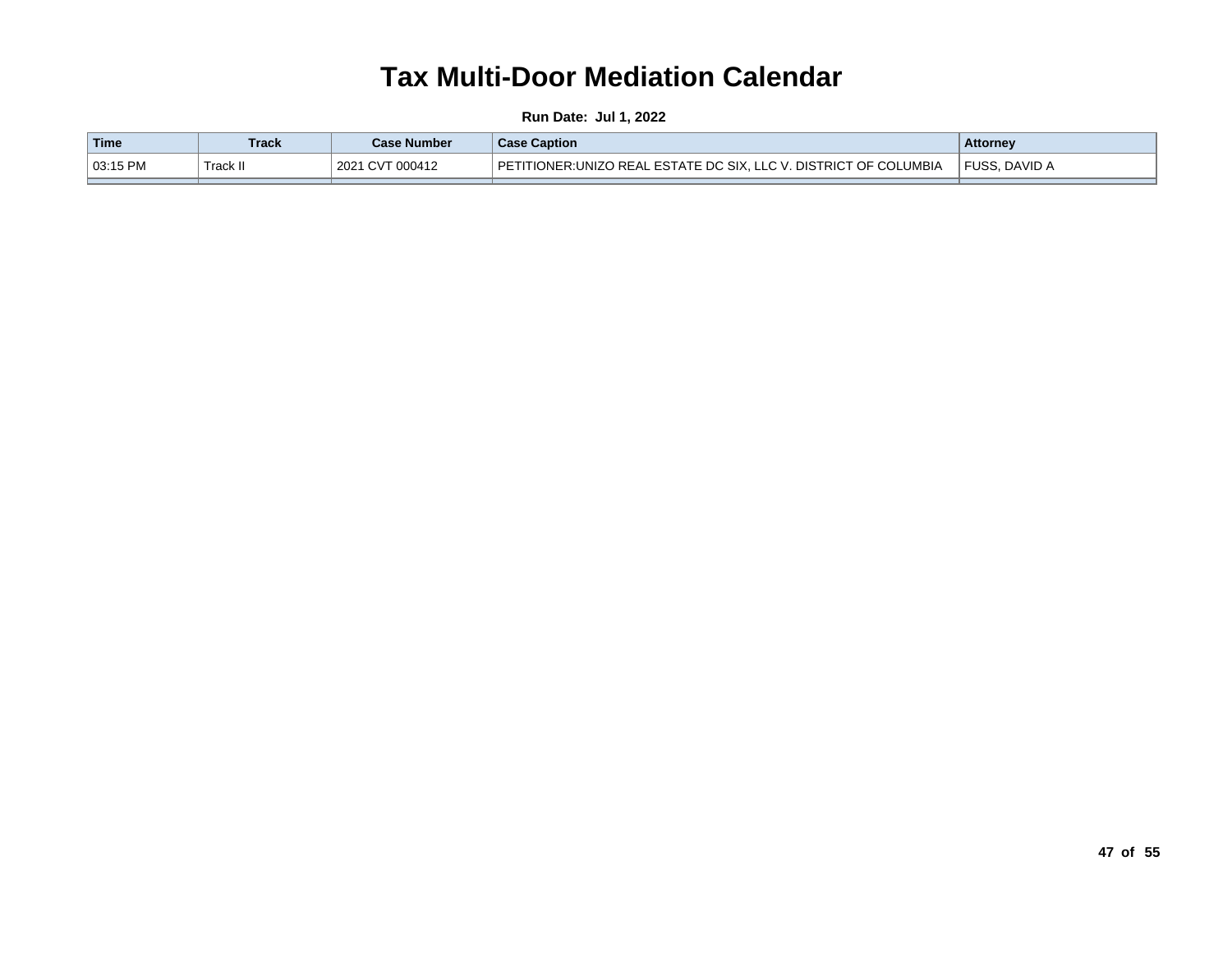# Tax Multi-Door Mediation Calendar

**Run Date: Jul 1, 2022**

| Time | Track | Case Number | Case Caption | Attorney |
| --- | --- | --- | --- | --- |
| 03:15 PM | Track II | 2021 CVT 000412 | PETITIONER:UNIZO REAL ESTATE DC SIX, LLC V. DISTRICT OF COLUMBIA | FUSS, DAVID A |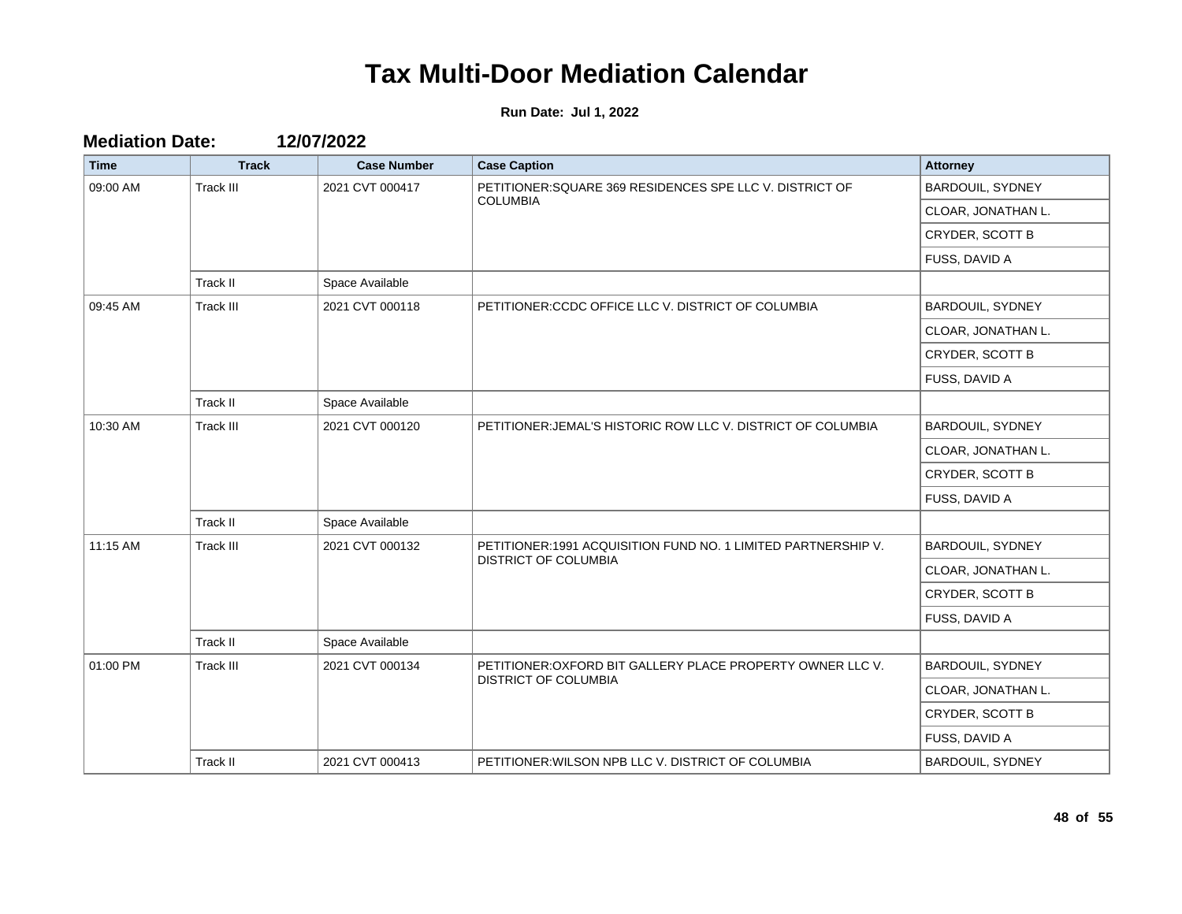# Tax Multi-Door Mediation Calendar

**Run Date: Jul 1, 2022**

## Mediation Date: 12/07/2022

| Time | Track | Case Number | Case Caption | Attorney |
|---|---|---|---|---|
| 09:00 AM | Track III | 2021 CVT 000417 | PETITIONER:SQUARE 369 RESIDENCES SPE LLC V. DISTRICT OF COLUMBIA | BARDOUIL, SYDNEY |
| | | | | CLOAR, JONATHAN L. |
| | | | | CRYDER, SCOTT B |
| | | | | FUSS, DAVID A |
| | Track II | Space Available | | |
| 09:45 AM | Track III | 2021 CVT 000118 | PETITIONER:CCDC OFFICE LLC V. DISTRICT OF COLUMBIA | BARDOUIL, SYDNEY |
| | | | | CLOAR, JONATHAN L. |
| | | | | CRYDER, SCOTT B |
| | | | | FUSS, DAVID A |
| | Track II | Space Available | | |
| 10:30 AM | Track III | 2021 CVT 000120 | PETITIONER:JEMAL'S HISTORIC ROW LLC V. DISTRICT OF COLUMBIA | BARDOUIL, SYDNEY |
| | | | | CLOAR, JONATHAN L. |
| | | | | CRYDER, SCOTT B |
| | | | | FUSS, DAVID A |
| | Track II | Space Available | | |
| 11:15 AM | Track III | 2021 CVT 000132 | PETITIONER:1991 ACQUISITION FUND NO. 1 LIMITED PARTNERSHIP V. DISTRICT OF COLUMBIA | BARDOUIL, SYDNEY |
| | | | | CLOAR, JONATHAN L. |
| | | | | CRYDER, SCOTT B |
| | | | | FUSS, DAVID A |
| | Track II | Space Available | | |
| 01:00 PM | Track III | 2021 CVT 000134 | PETITIONER:OXFORD BIT GALLERY PLACE PROPERTY OWNER LLC V. DISTRICT OF COLUMBIA | BARDOUIL, SYDNEY |
| | | | | CLOAR, JONATHAN L. |
| | | | | CRYDER, SCOTT B |
| | | | | FUSS, DAVID A |
| | Track II | 2021 CVT 000413 | PETITIONER:WILSON NPB LLC V. DISTRICT OF COLUMBIA | BARDOUIL, SYDNEY |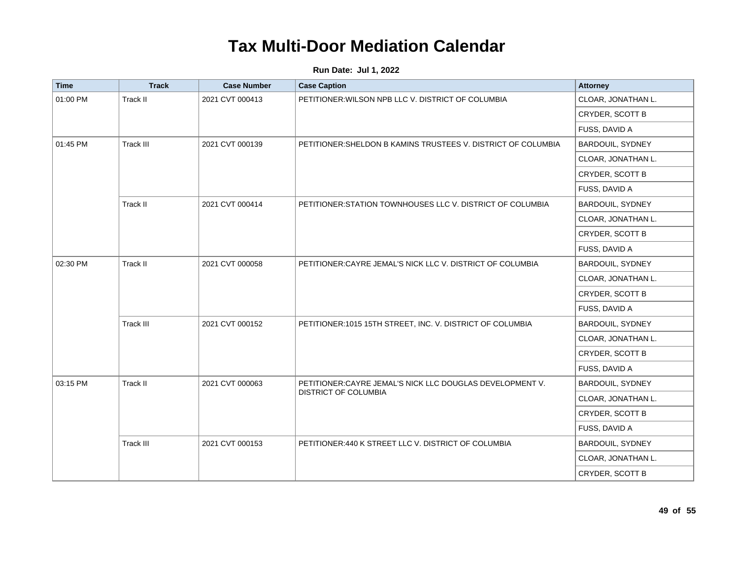# Tax Multi-Door Mediation Calendar

**Run Date: Jul 1, 2022**

| Time | Track | Case Number | Case Caption | Attorney |
|---|---|---|---|---|
| 01:00 PM | Track II | 2021 CVT 000413 | PETITIONER:WILSON NPB LLC V. DISTRICT OF COLUMBIA | CLOAR, JONATHAN L. |
| | | | | CRYDER, SCOTT B |
| | | | | FUSS, DAVID A |
| 01:45 PM | Track III | 2021 CVT 000139 | PETITIONER:SHELDON B KAMINS TRUSTEES V. DISTRICT OF COLUMBIA | BARDOUIL, SYDNEY |
| | | | | CLOAR, JONATHAN L. |
| | | | | CRYDER, SCOTT B |
| | | | | FUSS, DAVID A |
| | Track II | 2021 CVT 000414 | PETITIONER:STATION TOWNHOUSES LLC V. DISTRICT OF COLUMBIA | BARDOUIL, SYDNEY |
| | | | | CLOAR, JONATHAN L. |
| | | | | CRYDER, SCOTT B |
| | | | | FUSS, DAVID A |
| 02:30 PM | Track II | 2021 CVT 000058 | PETITIONER:CAYRE JEMAL'S NICK LLC V. DISTRICT OF COLUMBIA | BARDOUIL, SYDNEY |
| | | | | CLOAR, JONATHAN L. |
| | | | | CRYDER, SCOTT B |
| | | | | FUSS, DAVID A |
| | Track III | 2021 CVT 000152 | PETITIONER:1015 15TH STREET, INC. V. DISTRICT OF COLUMBIA | BARDOUIL, SYDNEY |
| | | | | CLOAR, JONATHAN L. |
| | | | | CRYDER, SCOTT B |
| | | | | FUSS, DAVID A |
| 03:15 PM | Track II | 2021 CVT 000063 | PETITIONER:CAYRE JEMAL'S NICK LLC DOUGLAS DEVELOPMENT V. DISTRICT OF COLUMBIA | BARDOUIL, SYDNEY |
| | | | | CLOAR, JONATHAN L. |
| | | | | CRYDER, SCOTT B |
| | | | | FUSS, DAVID A |
| | Track III | 2021 CVT 000153 | PETITIONER:440 K STREET LLC V. DISTRICT OF COLUMBIA | BARDOUIL, SYDNEY |
| | | | | CLOAR, JONATHAN L. |
| | | | | CRYDER, SCOTT B |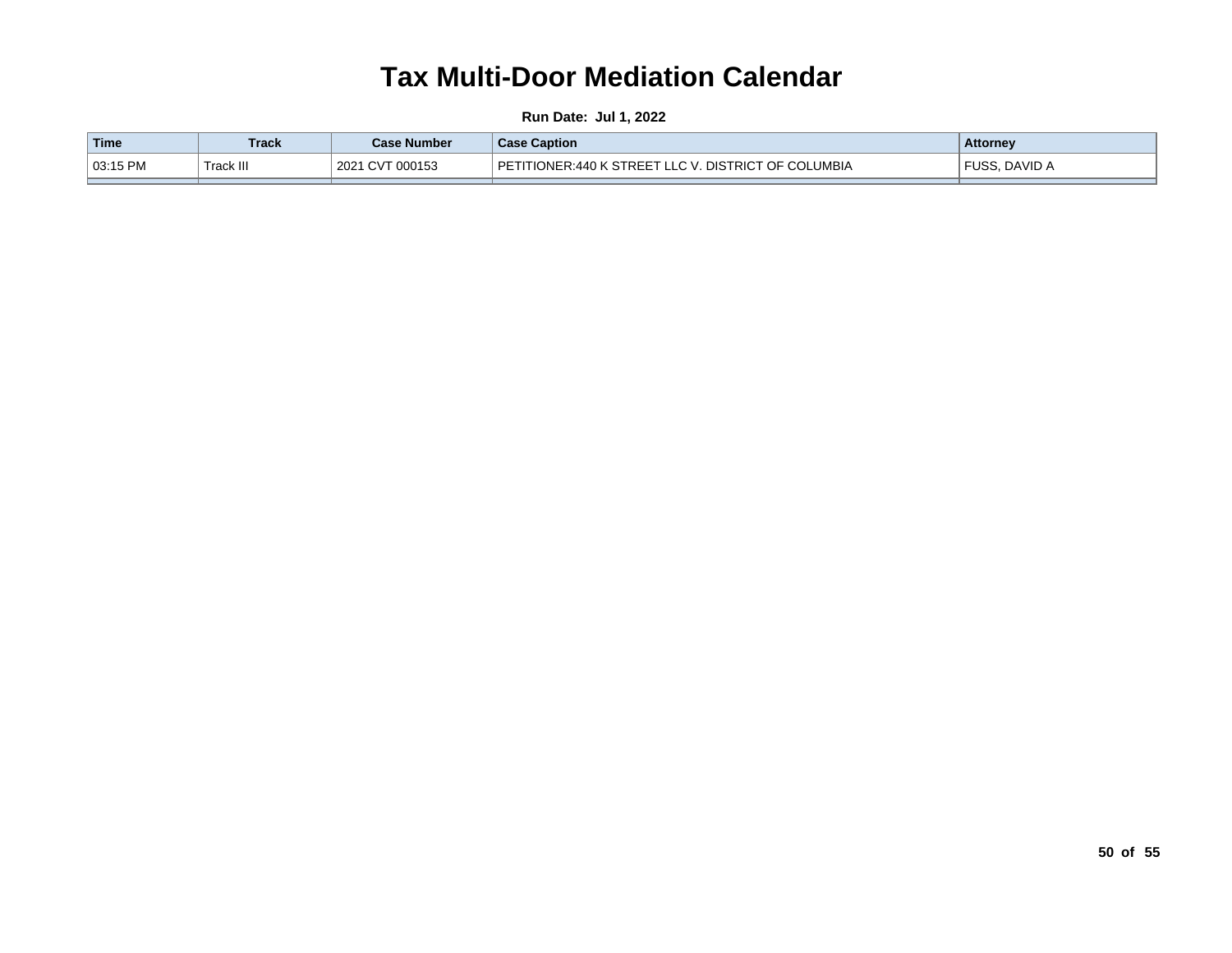# Tax Multi-Door Mediation Calendar

**Run Date: Jul 1, 2022**

| Time | Track | Case Number | Case Caption | Attorney |
|---|---|---|---|---|
| 03:15 PM | Track III | 2021 CVT 000153 | PETITIONER:440 K STREET LLC V. DISTRICT OF COLUMBIA | FUSS, DAVID A |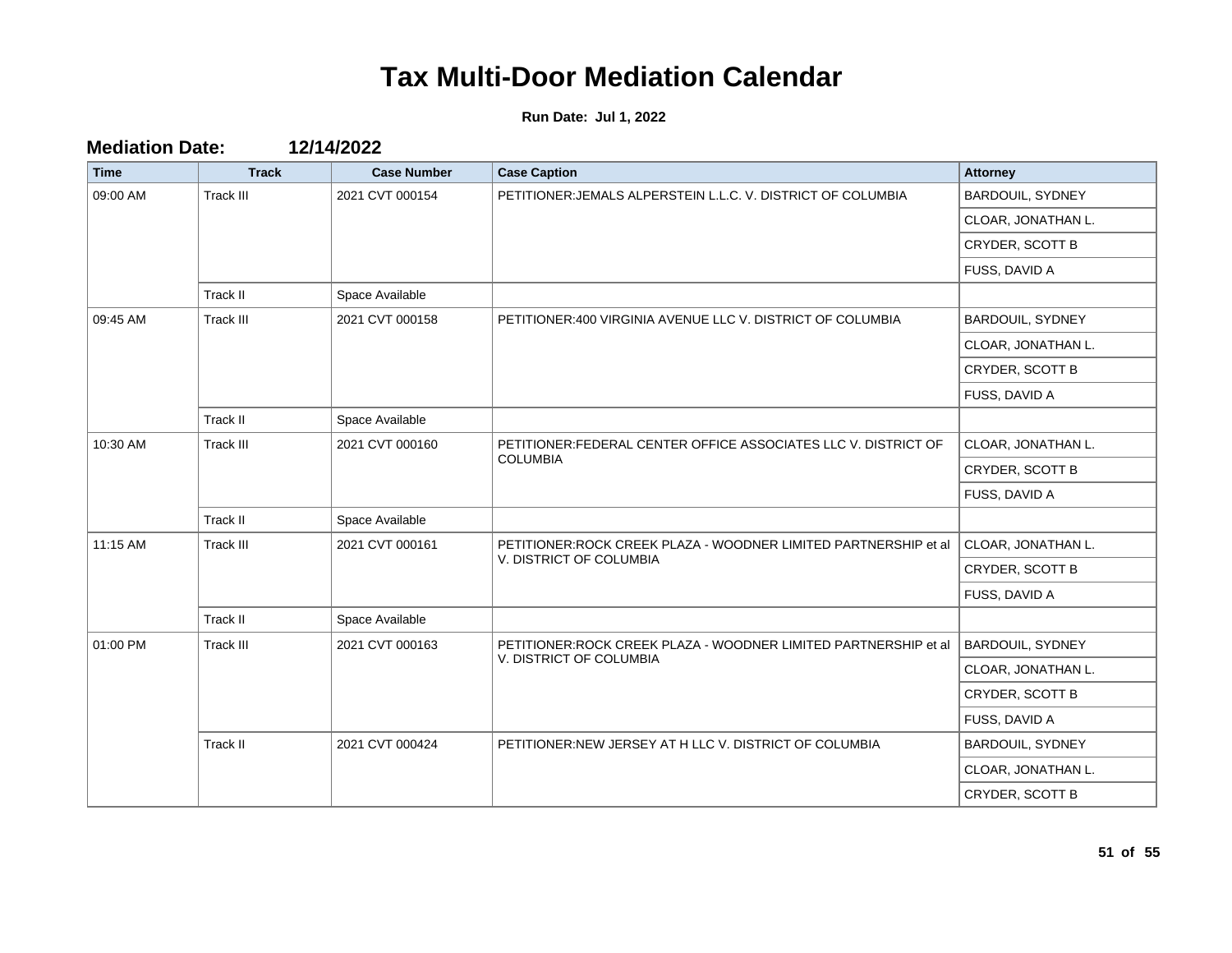# Tax Multi-Door Mediation Calendar

**Run Date: Jul 1, 2022**

## Mediation Date: 12/14/2022

| Time | Track | Case Number | Case Caption | Attorney |
|---|---|---|---|---|
| 09:00 AM | Track III | 2021 CVT 000154 | PETITIONER:JEMALS ALPERSTEIN L.L.C. V. DISTRICT OF COLUMBIA | BARDOUIL, SYDNEY |
| | | | | CLOAR, JONATHAN L. |
| | | | | CRYDER, SCOTT B |
| | | | | FUSS, DAVID A |
| | Track II | Space Available | | |
| 09:45 AM | Track III | 2021 CVT 000158 | PETITIONER:400 VIRGINIA AVENUE LLC V. DISTRICT OF COLUMBIA | BARDOUIL, SYDNEY |
| | | | | CLOAR, JONATHAN L. |
| | | | | CRYDER, SCOTT B |
| | | | | FUSS, DAVID A |
| | Track II | Space Available | | |
| 10:30 AM | Track III | 2021 CVT 000160 | PETITIONER:FEDERAL CENTER OFFICE ASSOCIATES LLC V. DISTRICT OF COLUMBIA | CLOAR, JONATHAN L. |
| | | | | CRYDER, SCOTT B |
| | | | | FUSS, DAVID A |
| | Track II | Space Available | | |
| 11:15 AM | Track III | 2021 CVT 000161 | PETITIONER:ROCK CREEK PLAZA - WOODNER LIMITED PARTNERSHIP et al V. DISTRICT OF COLUMBIA | CLOAR, JONATHAN L. |
| | | | | CRYDER, SCOTT B |
| | | | | FUSS, DAVID A |
| | Track II | Space Available | | |
| 01:00 PM | Track III | 2021 CVT 000163 | PETITIONER:ROCK CREEK PLAZA - WOODNER LIMITED PARTNERSHIP et al V. DISTRICT OF COLUMBIA | BARDOUIL, SYDNEY |
| | | | | CLOAR, JONATHAN L. |
| | | | | CRYDER, SCOTT B |
| | | | | FUSS, DAVID A |
| | Track II | 2021 CVT 000424 | PETITIONER:NEW JERSEY AT H LLC V. DISTRICT OF COLUMBIA | BARDOUIL, SYDNEY |
| | | | | CLOAR, JONATHAN L. |
| | | | | CRYDER, SCOTT B |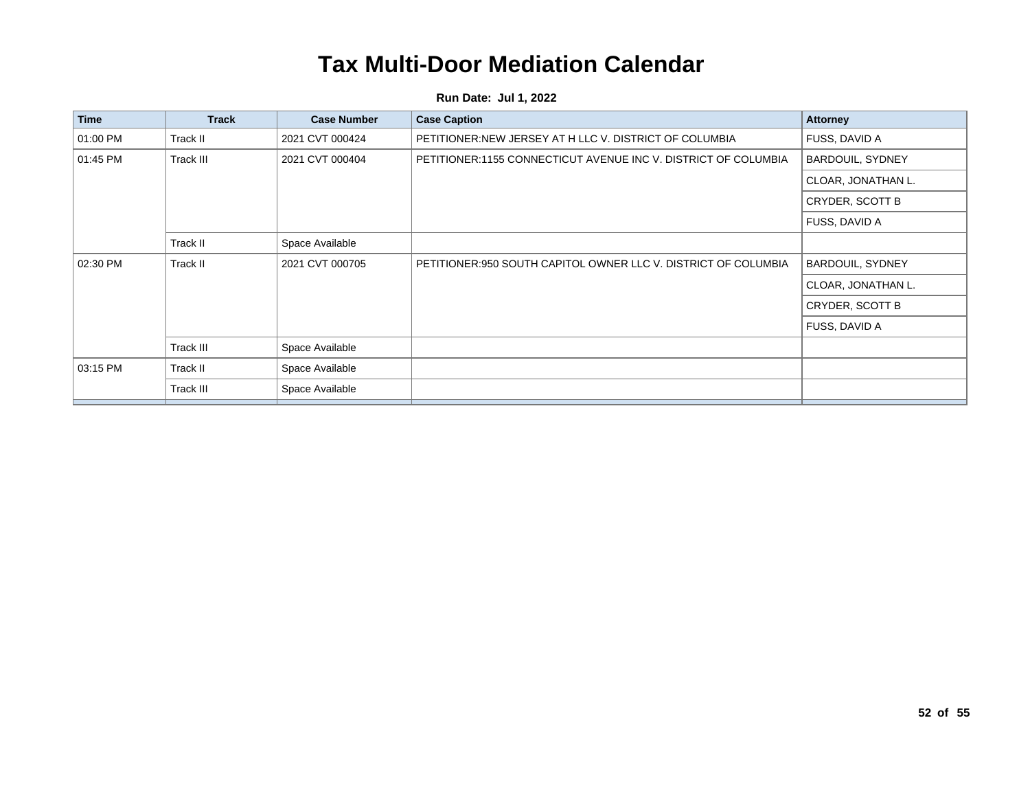# Tax Multi-Door Mediation Calendar

**Run Date: Jul 1, 2022**

| Time | Track | Case Number | Case Caption | Attorney |
|---|---|---|---|---|
| 01:00 PM | Track II | 2021 CVT 000424 | PETITIONER:NEW JERSEY AT H LLC V. DISTRICT OF COLUMBIA | FUSS, DAVID A |
| 01:45 PM | Track III | 2021 CVT 000404 | PETITIONER:1155 CONNECTICUT AVENUE INC V. DISTRICT OF COLUMBIA | BARDOUIL, SYDNEY |
| | | | | CLOAR, JONATHAN L. |
| | | | | CRYDER, SCOTT B |
| | | | | FUSS, DAVID A |
| | Track II | Space Available | | |
| 02:30 PM | Track II | 2021 CVT 000705 | PETITIONER:950 SOUTH CAPITOL OWNER LLC V. DISTRICT OF COLUMBIA | BARDOUIL, SYDNEY |
| | | | | CLOAR, JONATHAN L. |
| | | | | CRYDER, SCOTT B |
| | | | | FUSS, DAVID A |
| | Track III | Space Available | | |
| 03:15 PM | Track II | Space Available | | |
| | Track III | Space Available | | |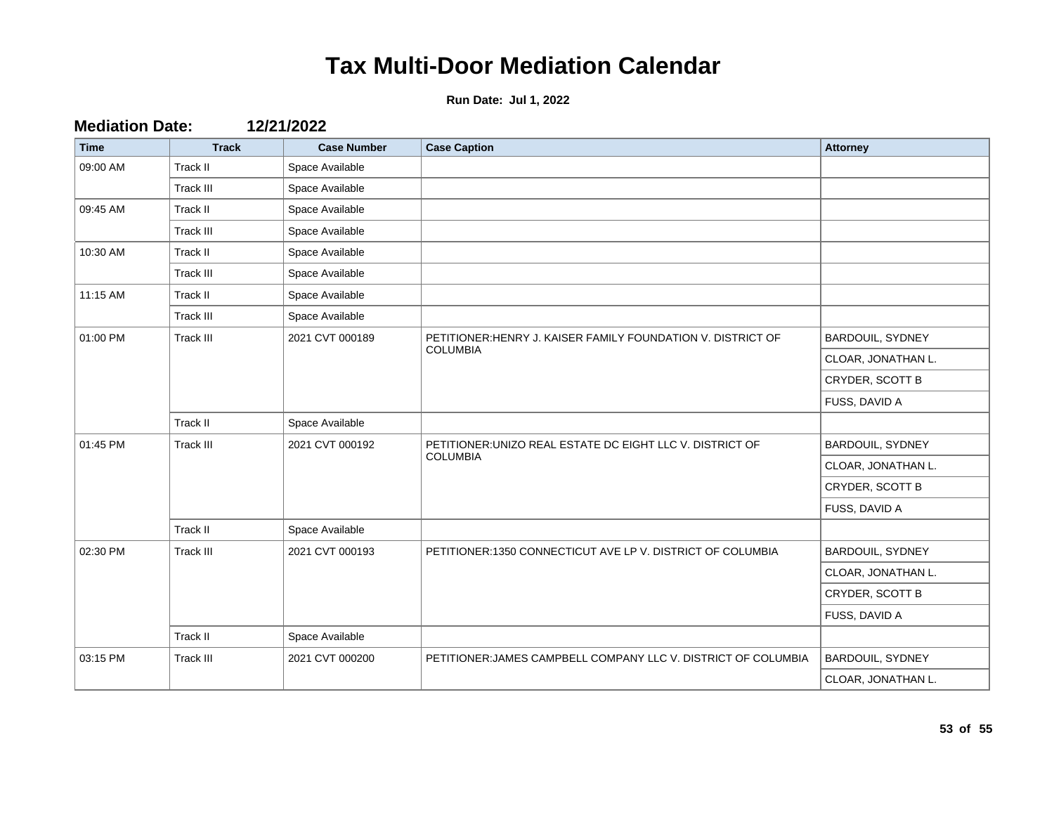# Tax Multi-Door Mediation Calendar

**Run Date: Jul 1, 2022**

## Mediation Date: 12/21/2022

| Time | Track | Case Number | Case Caption | Attorney |
|---|---|---|---|---|
| 09:00 AM | Track II | Space Available | | |
| | Track III | Space Available | | |
| 09:45 AM | Track II | Space Available | | |
| | Track III | Space Available | | |
| 10:30 AM | Track II | Space Available | | |
| | Track III | Space Available | | |
| 11:15 AM | Track II | Space Available | | |
| | Track III | Space Available | | |
| 01:00 PM | Track III | 2021 CVT 000189 | PETITIONER:HENRY J. KAISER FAMILY FOUNDATION V. DISTRICT OF COLUMBIA | BARDOUIL, SYDNEY |
| | | | | CLOAR, JONATHAN L. |
| | | | | CRYDER, SCOTT B |
| | | | | FUSS, DAVID A |
| | Track II | Space Available | | |
| 01:45 PM | Track III | 2021 CVT 000192 | PETITIONER:UNIZO REAL ESTATE DC EIGHT LLC V. DISTRICT OF COLUMBIA | BARDOUIL, SYDNEY |
| | | | | CLOAR, JONATHAN L. |
| | | | | CRYDER, SCOTT B |
| | | | | FUSS, DAVID A |
| | Track II | Space Available | | |
| 02:30 PM | Track III | 2021 CVT 000193 | PETITIONER:1350 CONNECTICUT AVE LP V. DISTRICT OF COLUMBIA | BARDOUIL, SYDNEY |
| | | | | CLOAR, JONATHAN L. |
| | | | | CRYDER, SCOTT B |
| | | | | FUSS, DAVID A |
| | Track II | Space Available | | |
| 03:15 PM | Track III | 2021 CVT 000200 | PETITIONER:JAMES CAMPBELL COMPANY LLC V. DISTRICT OF COLUMBIA | BARDOUIL, SYDNEY |
| | | | | CLOAR, JONATHAN L. |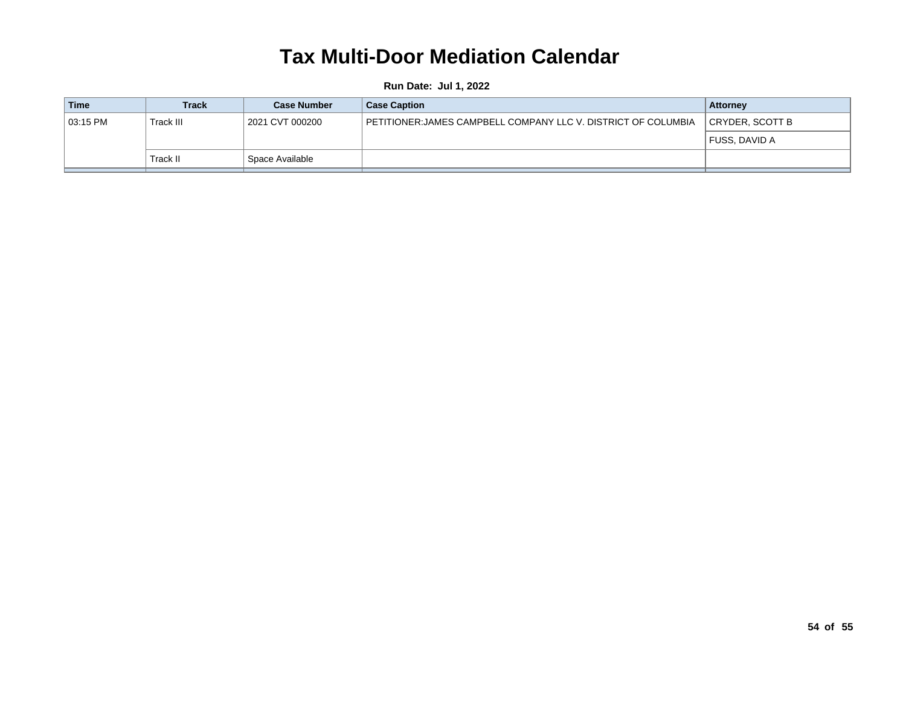# Tax Multi-Door Mediation Calendar

**Run Date: Jul 1, 2022**

| Time | Track | Case Number | Case Caption | Attorney |
|---|---|---|---|---|
| 03:15 PM | Track III | 2021 CVT 000200 | PETITIONER:JAMES CAMPBELL COMPANY LLC V. DISTRICT OF COLUMBIA | CRYDER, SCOTT B |
| | | | | FUSS, DAVID A |
| | Track II | Space Available | | |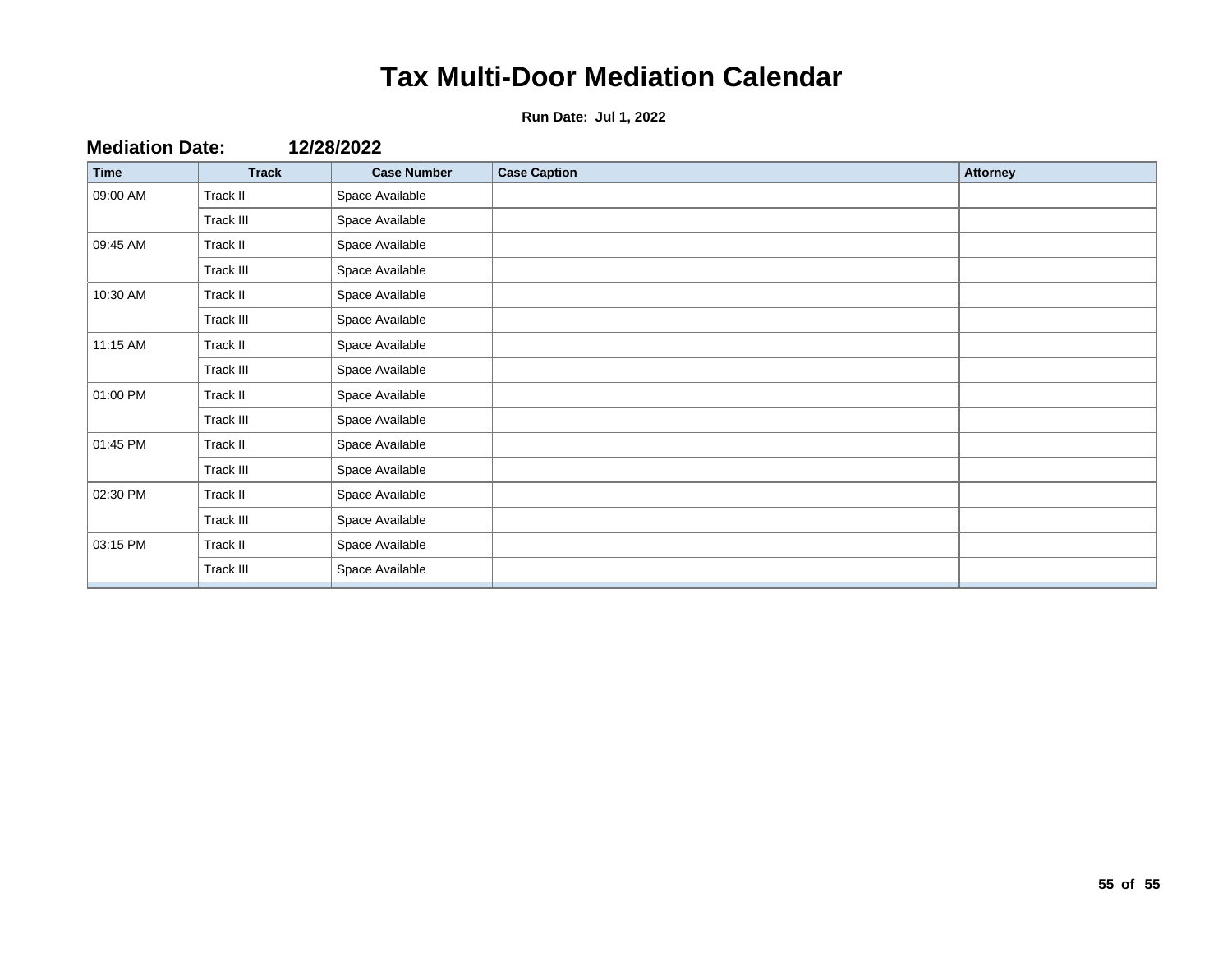# Tax Multi-Door Mediation Calendar

**Run Date: Jul 1, 2022**

**Mediation Date: 12/28/2022**

| Time | Track | Case Number | Case Caption | Attorney |
|---|---|---|---|---|
| 09:00 AM | Track II | Space Available | | |
| | Track III | Space Available | | |
| 09:45 AM | Track II | Space Available | | |
| | Track III | Space Available | | |
| 10:30 AM | Track II | Space Available | | |
| | Track III | Space Available | | |
| 11:15 AM | Track II | Space Available | | |
| | Track III | Space Available | | |
| 01:00 PM | Track II | Space Available | | |
| | Track III | Space Available | | |
| 01:45 PM | Track II | Space Available | | |
| | Track III | Space Available | | |
| 02:30 PM | Track II | Space Available | | |
| | Track III | Space Available | | |
| 03:15 PM | Track II | Space Available | | |
| | Track III | Space Available | | |